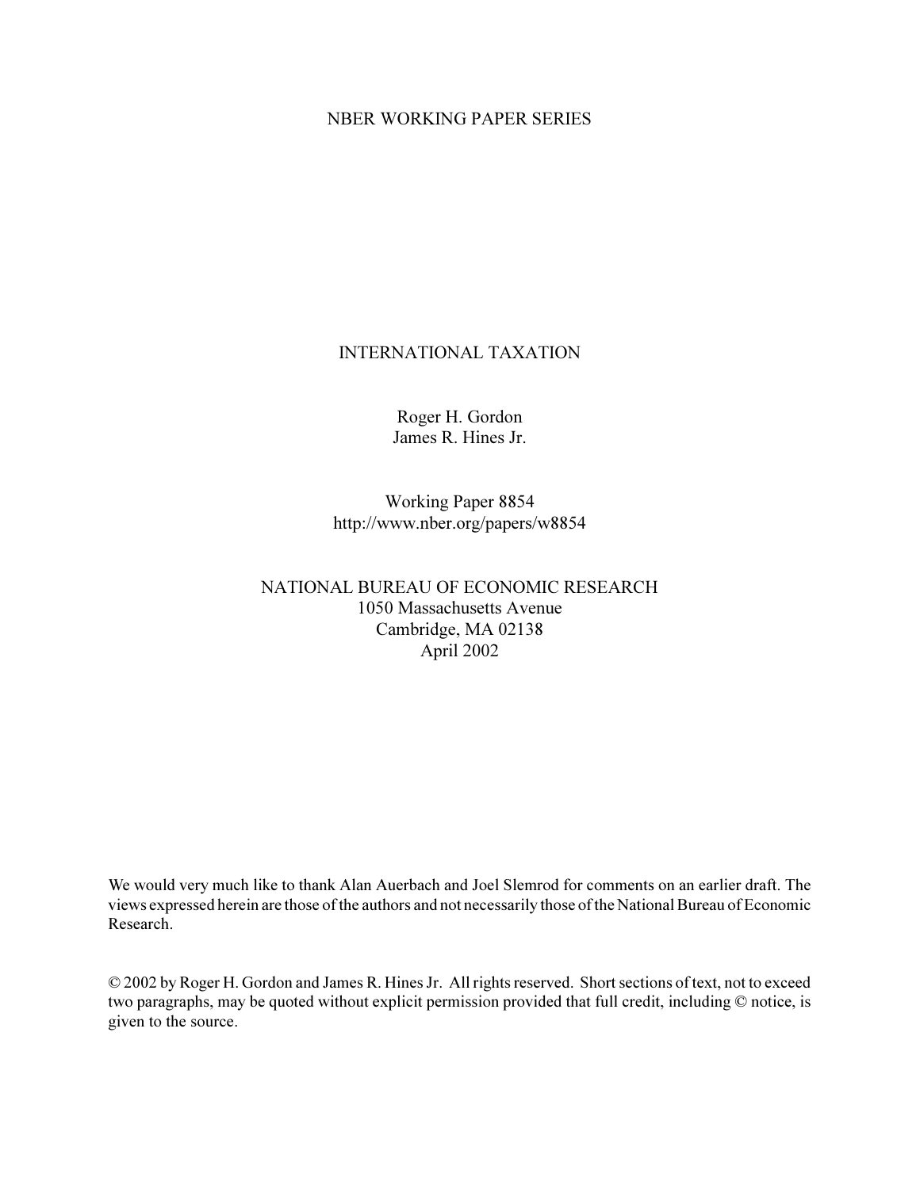NBER WORKING PAPER SERIES

# INTERNATIONAL TAXATION

Roger H. Gordon
James R. Hines Jr.

Working Paper 8854
http://www.nber.org/papers/w8854

NATIONAL BUREAU OF ECONOMIC RESEARCH
1050 Massachusetts Avenue
Cambridge, MA 02138
April 2002

We would very much like to thank Alan Auerbach and Joel Slemrod for comments on an earlier draft. The views expressed herein are those of the authors and not necessarily those of the National Bureau of Economic Research.

© 2002 by Roger H. Gordon and James R. Hines Jr. All rights reserved. Short sections of text, not to exceed two paragraphs, may be quoted without explicit permission provided that full credit, including © notice, is given to the source.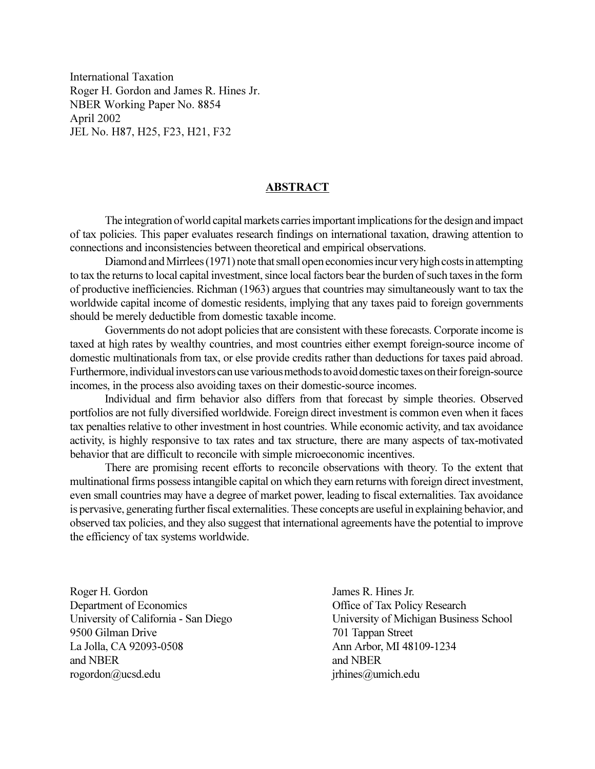International Taxation
Roger H. Gordon and James R. Hines Jr.
NBER Working Paper No. 8854
April 2002
JEL No. H87, H25, F23, H21, F32

## ABSTRACT

The integration of world capital markets carries important implications for the design and impact of tax policies. This paper evaluates research findings on international taxation, drawing attention to connections and inconsistencies between theoretical and empirical observations.

Diamond and Mirrlees (1971) note that small open economies incur very high costs in attempting to tax the returns to local capital investment, since local factors bear the burden of such taxes in the form of productive inefficiencies. Richman (1963) argues that countries may simultaneously want to tax the worldwide capital income of domestic residents, implying that any taxes paid to foreign governments should be merely deductible from domestic taxable income.

Governments do not adopt policies that are consistent with these forecasts. Corporate income is taxed at high rates by wealthy countries, and most countries either exempt foreign-source income of domestic multinationals from tax, or else provide credits rather than deductions for taxes paid abroad. Furthermore, individual investors can use various methods to avoid domestic taxes on their foreign-source incomes, in the process also avoiding taxes on their domestic-source incomes.

Individual and firm behavior also differs from that forecast by simple theories. Observed portfolios are not fully diversified worldwide. Foreign direct investment is common even when it faces tax penalties relative to other investment in host countries. While economic activity, and tax avoidance activity, is highly responsive to tax rates and tax structure, there are many aspects of tax-motivated behavior that are difficult to reconcile with simple microeconomic incentives.

There are promising recent efforts to reconcile observations with theory. To the extent that multinational firms possess intangible capital on which they earn returns with foreign direct investment, even small countries may have a degree of market power, leading to fiscal externalities. Tax avoidance is pervasive, generating further fiscal externalities. These concepts are useful in explaining behavior, and observed tax policies, and they also suggest that international agreements have the potential to improve the efficiency of tax systems worldwide.

Roger H. Gordon
Department of Economics
University of California - San Diego
9500 Gilman Drive
La Jolla, CA 92093-0508
and NBER
rogordon@ucsd.edu

James R. Hines Jr.
Office of Tax Policy Research
University of Michigan Business School
701 Tappan Street
Ann Arbor, MI 48109-1234
and NBER
jrhines@umich.edu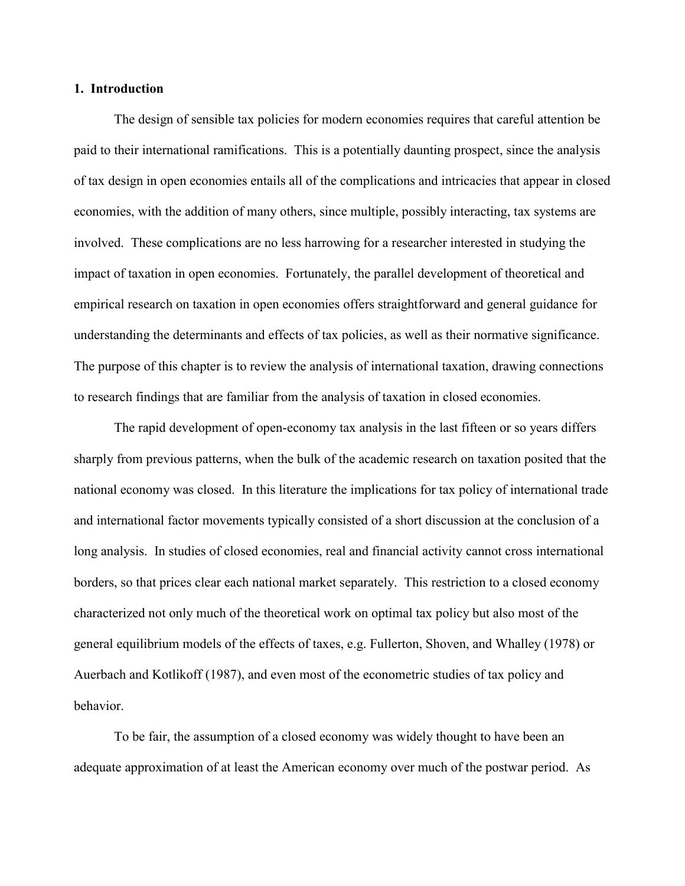## 1. Introduction

The design of sensible tax policies for modern economies requires that careful attention be paid to their international ramifications. This is a potentially daunting prospect, since the analysis of tax design in open economies entails all of the complications and intricacies that appear in closed economies, with the addition of many others, since multiple, possibly interacting, tax systems are involved. These complications are no less harrowing for a researcher interested in studying the impact of taxation in open economies. Fortunately, the parallel development of theoretical and empirical research on taxation in open economies offers straightforward and general guidance for understanding the determinants and effects of tax policies, as well as their normative significance. The purpose of this chapter is to review the analysis of international taxation, drawing connections to research findings that are familiar from the analysis of taxation in closed economies.

The rapid development of open-economy tax analysis in the last fifteen or so years differs sharply from previous patterns, when the bulk of the academic research on taxation posited that the national economy was closed. In this literature the implications for tax policy of international trade and international factor movements typically consisted of a short discussion at the conclusion of a long analysis. In studies of closed economies, real and financial activity cannot cross international borders, so that prices clear each national market separately. This restriction to a closed economy characterized not only much of the theoretical work on optimal tax policy but also most of the general equilibrium models of the effects of taxes, e.g. Fullerton, Shoven, and Whalley (1978) or Auerbach and Kotlikoff (1987), and even most of the econometric studies of tax policy and behavior.

To be fair, the assumption of a closed economy was widely thought to have been an adequate approximation of at least the American economy over much of the postwar period. As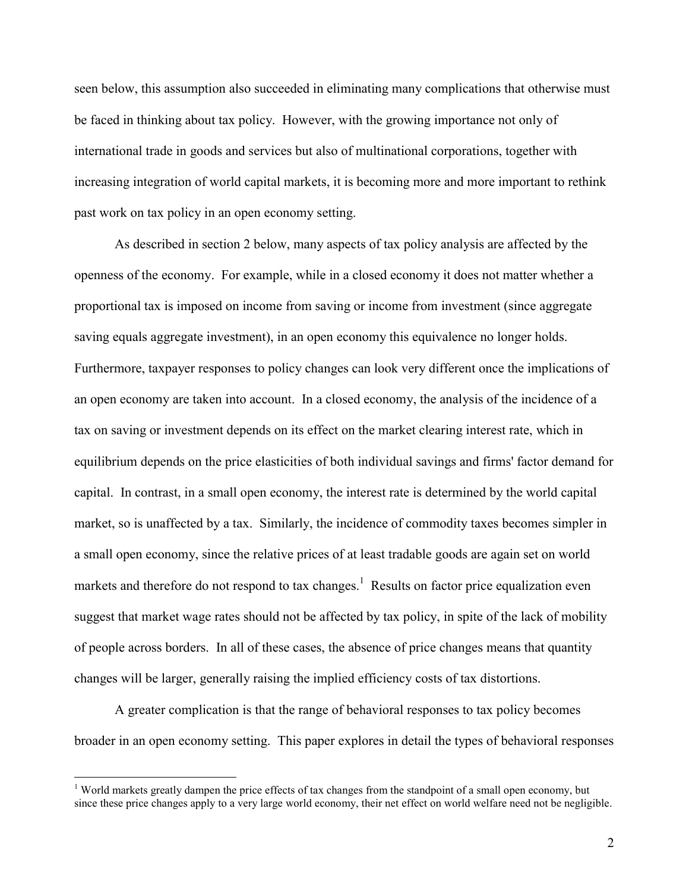seen below, this assumption also succeeded in eliminating many complications that otherwise must be faced in thinking about tax policy. However, with the growing importance not only of international trade in goods and services but also of multinational corporations, together with increasing integration of world capital markets, it is becoming more and more important to rethink past work on tax policy in an open economy setting.

As described in section 2 below, many aspects of tax policy analysis are affected by the openness of the economy. For example, while in a closed economy it does not matter whether a proportional tax is imposed on income from saving or income from investment (since aggregate saving equals aggregate investment), in an open economy this equivalence no longer holds. Furthermore, taxpayer responses to policy changes can look very different once the implications of an open economy are taken into account. In a closed economy, the analysis of the incidence of a tax on saving or investment depends on its effect on the market clearing interest rate, which in equilibrium depends on the price elasticities of both individual savings and firms' factor demand for capital. In contrast, in a small open economy, the interest rate is determined by the world capital market, so is unaffected by a tax. Similarly, the incidence of commodity taxes becomes simpler in a small open economy, since the relative prices of at least tradable goods are again set on world markets and therefore do not respond to tax changes.[1] Results on factor price equalization even suggest that market wage rates should not be affected by tax policy, in spite of the lack of mobility of people across borders. In all of these cases, the absence of price changes means that quantity changes will be larger, generally raising the implied efficiency costs of tax distortions.

A greater complication is that the range of behavioral responses to tax policy becomes broader in an open economy setting. This paper explores in detail the types of behavioral responses

[1] World markets greatly dampen the price effects of tax changes from the standpoint of a small open economy, but since these price changes apply to a very large world economy, their net effect on world welfare need not be negligible.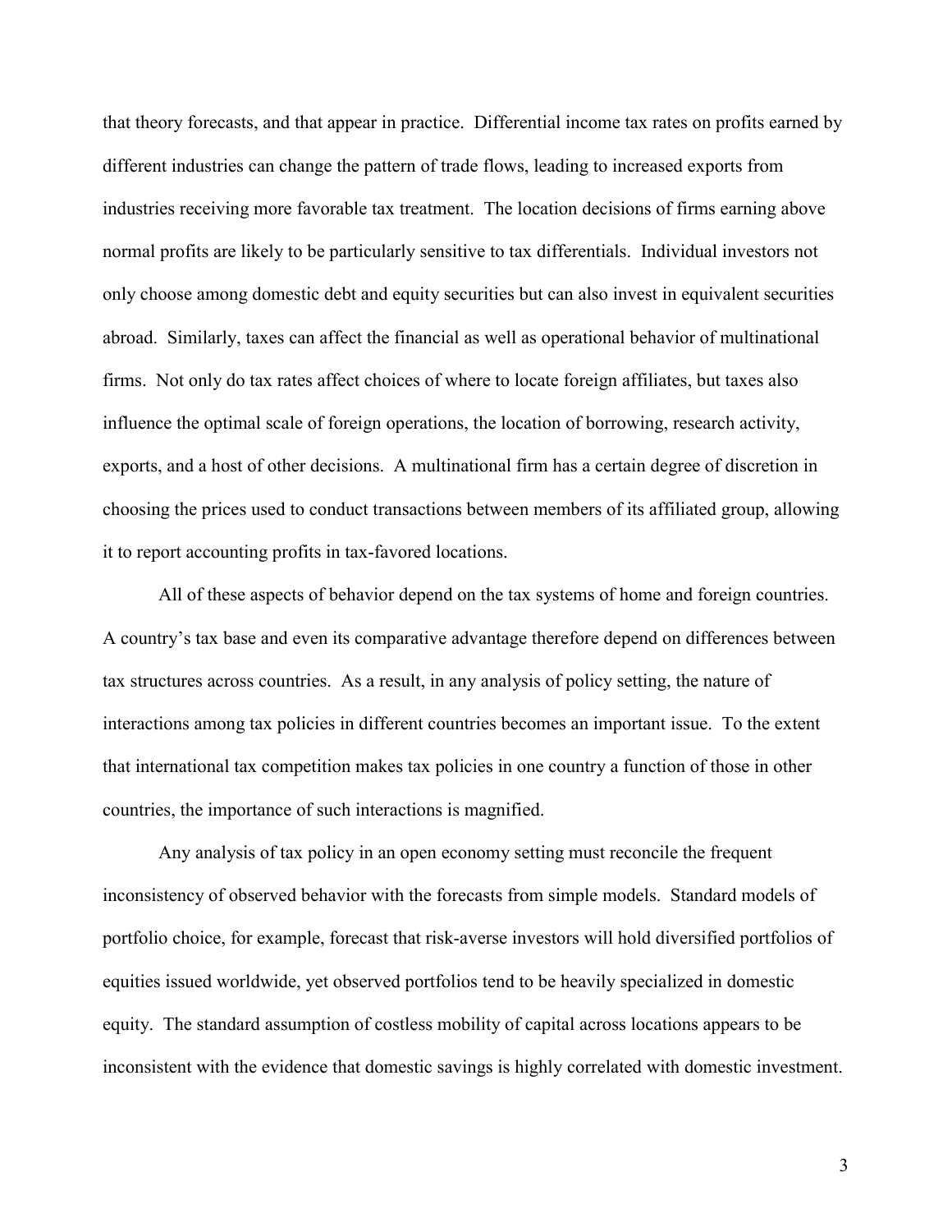that theory forecasts, and that appear in practice. Differential income tax rates on profits earned by different industries can change the pattern of trade flows, leading to increased exports from industries receiving more favorable tax treatment. The location decisions of firms earning above normal profits are likely to be particularly sensitive to tax differentials. Individual investors not only choose among domestic debt and equity securities but can also invest in equivalent securities abroad. Similarly, taxes can affect the financial as well as operational behavior of multinational firms. Not only do tax rates affect choices of where to locate foreign affiliates, but taxes also influence the optimal scale of foreign operations, the location of borrowing, research activity, exports, and a host of other decisions. A multinational firm has a certain degree of discretion in choosing the prices used to conduct transactions between members of its affiliated group, allowing it to report accounting profits in tax-favored locations.

All of these aspects of behavior depend on the tax systems of home and foreign countries. A country's tax base and even its comparative advantage therefore depend on differences between tax structures across countries. As a result, in any analysis of policy setting, the nature of interactions among tax policies in different countries becomes an important issue. To the extent that international tax competition makes tax policies in one country a function of those in other countries, the importance of such interactions is magnified.

Any analysis of tax policy in an open economy setting must reconcile the frequent inconsistency of observed behavior with the forecasts from simple models. Standard models of portfolio choice, for example, forecast that risk-averse investors will hold diversified portfolios of equities issued worldwide, yet observed portfolios tend to be heavily specialized in domestic equity. The standard assumption of costless mobility of capital across locations appears to be inconsistent with the evidence that domestic savings is highly correlated with domestic investment.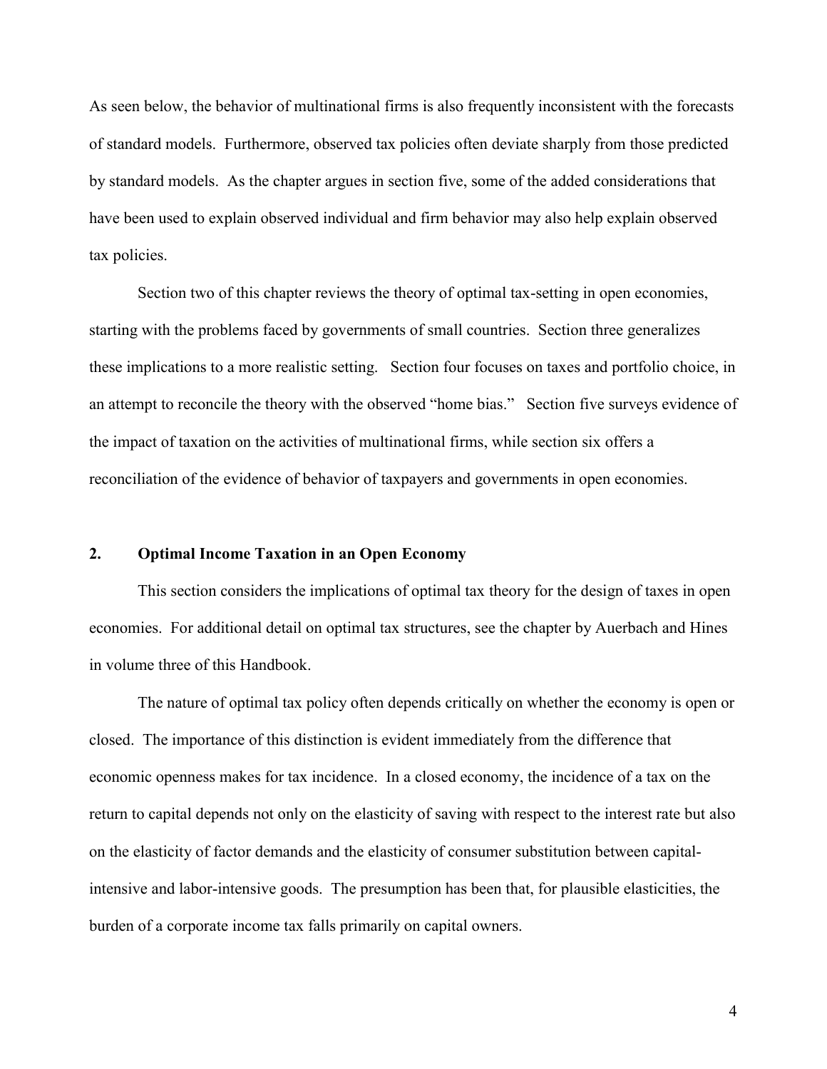As seen below, the behavior of multinational firms is also frequently inconsistent with the forecasts of standard models. Furthermore, observed tax policies often deviate sharply from those predicted by standard models. As the chapter argues in section five, some of the added considerations that have been used to explain observed individual and firm behavior may also help explain observed tax policies.

Section two of this chapter reviews the theory of optimal tax-setting in open economies, starting with the problems faced by governments of small countries. Section three generalizes these implications to a more realistic setting. Section four focuses on taxes and portfolio choice, in an attempt to reconcile the theory with the observed "home bias." Section five surveys evidence of the impact of taxation on the activities of multinational firms, while section six offers a reconciliation of the evidence of behavior of taxpayers and governments in open economies.

## 2. Optimal Income Taxation in an Open Economy

This section considers the implications of optimal tax theory for the design of taxes in open economies. For additional detail on optimal tax structures, see the chapter by Auerbach and Hines in volume three of this Handbook.

The nature of optimal tax policy often depends critically on whether the economy is open or closed. The importance of this distinction is evident immediately from the difference that economic openness makes for tax incidence. In a closed economy, the incidence of a tax on the return to capital depends not only on the elasticity of saving with respect to the interest rate but also on the elasticity of factor demands and the elasticity of consumer substitution between capital-intensive and labor-intensive goods. The presumption has been that, for plausible elasticities, the burden of a corporate income tax falls primarily on capital owners.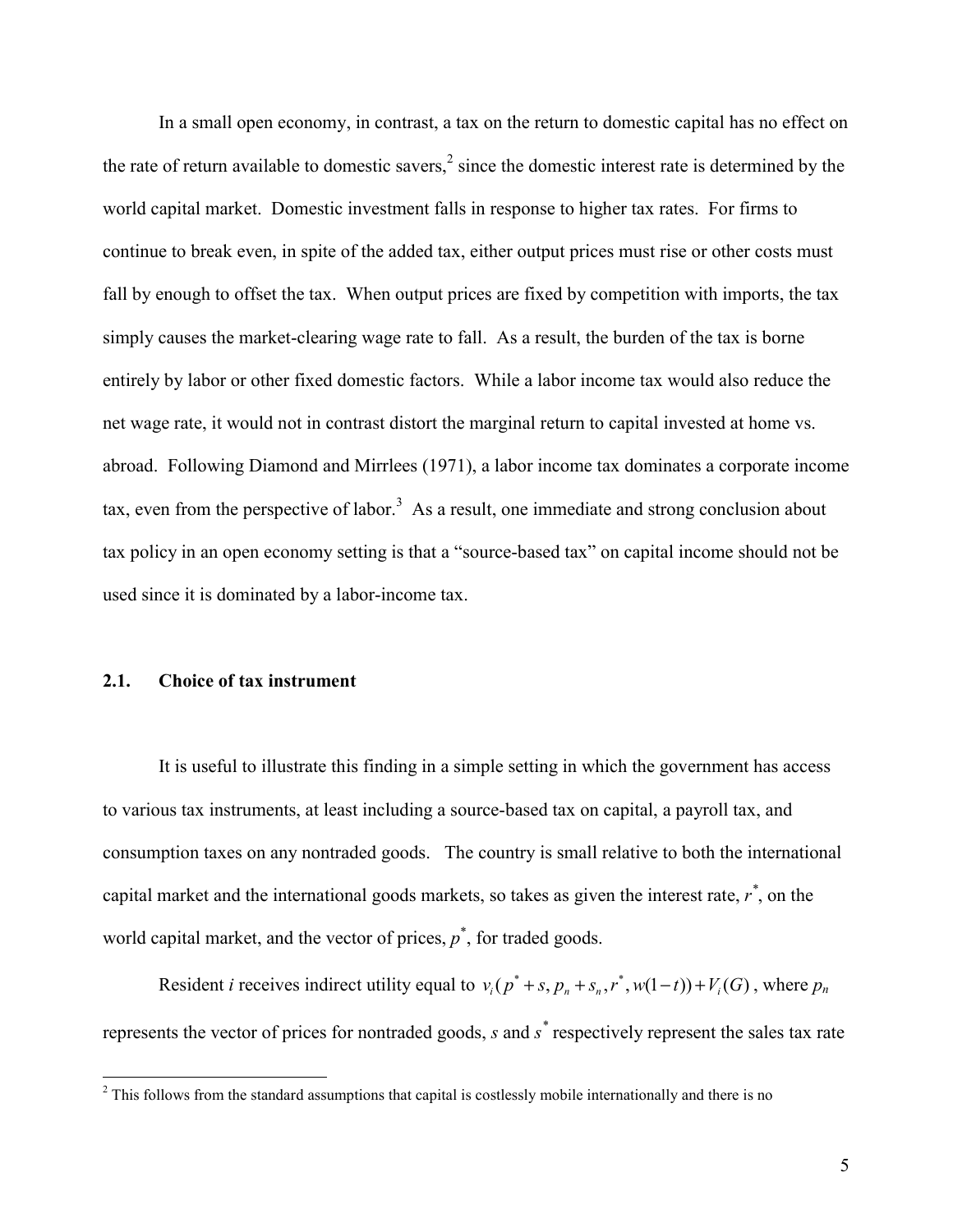In a small open economy, in contrast, a tax on the return to domestic capital has no effect on the rate of return available to domestic savers,[2] since the domestic interest rate is determined by the world capital market. Domestic investment falls in response to higher tax rates. For firms to continue to break even, in spite of the added tax, either output prices must rise or other costs must fall by enough to offset the tax. When output prices are fixed by competition with imports, the tax simply causes the market-clearing wage rate to fall. As a result, the burden of the tax is borne entirely by labor or other fixed domestic factors. While a labor income tax would also reduce the net wage rate, it would not in contrast distort the marginal return to capital invested at home vs. abroad. Following Diamond and Mirrlees (1971), a labor income tax dominates a corporate income tax, even from the perspective of labor.[3] As a result, one immediate and strong conclusion about tax policy in an open economy setting is that a "source-based tax" on capital income should not be used since it is dominated by a labor-income tax.

## 2.1. Choice of tax instrument

It is useful to illustrate this finding in a simple setting in which the government has access to various tax instruments, at least including a source-based tax on capital, a payroll tax, and consumption taxes on any nontraded goods. The country is small relative to both the international capital market and the international goods markets, so takes as given the interest rate, $r^*$, on the world capital market, and the vector of prices, $p^*$, for traded goods.

Resident *i* receives indirect utility equal to $v_i(p^* + s, p_n + s_n, r^*, w(1-t)) + V_i(G)$, where $p_n$ represents the vector of prices for nontraded goods, $s$ and $s^*$ respectively represent the sales tax rate

[2] This follows from the standard assumptions that capital is costlessly mobile internationally and there is no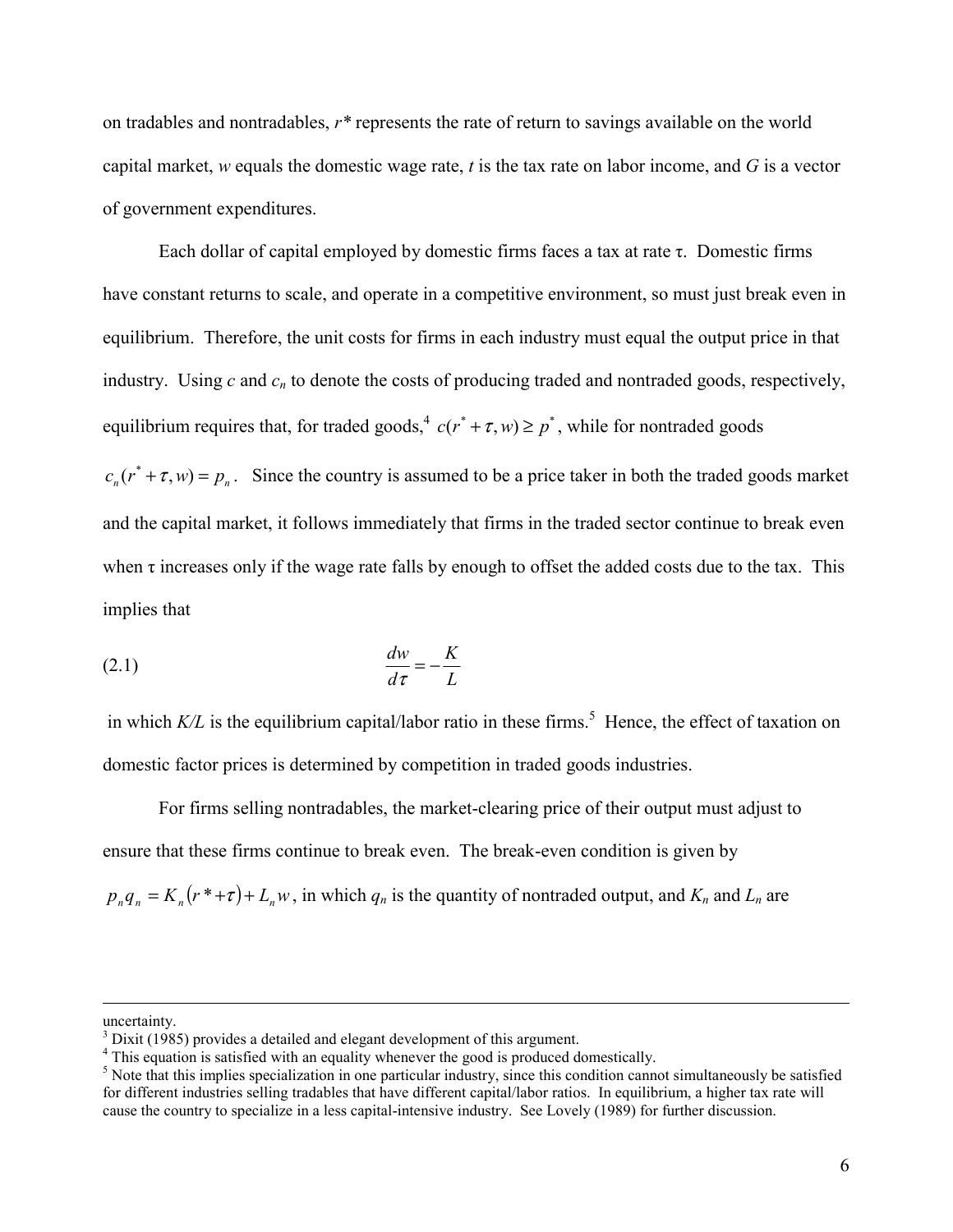on tradables and nontradables, $r^*$ represents the rate of return to savings available on the world capital market, $w$ equals the domestic wage rate, $t$ is the tax rate on labor income, and $G$ is a vector of government expenditures.

Each dollar of capital employed by domestic firms faces a tax at rate $\tau$. Domestic firms have constant returns to scale, and operate in a competitive environment, so must just break even in equilibrium. Therefore, the unit costs for firms in each industry must equal the output price in that industry. Using $c$ and $c_n$ to denote the costs of producing traded and nontraded goods, respectively, equilibrium requires that, for traded goods,[4] $c(r^* + \tau, w) \geq p^*$, while for nontraded goods $c_n(r^* + \tau, w) = p_n$. Since the country is assumed to be a price taker in both the traded goods market and the capital market, it follows immediately that firms in the traded sector continue to break even when $\tau$ increases only if the wage rate falls by enough to offset the added costs due to the tax. This implies that

$$\frac{dw}{d\tau} = -\frac{K}{L} \tag{2.1}$$

in which $K/L$ is the equilibrium capital/labor ratio in these firms.[5] Hence, the effect of taxation on domestic factor prices is determined by competition in traded goods industries.

For firms selling nontradables, the market-clearing price of their output must adjust to ensure that these firms continue to break even. The break-even condition is given by $p_n q_n = K_n(r^* + \tau) + L_n w$, in which $q_n$ is the quantity of nontraded output, and $K_n$ and $L_n$ are

---

uncertainty.

[3] Dixit (1985) provides a detailed and elegant development of this argument.

[4] This equation is satisfied with an equality whenever the good is produced domestically.

[5] Note that this implies specialization in one particular industry, since this condition cannot simultaneously be satisfied for different industries selling tradables that have different capital/labor ratios. In equilibrium, a higher tax rate will cause the country to specialize in a less capital-intensive industry. See Lovely (1989) for further discussion.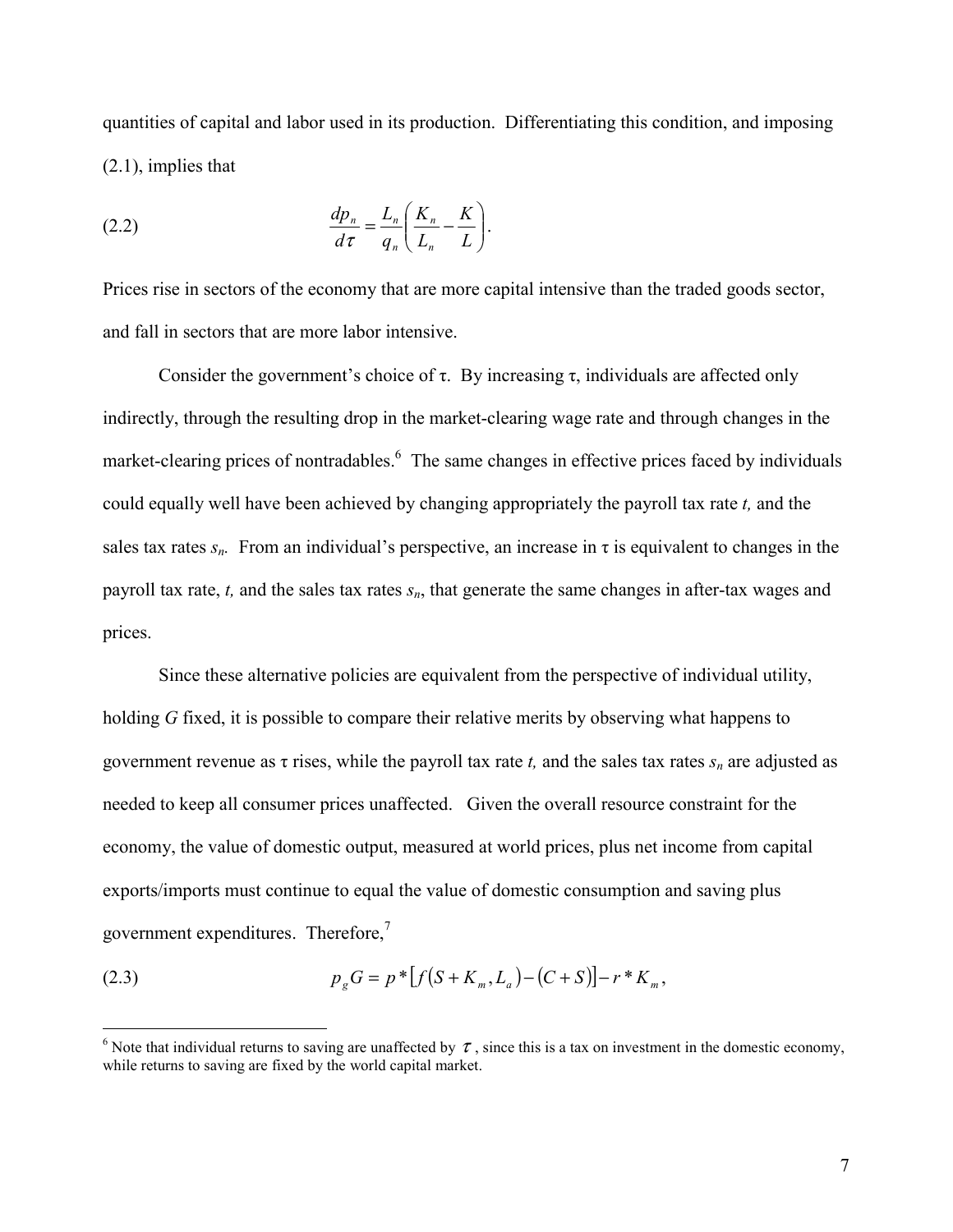quantities of capital and labor used in its production. Differentiating this condition, and imposing (2.1), implies that

$$\frac{dp_n}{d\tau} = \frac{L_n}{q_n}\left(\frac{K_n}{L_n} - \frac{K}{L}\right). \tag{2.2}$$

Prices rise in sectors of the economy that are more capital intensive than the traded goods sector, and fall in sectors that are more labor intensive.

Consider the government's choice of $\tau$. By increasing $\tau$, individuals are affected only indirectly, through the resulting drop in the market-clearing wage rate and through changes in the market-clearing prices of nontradables.[6] The same changes in effective prices faced by individuals could equally well have been achieved by changing appropriately the payroll tax rate $t$, and the sales tax rates $s_n$. From an individual's perspective, an increase in $\tau$ is equivalent to changes in the payroll tax rate, $t$, and the sales tax rates $s_n$, that generate the same changes in after-tax wages and prices.

Since these alternative policies are equivalent from the perspective of individual utility, holding $G$ fixed, it is possible to compare their relative merits by observing what happens to government revenue as $\tau$ rises, while the payroll tax rate $t$, and the sales tax rates $s_n$ are adjusted as needed to keep all consumer prices unaffected. Given the overall resource constraint for the economy, the value of domestic output, measured at world prices, plus net income from capital exports/imports must continue to equal the value of domestic consumption and saving plus government expenditures. Therefore,[7]

$$p_g G = p^*\left[f\left(S + K_m, L_a\right) - \left(C + S\right)\right] - r^* K_m, \tag{2.3}$$

[6] Note that individual returns to saving are unaffected by $\tau$, since this is a tax on investment in the domestic economy, while returns to saving are fixed by the world capital market.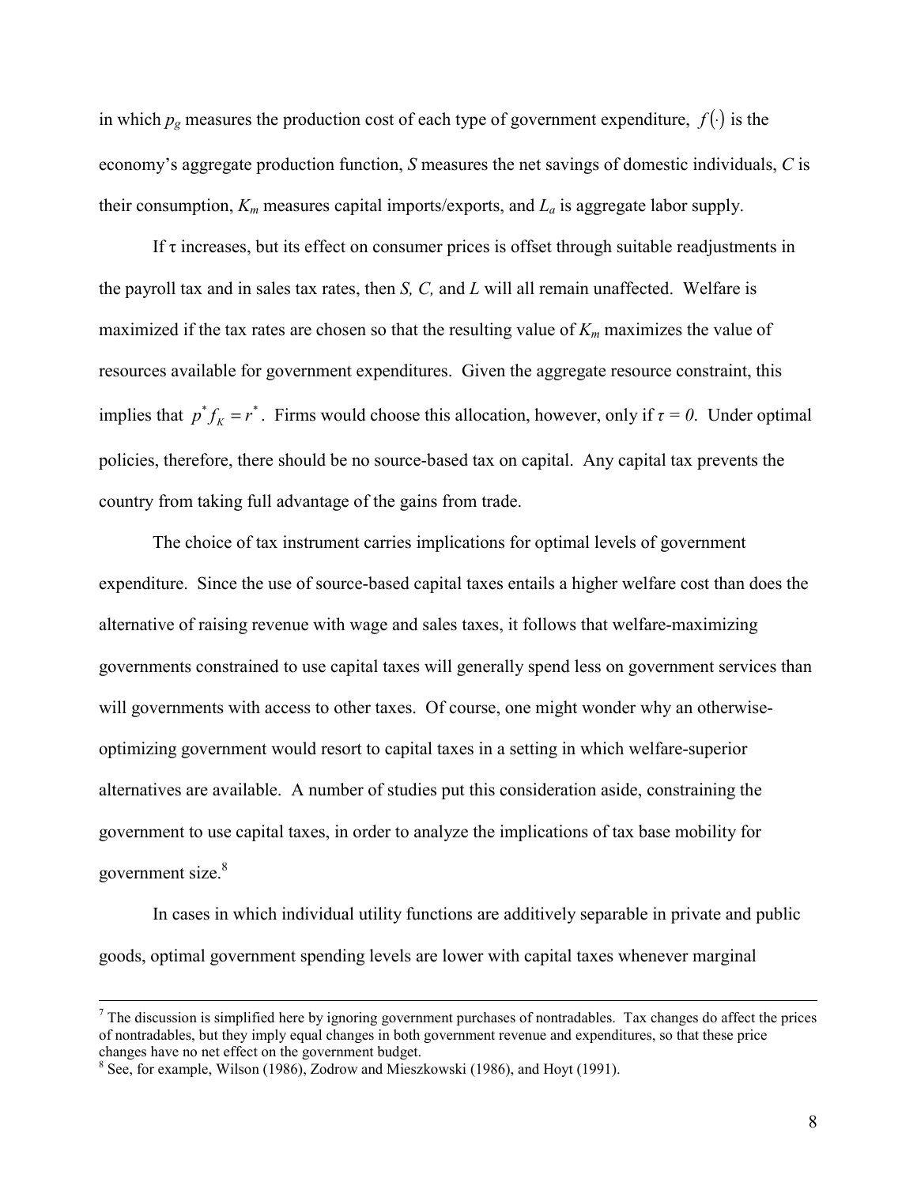in which $p_g$ measures the production cost of each type of government expenditure, $f(\cdot)$ is the economy's aggregate production function, $S$ measures the net savings of domestic individuals, $C$ is their consumption, $K_m$ measures capital imports/exports, and $L_a$ is aggregate labor supply.

If $\tau$ increases, but its effect on consumer prices is offset through suitable readjustments in the payroll tax and in sales tax rates, then $S$, $C$, and $L$ will all remain unaffected. Welfare is maximized if the tax rates are chosen so that the resulting value of $K_m$ maximizes the value of resources available for government expenditures. Given the aggregate resource constraint, this implies that $p^* f_K = r^*$. Firms would choose this allocation, however, only if $\tau = 0$. Under optimal policies, therefore, there should be no source-based tax on capital. Any capital tax prevents the country from taking full advantage of the gains from trade.

The choice of tax instrument carries implications for optimal levels of government expenditure. Since the use of source-based capital taxes entails a higher welfare cost than does the alternative of raising revenue with wage and sales taxes, it follows that welfare-maximizing governments constrained to use capital taxes will generally spend less on government services than will governments with access to other taxes. Of course, one might wonder why an otherwise-optimizing government would resort to capital taxes in a setting in which welfare-superior alternatives are available. A number of studies put this consideration aside, constraining the government to use capital taxes, in order to analyze the implications of tax base mobility for government size.[8]

In cases in which individual utility functions are additively separable in private and public goods, optimal government spending levels are lower with capital taxes whenever marginal

[7] The discussion is simplified here by ignoring government purchases of nontradables. Tax changes do affect the prices of nontradables, but they imply equal changes in both government revenue and expenditures, so that these price changes have no net effect on the government budget.

[8] See, for example, Wilson (1986), Zodrow and Mieszkowski (1986), and Hoyt (1991).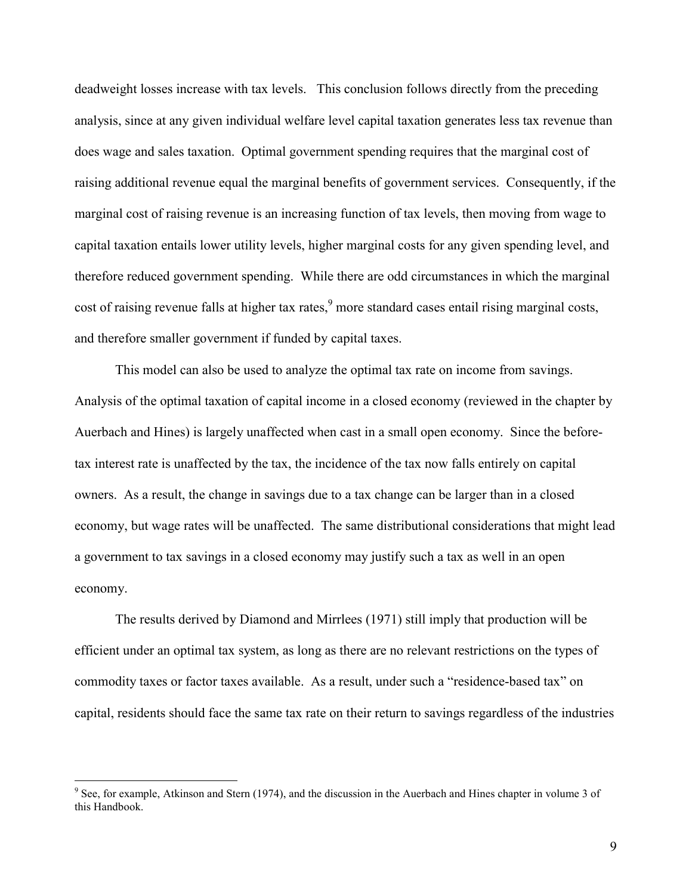deadweight losses increase with tax levels. This conclusion follows directly from the preceding analysis, since at any given individual welfare level capital taxation generates less tax revenue than does wage and sales taxation. Optimal government spending requires that the marginal cost of raising additional revenue equal the marginal benefits of government services. Consequently, if the marginal cost of raising revenue is an increasing function of tax levels, then moving from wage to capital taxation entails lower utility levels, higher marginal costs for any given spending level, and therefore reduced government spending. While there are odd circumstances in which the marginal cost of raising revenue falls at higher tax rates,[9] more standard cases entail rising marginal costs, and therefore smaller government if funded by capital taxes.

This model can also be used to analyze the optimal tax rate on income from savings. Analysis of the optimal taxation of capital income in a closed economy (reviewed in the chapter by Auerbach and Hines) is largely unaffected when cast in a small open economy. Since the before-tax interest rate is unaffected by the tax, the incidence of the tax now falls entirely on capital owners. As a result, the change in savings due to a tax change can be larger than in a closed economy, but wage rates will be unaffected. The same distributional considerations that might lead a government to tax savings in a closed economy may justify such a tax as well in an open economy.

The results derived by Diamond and Mirrlees (1971) still imply that production will be efficient under an optimal tax system, as long as there are no relevant restrictions on the types of commodity taxes or factor taxes available. As a result, under such a "residence-based tax" on capital, residents should face the same tax rate on their return to savings regardless of the industries

---

[9] See, for example, Atkinson and Stern (1974), and the discussion in the Auerbach and Hines chapter in volume 3 of this Handbook.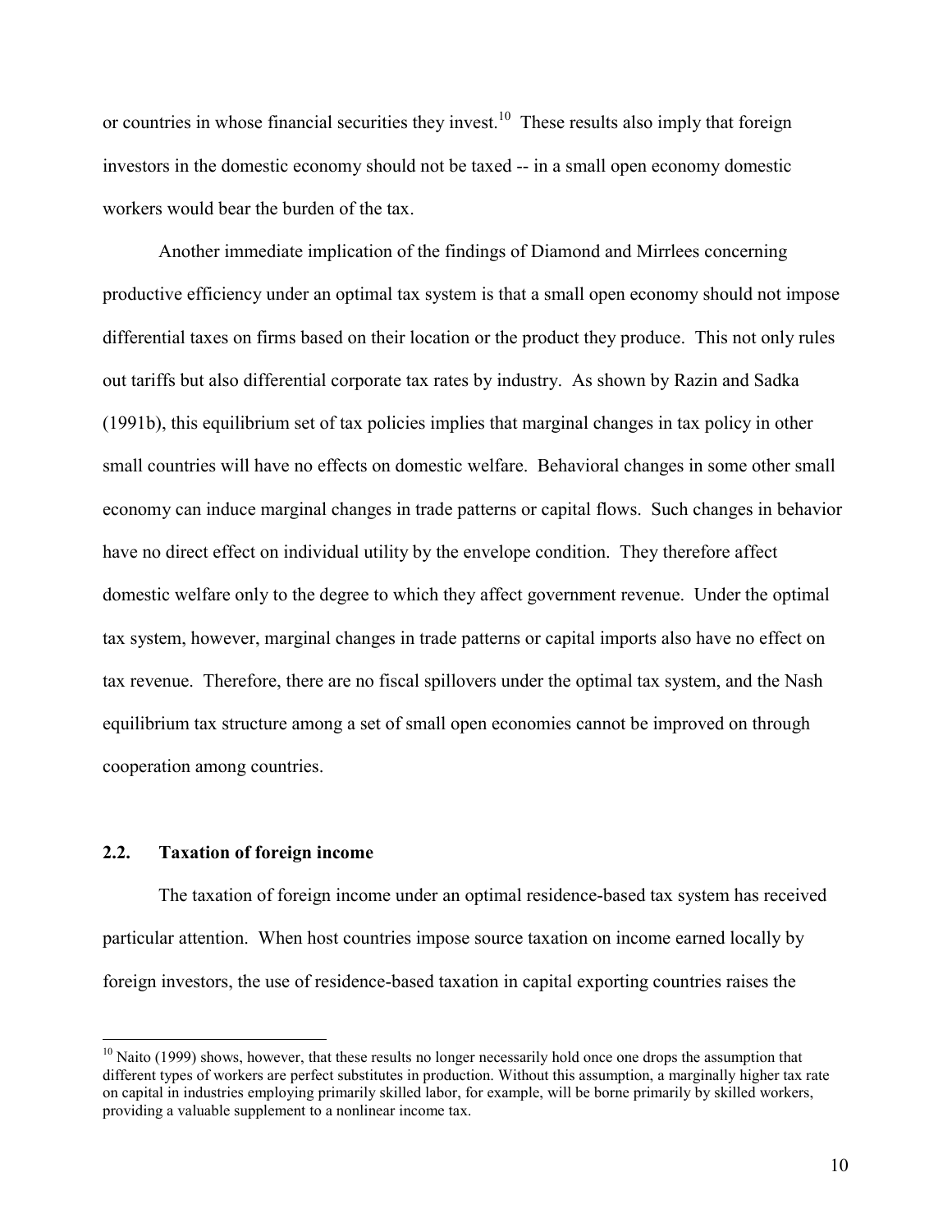or countries in whose financial securities they invest.[10] These results also imply that foreign investors in the domestic economy should not be taxed -- in a small open economy domestic workers would bear the burden of the tax.

Another immediate implication of the findings of Diamond and Mirrlees concerning productive efficiency under an optimal tax system is that a small open economy should not impose differential taxes on firms based on their location or the product they produce. This not only rules out tariffs but also differential corporate tax rates by industry. As shown by Razin and Sadka (1991b), this equilibrium set of tax policies implies that marginal changes in tax policy in other small countries will have no effects on domestic welfare. Behavioral changes in some other small economy can induce marginal changes in trade patterns or capital flows. Such changes in behavior have no direct effect on individual utility by the envelope condition. They therefore affect domestic welfare only to the degree to which they affect government revenue. Under the optimal tax system, however, marginal changes in trade patterns or capital imports also have no effect on tax revenue. Therefore, there are no fiscal spillovers under the optimal tax system, and the Nash equilibrium tax structure among a set of small open economies cannot be improved on through cooperation among countries.

## 2.2. Taxation of foreign income

The taxation of foreign income under an optimal residence-based tax system has received particular attention. When host countries impose source taxation on income earned locally by foreign investors, the use of residence-based taxation in capital exporting countries raises the

[10] Naito (1999) shows, however, that these results no longer necessarily hold once one drops the assumption that different types of workers are perfect substitutes in production. Without this assumption, a marginally higher tax rate on capital in industries employing primarily skilled labor, for example, will be borne primarily by skilled workers, providing a valuable supplement to a nonlinear income tax.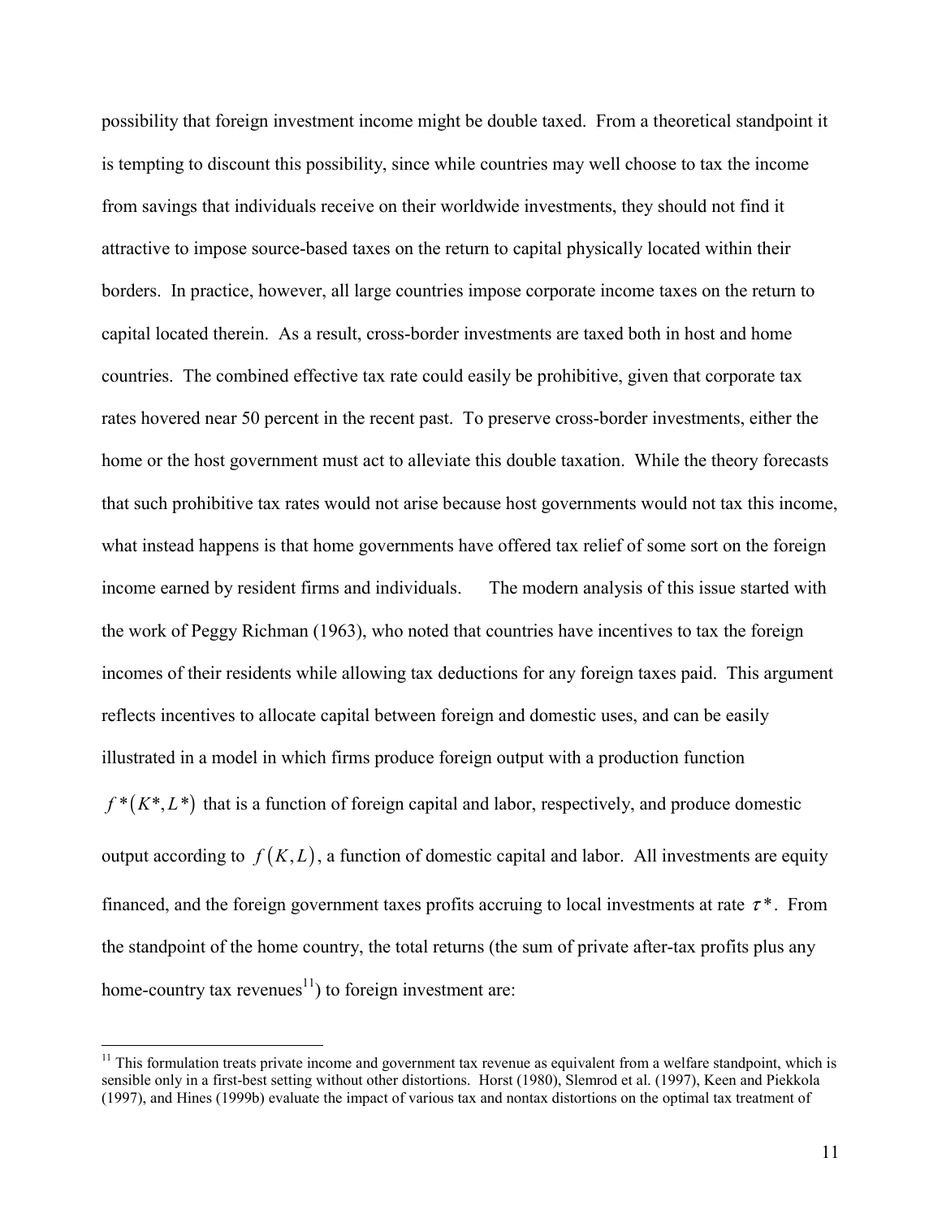possibility that foreign investment income might be double taxed. From a theoretical standpoint it is tempting to discount this possibility, since while countries may well choose to tax the income from savings that individuals receive on their worldwide investments, they should not find it attractive to impose source-based taxes on the return to capital physically located within their borders. In practice, however, all large countries impose corporate income taxes on the return to capital located therein. As a result, cross-border investments are taxed both in host and home countries. The combined effective tax rate could easily be prohibitive, given that corporate tax rates hovered near 50 percent in the recent past. To preserve cross-border investments, either the home or the host government must act to alleviate this double taxation. While the theory forecasts that such prohibitive tax rates would not arise because host governments would not tax this income, what instead happens is that home governments have offered tax relief of some sort on the foreign income earned by resident firms and individuals. The modern analysis of this issue started with the work of Peggy Richman (1963), who noted that countries have incentives to tax the foreign incomes of their residents while allowing tax deductions for any foreign taxes paid. This argument reflects incentives to allocate capital between foreign and domestic uses, and can be easily illustrated in a model in which firms produce foreign output with a production function $f^*(K^*, L^*)$ that is a function of foreign capital and labor, respectively, and produce domestic output according to $f(K, L)$, a function of domestic capital and labor. All investments are equity financed, and the foreign government taxes profits accruing to local investments at rate $\tau^*$. From the standpoint of the home country, the total returns (the sum of private after-tax profits plus any home-country tax revenues[11]) to foreign investment are:

[11] This formulation treats private income and government tax revenue as equivalent from a welfare standpoint, which is sensible only in a first-best setting without other distortions. Horst (1980), Slemrod et al. (1997), Keen and Piekkola (1997), and Hines (1999b) evaluate the impact of various tax and nontax distortions on the optimal tax treatment of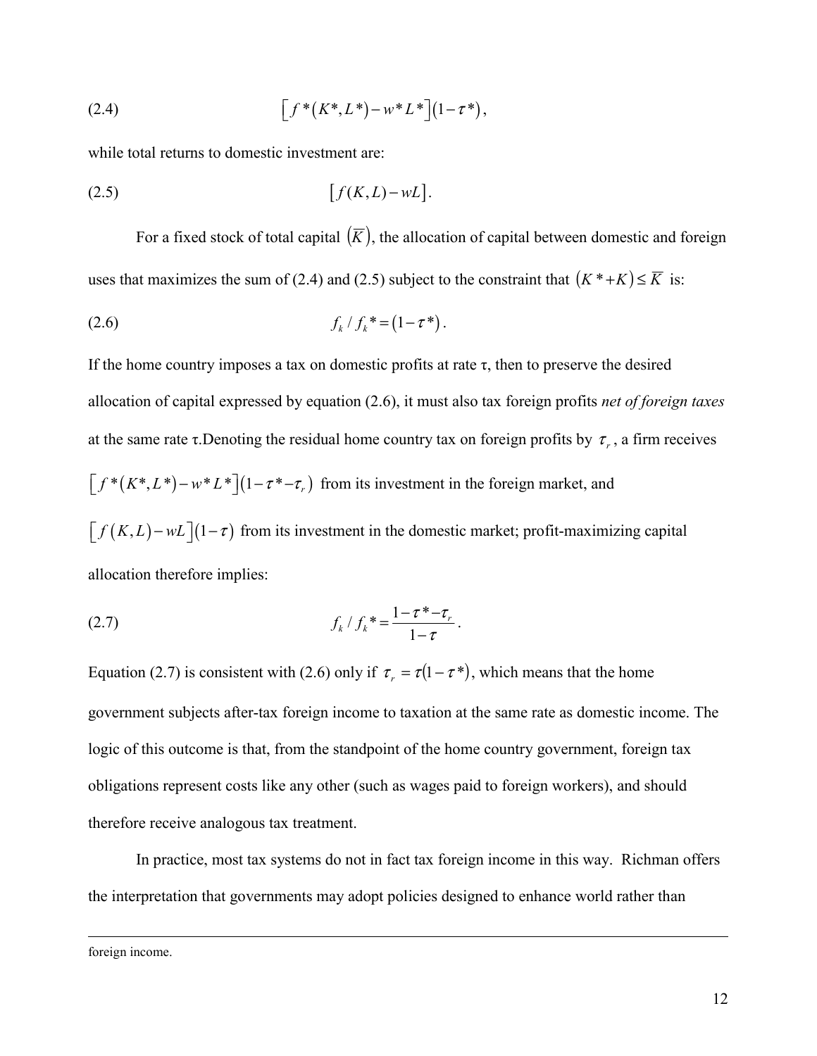$$[f^*(K^*, L^*) - w^* L^*](1-\tau^*), \tag{2.4}$$

while total returns to domestic investment are:

$$[f(K,L) - wL]. \tag{2.5}$$

For a fixed stock of total capital $(\overline{K})$, the allocation of capital between domestic and foreign uses that maximizes the sum of (2.4) and (2.5) subject to the constraint that $(K^* + K) \leq \overline{K}$ is:

$$f_k / f_k^* = (1-\tau^*). \tag{2.6}$$

If the home country imposes a tax on domestic profits at rate τ, then to preserve the desired allocation of capital expressed by equation (2.6), it must also tax foreign profits *net of foreign taxes* at the same rate τ.Denoting the residual home country tax on foreign profits by $\tau_r$, a firm receives $[f^*(K^*, L^*) - w^* L^*](1-\tau^* - \tau_r)$ from its investment in the foreign market, and $[f(K,L) - wL](1-\tau)$ from its investment in the domestic market; profit-maximizing capital allocation therefore implies:

$$f_k / f_k^* = \frac{1-\tau^* - \tau_r}{1-\tau}. \tag{2.7}$$

Equation (2.7) is consistent with (2.6) only if $\tau_r = \tau(1-\tau^*)$, which means that the home government subjects after-tax foreign income to taxation at the same rate as domestic income. The logic of this outcome is that, from the standpoint of the home country government, foreign tax obligations represent costs like any other (such as wages paid to foreign workers), and should therefore receive analogous tax treatment.

In practice, most tax systems do not in fact tax foreign income in this way. Richman offers the interpretation that governments may adopt policies designed to enhance world rather than

foreign income.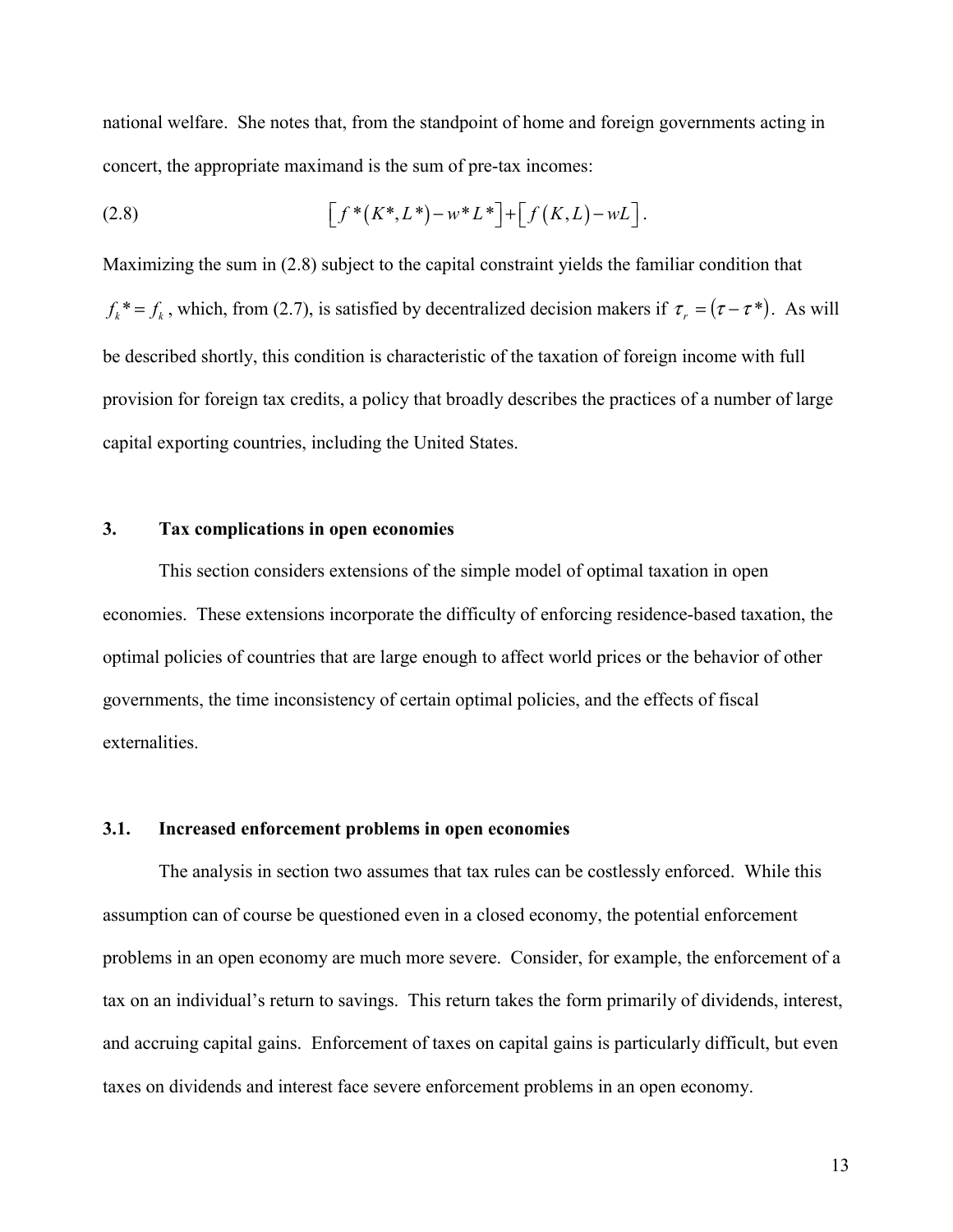national welfare. She notes that, from the standpoint of home and foreign governments acting in concert, the appropriate maximand is the sum of pre-tax incomes:

$$\left[f^*\left(K^*,L^*\right)-w^*L^*\right]+\left[f\left(K,L\right)-wL\right]. \tag{2.8}$$

Maximizing the sum in (2.8) subject to the capital constraint yields the familiar condition that $f_k^* = f_k$, which, from (2.7), is satisfied by decentralized decision makers if $\tau_r = (\tau - \tau^*)$. As will be described shortly, this condition is characteristic of the taxation of foreign income with full provision for foreign tax credits, a policy that broadly describes the practices of a number of large capital exporting countries, including the United States.

## 3. Tax complications in open economies

This section considers extensions of the simple model of optimal taxation in open economies. These extensions incorporate the difficulty of enforcing residence-based taxation, the optimal policies of countries that are large enough to affect world prices or the behavior of other governments, the time inconsistency of certain optimal policies, and the effects of fiscal externalities.

### 3.1. Increased enforcement problems in open economies

The analysis in section two assumes that tax rules can be costlessly enforced. While this assumption can of course be questioned even in a closed economy, the potential enforcement problems in an open economy are much more severe. Consider, for example, the enforcement of a tax on an individual's return to savings. This return takes the form primarily of dividends, interest, and accruing capital gains. Enforcement of taxes on capital gains is particularly difficult, but even taxes on dividends and interest face severe enforcement problems in an open economy.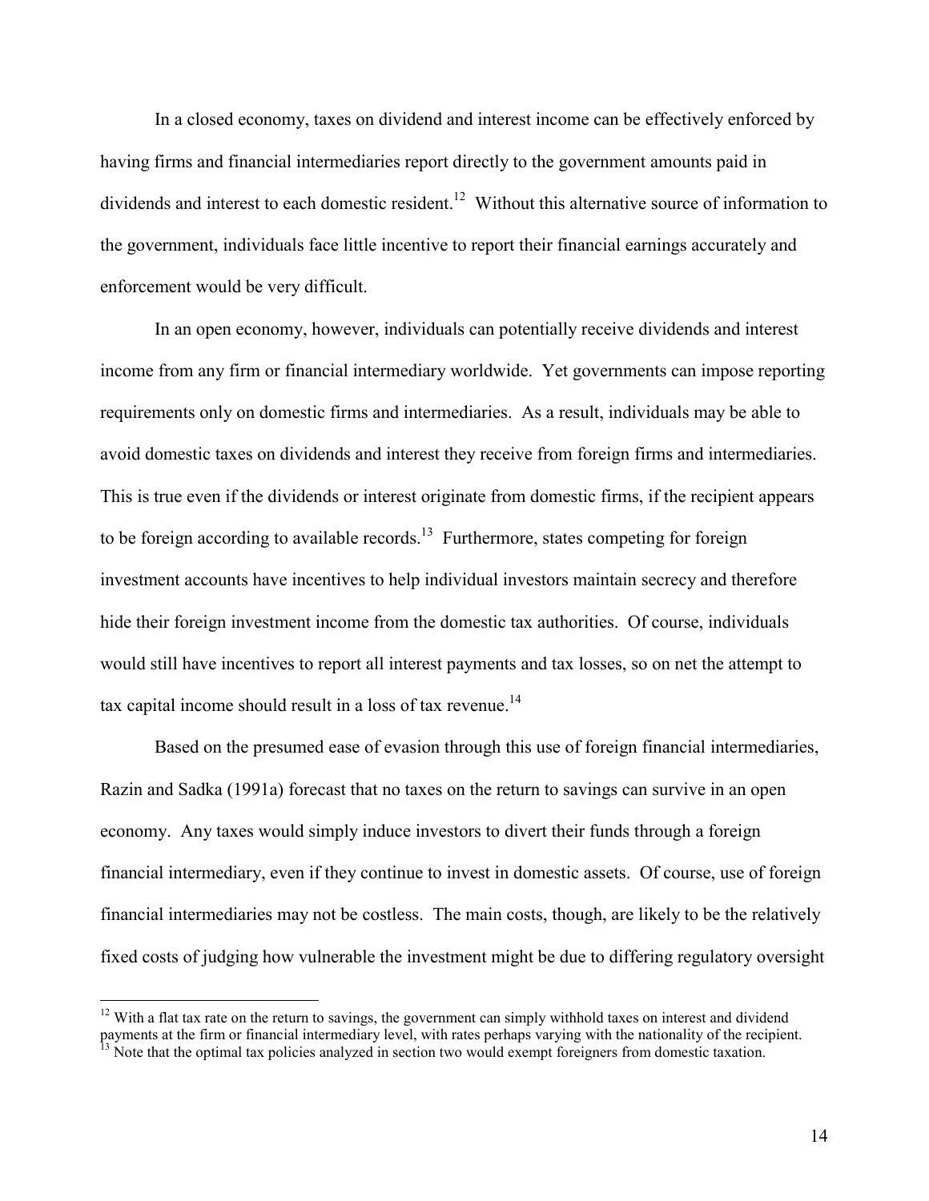In a closed economy, taxes on dividend and interest income can be effectively enforced by having firms and financial intermediaries report directly to the government amounts paid in dividends and interest to each domestic resident.[12] Without this alternative source of information to the government, individuals face little incentive to report their financial earnings accurately and enforcement would be very difficult.

In an open economy, however, individuals can potentially receive dividends and interest income from any firm or financial intermediary worldwide. Yet governments can impose reporting requirements only on domestic firms and intermediaries. As a result, individuals may be able to avoid domestic taxes on dividends and interest they receive from foreign firms and intermediaries. This is true even if the dividends or interest originate from domestic firms, if the recipient appears to be foreign according to available records.[13] Furthermore, states competing for foreign investment accounts have incentives to help individual investors maintain secrecy and therefore hide their foreign investment income from the domestic tax authorities. Of course, individuals would still have incentives to report all interest payments and tax losses, so on net the attempt to tax capital income should result in a loss of tax revenue.[14]

Based on the presumed ease of evasion through this use of foreign financial intermediaries, Razin and Sadka (1991a) forecast that no taxes on the return to savings can survive in an open economy. Any taxes would simply induce investors to divert their funds through a foreign financial intermediary, even if they continue to invest in domestic assets. Of course, use of foreign financial intermediaries may not be costless. The main costs, though, are likely to be the relatively fixed costs of judging how vulnerable the investment might be due to differing regulatory oversight

[12] With a flat tax rate on the return to savings, the government can simply withhold taxes on interest and dividend payments at the firm or financial intermediary level, with rates perhaps varying with the nationality of the recipient.

[13] Note that the optimal tax policies analyzed in section two would exempt foreigners from domestic taxation.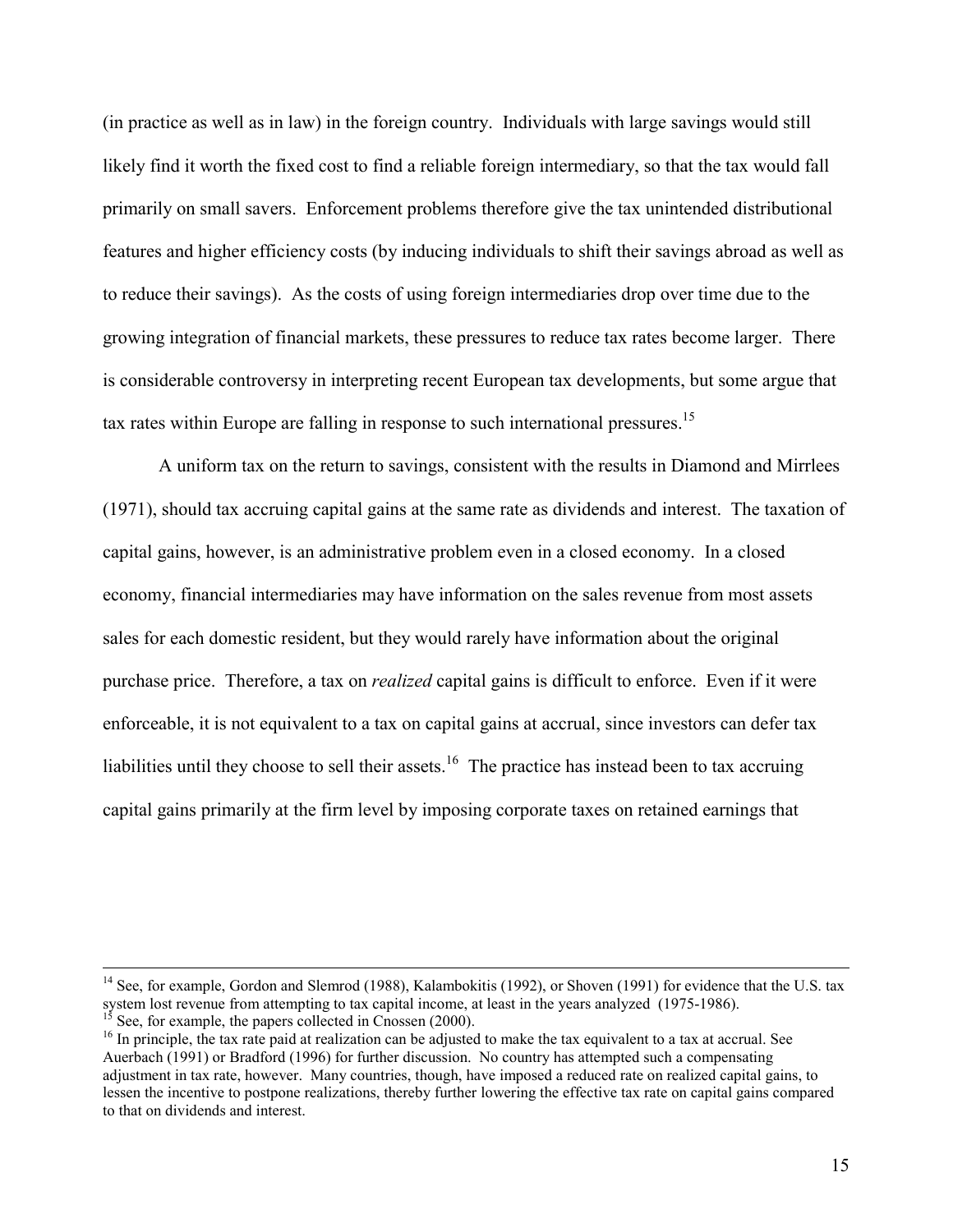(in practice as well as in law) in the foreign country. Individuals with large savings would still likely find it worth the fixed cost to find a reliable foreign intermediary, so that the tax would fall primarily on small savers. Enforcement problems therefore give the tax unintended distributional features and higher efficiency costs (by inducing individuals to shift their savings abroad as well as to reduce their savings). As the costs of using foreign intermediaries drop over time due to the growing integration of financial markets, these pressures to reduce tax rates become larger. There is considerable controversy in interpreting recent European tax developments, but some argue that tax rates within Europe are falling in response to such international pressures.[15]

A uniform tax on the return to savings, consistent with the results in Diamond and Mirrlees (1971), should tax accruing capital gains at the same rate as dividends and interest. The taxation of capital gains, however, is an administrative problem even in a closed economy. In a closed economy, financial intermediaries may have information on the sales revenue from most assets sales for each domestic resident, but they would rarely have information about the original purchase price. Therefore, a tax on *realized* capital gains is difficult to enforce. Even if it were enforceable, it is not equivalent to a tax on capital gains at accrual, since investors can defer tax liabilities until they choose to sell their assets.[16] The practice has instead been to tax accruing capital gains primarily at the firm level by imposing corporate taxes on retained earnings that

---

[14] See, for example, Gordon and Slemrod (1988), Kalambokitis (1992), or Shoven (1991) for evidence that the U.S. tax system lost revenue from attempting to tax capital income, at least in the years analyzed (1975-1986).

[15] See, for example, the papers collected in Cnossen (2000).

[16] In principle, the tax rate paid at realization can be adjusted to make the tax equivalent to a tax at accrual. See Auerbach (1991) or Bradford (1996) for further discussion. No country has attempted such a compensating adjustment in tax rate, however. Many countries, though, have imposed a reduced rate on realized capital gains, to lessen the incentive to postpone realizations, thereby further lowering the effective tax rate on capital gains compared to that on dividends and interest.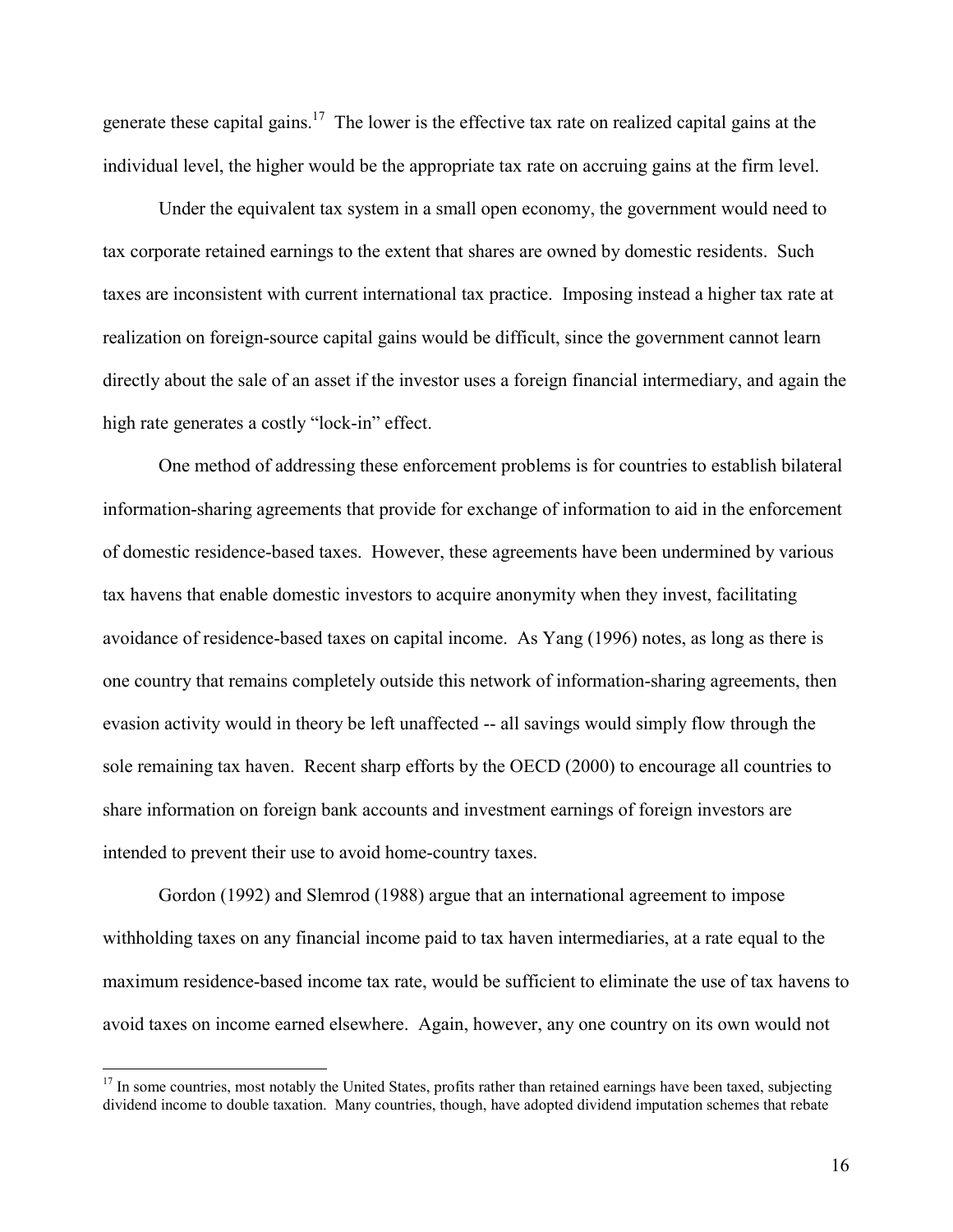generate these capital gains.[17] The lower is the effective tax rate on realized capital gains at the individual level, the higher would be the appropriate tax rate on accruing gains at the firm level.

Under the equivalent tax system in a small open economy, the government would need to tax corporate retained earnings to the extent that shares are owned by domestic residents. Such taxes are inconsistent with current international tax practice. Imposing instead a higher tax rate at realization on foreign-source capital gains would be difficult, since the government cannot learn directly about the sale of an asset if the investor uses a foreign financial intermediary, and again the high rate generates a costly "lock-in" effect.

One method of addressing these enforcement problems is for countries to establish bilateral information-sharing agreements that provide for exchange of information to aid in the enforcement of domestic residence-based taxes. However, these agreements have been undermined by various tax havens that enable domestic investors to acquire anonymity when they invest, facilitating avoidance of residence-based taxes on capital income. As Yang (1996) notes, as long as there is one country that remains completely outside this network of information-sharing agreements, then evasion activity would in theory be left unaffected -- all savings would simply flow through the sole remaining tax haven. Recent sharp efforts by the OECD (2000) to encourage all countries to share information on foreign bank accounts and investment earnings of foreign investors are intended to prevent their use to avoid home-country taxes.

Gordon (1992) and Slemrod (1988) argue that an international agreement to impose withholding taxes on any financial income paid to tax haven intermediaries, at a rate equal to the maximum residence-based income tax rate, would be sufficient to eliminate the use of tax havens to avoid taxes on income earned elsewhere. Again, however, any one country on its own would not

[17] In some countries, most notably the United States, profits rather than retained earnings have been taxed, subjecting dividend income to double taxation. Many countries, though, have adopted dividend imputation schemes that rebate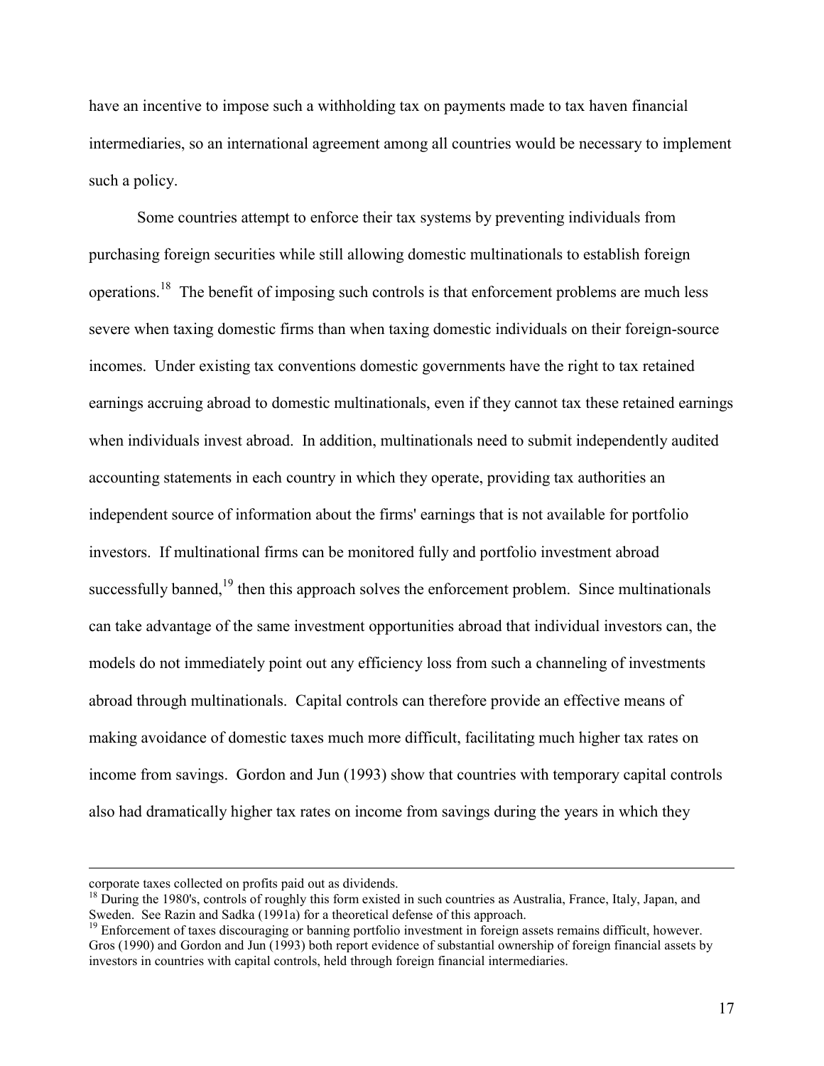have an incentive to impose such a withholding tax on payments made to tax haven financial intermediaries, so an international agreement among all countries would be necessary to implement such a policy.

Some countries attempt to enforce their tax systems by preventing individuals from purchasing foreign securities while still allowing domestic multinationals to establish foreign operations.[18] The benefit of imposing such controls is that enforcement problems are much less severe when taxing domestic firms than when taxing domestic individuals on their foreign-source incomes. Under existing tax conventions domestic governments have the right to tax retained earnings accruing abroad to domestic multinationals, even if they cannot tax these retained earnings when individuals invest abroad. In addition, multinationals need to submit independently audited accounting statements in each country in which they operate, providing tax authorities an independent source of information about the firms' earnings that is not available for portfolio investors. If multinational firms can be monitored fully and portfolio investment abroad successfully banned,[19] then this approach solves the enforcement problem. Since multinationals can take advantage of the same investment opportunities abroad that individual investors can, the models do not immediately point out any efficiency loss from such a channeling of investments abroad through multinationals. Capital controls can therefore provide an effective means of making avoidance of domestic taxes much more difficult, facilitating much higher tax rates on income from savings. Gordon and Jun (1993) show that countries with temporary capital controls also had dramatically higher tax rates on income from savings during the years in which they

corporate taxes collected on profits paid out as dividends.

[18] During the 1980's, controls of roughly this form existed in such countries as Australia, France, Italy, Japan, and Sweden. See Razin and Sadka (1991a) for a theoretical defense of this approach.

[19] Enforcement of taxes discouraging or banning portfolio investment in foreign assets remains difficult, however. Gros (1990) and Gordon and Jun (1993) both report evidence of substantial ownership of foreign financial assets by investors in countries with capital controls, held through foreign financial intermediaries.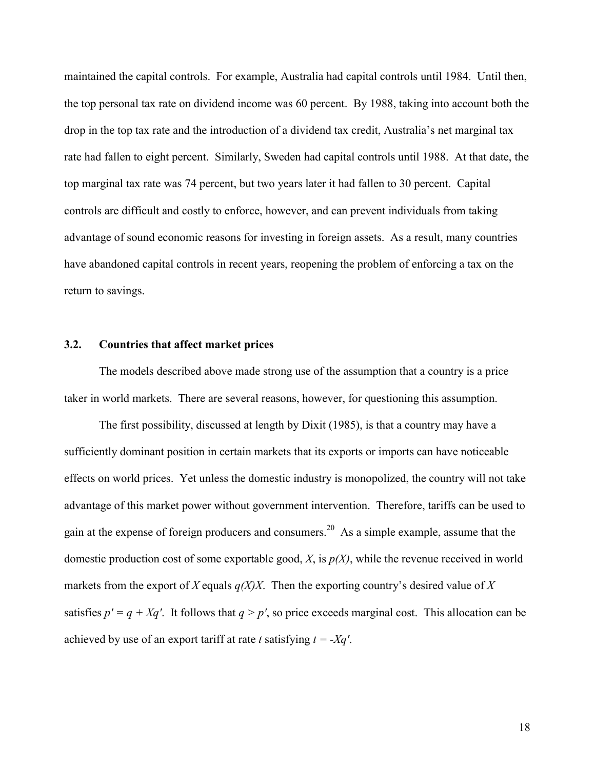maintained the capital controls. For example, Australia had capital controls until 1984. Until then, the top personal tax rate on dividend income was 60 percent. By 1988, taking into account both the drop in the top tax rate and the introduction of a dividend tax credit, Australia's net marginal tax rate had fallen to eight percent. Similarly, Sweden had capital controls until 1988. At that date, the top marginal tax rate was 74 percent, but two years later it had fallen to 30 percent. Capital controls are difficult and costly to enforce, however, and can prevent individuals from taking advantage of sound economic reasons for investing in foreign assets. As a result, many countries have abandoned capital controls in recent years, reopening the problem of enforcing a tax on the return to savings.

### 3.2. Countries that affect market prices

The models described above made strong use of the assumption that a country is a price taker in world markets. There are several reasons, however, for questioning this assumption.

The first possibility, discussed at length by Dixit (1985), is that a country may have a sufficiently dominant position in certain markets that its exports or imports can have noticeable effects on world prices. Yet unless the domestic industry is monopolized, the country will not take advantage of this market power without government intervention. Therefore, tariffs can be used to gain at the expense of foreign producers and consumers.[20] As a simple example, assume that the domestic production cost of some exportable good, $X$, is $p(X)$, while the revenue received in world markets from the export of $X$ equals $q(X)X$. Then the exporting country's desired value of $X$ satisfies $p' = q + Xq'$. It follows that $q > p'$, so price exceeds marginal cost. This allocation can be achieved by use of an export tariff at rate $t$ satisfying $t = -Xq'$.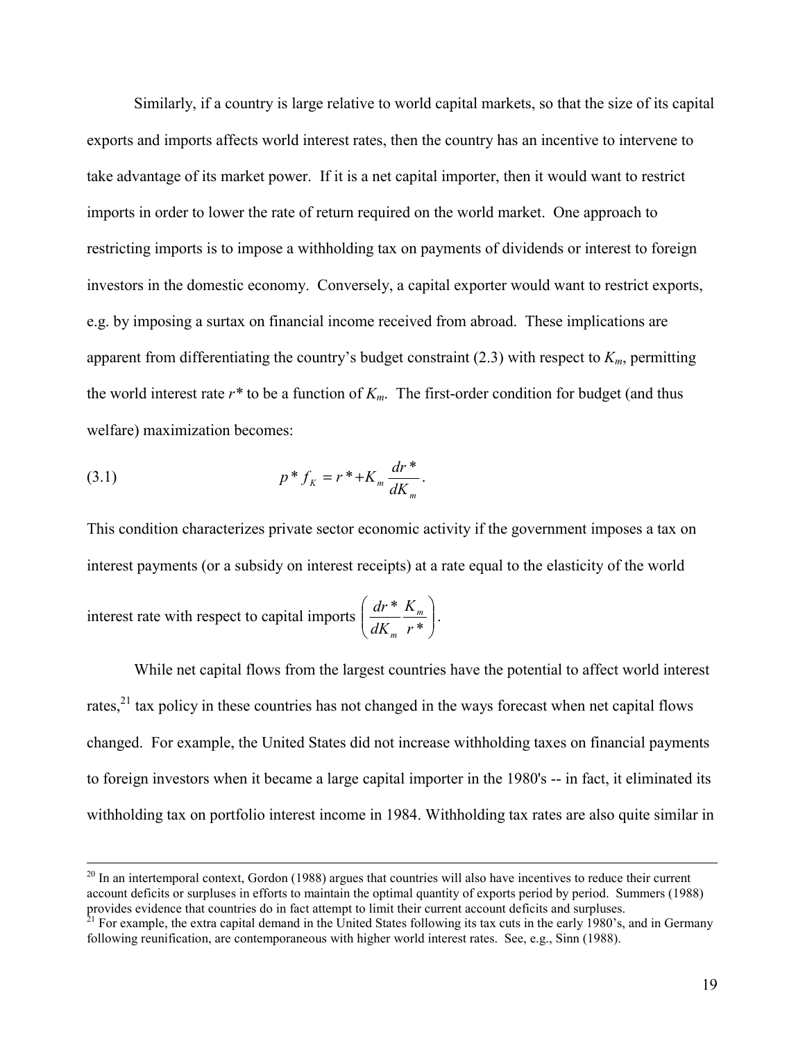Similarly, if a country is large relative to world capital markets, so that the size of its capital exports and imports affects world interest rates, then the country has an incentive to intervene to take advantage of its market power. If it is a net capital importer, then it would want to restrict imports in order to lower the rate of return required on the world market. One approach to restricting imports is to impose a withholding tax on payments of dividends or interest to foreign investors in the domestic economy. Conversely, a capital exporter would want to restrict exports, e.g. by imposing a surtax on financial income received from abroad. These implications are apparent from differentiating the country's budget constraint (2.3) with respect to $K_m$, permitting the world interest rate $r^*$ to be a function of $K_m$. The first-order condition for budget (and thus welfare) maximization becomes:

$$p^* f_K = r^* + K_m \frac{dr^*}{dK_m}. \tag{3.1}$$

This condition characterizes private sector economic activity if the government imposes a tax on interest payments (or a subsidy on interest receipts) at a rate equal to the elasticity of the world interest rate with respect to capital imports $\left( \frac{dr^*}{dK_m} \frac{K_m}{r^*} \right)$.

While net capital flows from the largest countries have the potential to affect world interest rates,[21] tax policy in these countries has not changed in the ways forecast when net capital flows changed. For example, the United States did not increase withholding taxes on financial payments to foreign investors when it became a large capital importer in the 1980's -- in fact, it eliminated its withholding tax on portfolio interest income in 1984. Withholding tax rates are also quite similar in

---

[20] In an intertemporal context, Gordon (1988) argues that countries will also have incentives to reduce their current account deficits or surpluses in efforts to maintain the optimal quantity of exports period by period. Summers (1988) provides evidence that countries do in fact attempt to limit their current account deficits and surpluses.

[21] For example, the extra capital demand in the United States following its tax cuts in the early 1980's, and in Germany following reunification, are contemporaneous with higher world interest rates. See, e.g., Sinn (1988).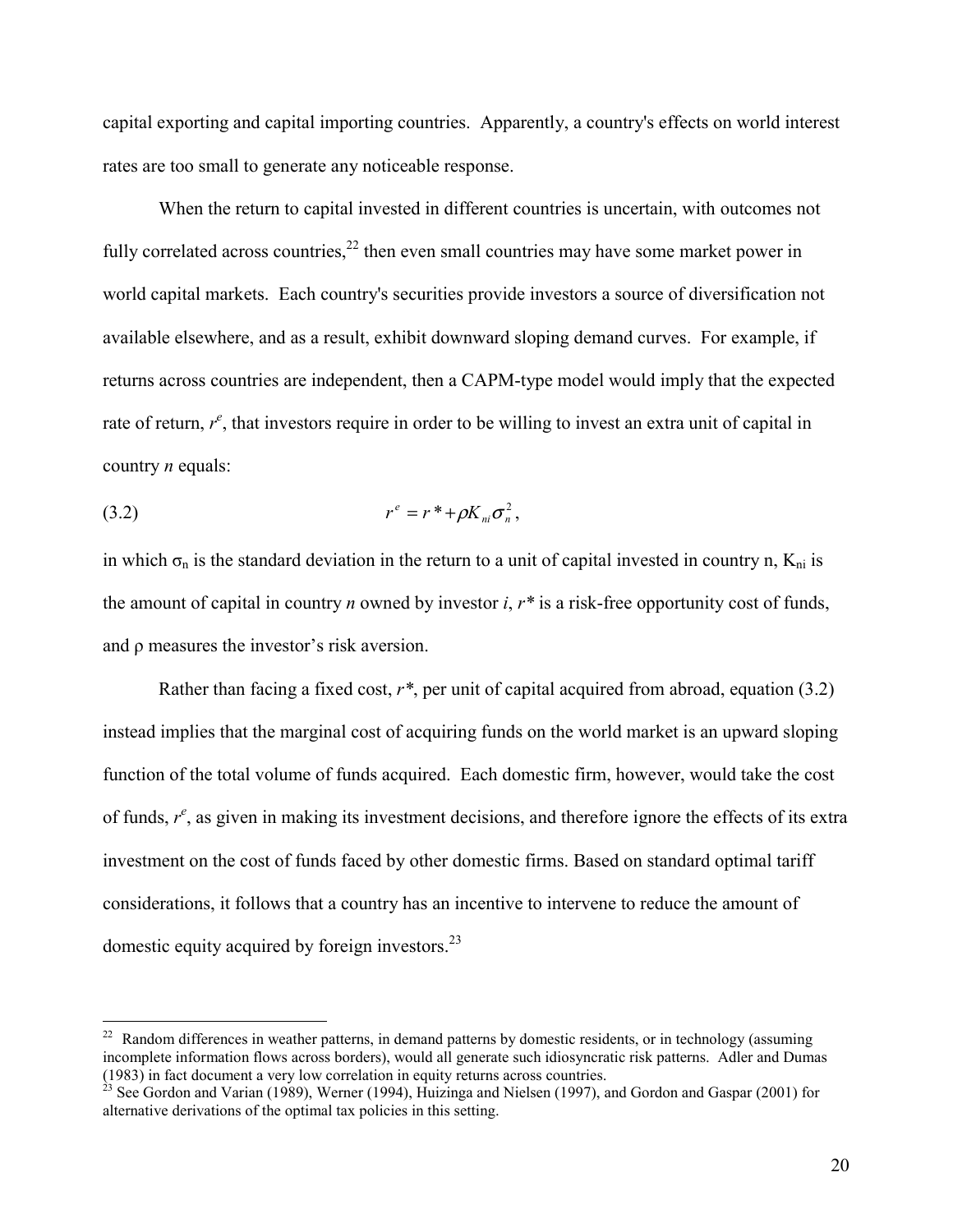capital exporting and capital importing countries. Apparently, a country's effects on world interest rates are too small to generate any noticeable response.

When the return to capital invested in different countries is uncertain, with outcomes not fully correlated across countries,[22] then even small countries may have some market power in world capital markets. Each country's securities provide investors a source of diversification not available elsewhere, and as a result, exhibit downward sloping demand curves. For example, if returns across countries are independent, then a CAPM-type model would imply that the expected rate of return, $r^e$, that investors require in order to be willing to invest an extra unit of capital in country *n* equals:

$$r^e = r^* + \rho K_{ni} \sigma_n^2, \tag{3.2}$$

in which $\sigma_n$ is the standard deviation in the return to a unit of capital invested in country n, $K_{ni}$ is the amount of capital in country *n* owned by investor *i*, $r^*$ is a risk-free opportunity cost of funds, and $\rho$ measures the investor's risk aversion.

Rather than facing a fixed cost, $r^*$, per unit of capital acquired from abroad, equation (3.2) instead implies that the marginal cost of acquiring funds on the world market is an upward sloping function of the total volume of funds acquired. Each domestic firm, however, would take the cost of funds, $r^e$, as given in making its investment decisions, and therefore ignore the effects of its extra investment on the cost of funds faced by other domestic firms. Based on standard optimal tariff considerations, it follows that a country has an incentive to intervene to reduce the amount of domestic equity acquired by foreign investors.[23]

---

[22] Random differences in weather patterns, in demand patterns by domestic residents, or in technology (assuming incomplete information flows across borders), would all generate such idiosyncratic risk patterns. Adler and Dumas (1983) in fact document a very low correlation in equity returns across countries.

[23] See Gordon and Varian (1989), Werner (1994), Huizinga and Nielsen (1997), and Gordon and Gaspar (2001) for alternative derivations of the optimal tax policies in this setting.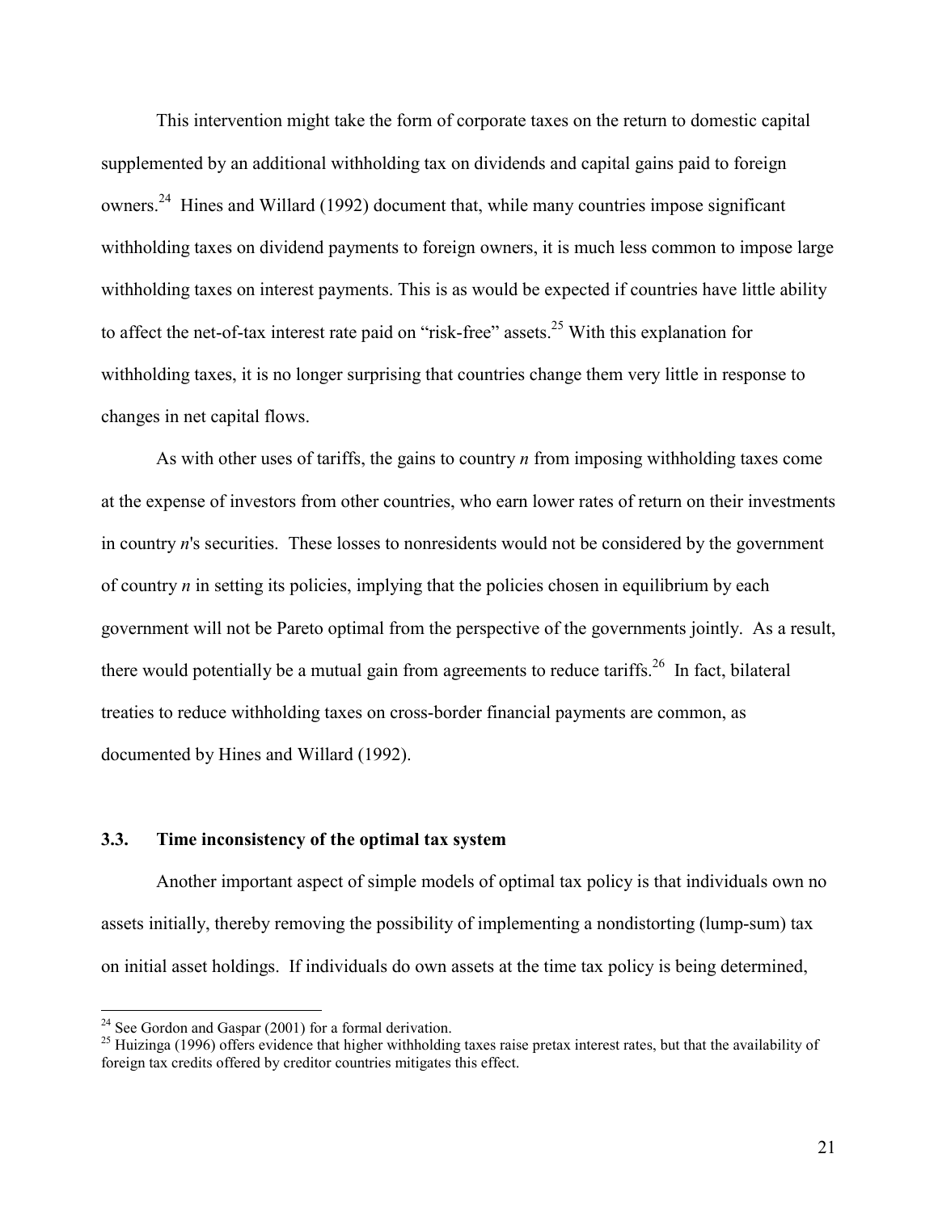This intervention might take the form of corporate taxes on the return to domestic capital supplemented by an additional withholding tax on dividends and capital gains paid to foreign owners.[24] Hines and Willard (1992) document that, while many countries impose significant withholding taxes on dividend payments to foreign owners, it is much less common to impose large withholding taxes on interest payments. This is as would be expected if countries have little ability to affect the net-of-tax interest rate paid on "risk-free" assets.[25] With this explanation for withholding taxes, it is no longer surprising that countries change them very little in response to changes in net capital flows.

As with other uses of tariffs, the gains to country *n* from imposing withholding taxes come at the expense of investors from other countries, who earn lower rates of return on their investments in country *n*'s securities. These losses to nonresidents would not be considered by the government of country *n* in setting its policies, implying that the policies chosen in equilibrium by each government will not be Pareto optimal from the perspective of the governments jointly. As a result, there would potentially be a mutual gain from agreements to reduce tariffs.[26] In fact, bilateral treaties to reduce withholding taxes on cross-border financial payments are common, as documented by Hines and Willard (1992).

### 3.3. Time inconsistency of the optimal tax system

Another important aspect of simple models of optimal tax policy is that individuals own no assets initially, thereby removing the possibility of implementing a nondistorting (lump-sum) tax on initial asset holdings. If individuals do own assets at the time tax policy is being determined,

---

[24] See Gordon and Gaspar (2001) for a formal derivation.

[25] Huizinga (1996) offers evidence that higher withholding taxes raise pretax interest rates, but that the availability of foreign tax credits offered by creditor countries mitigates this effect.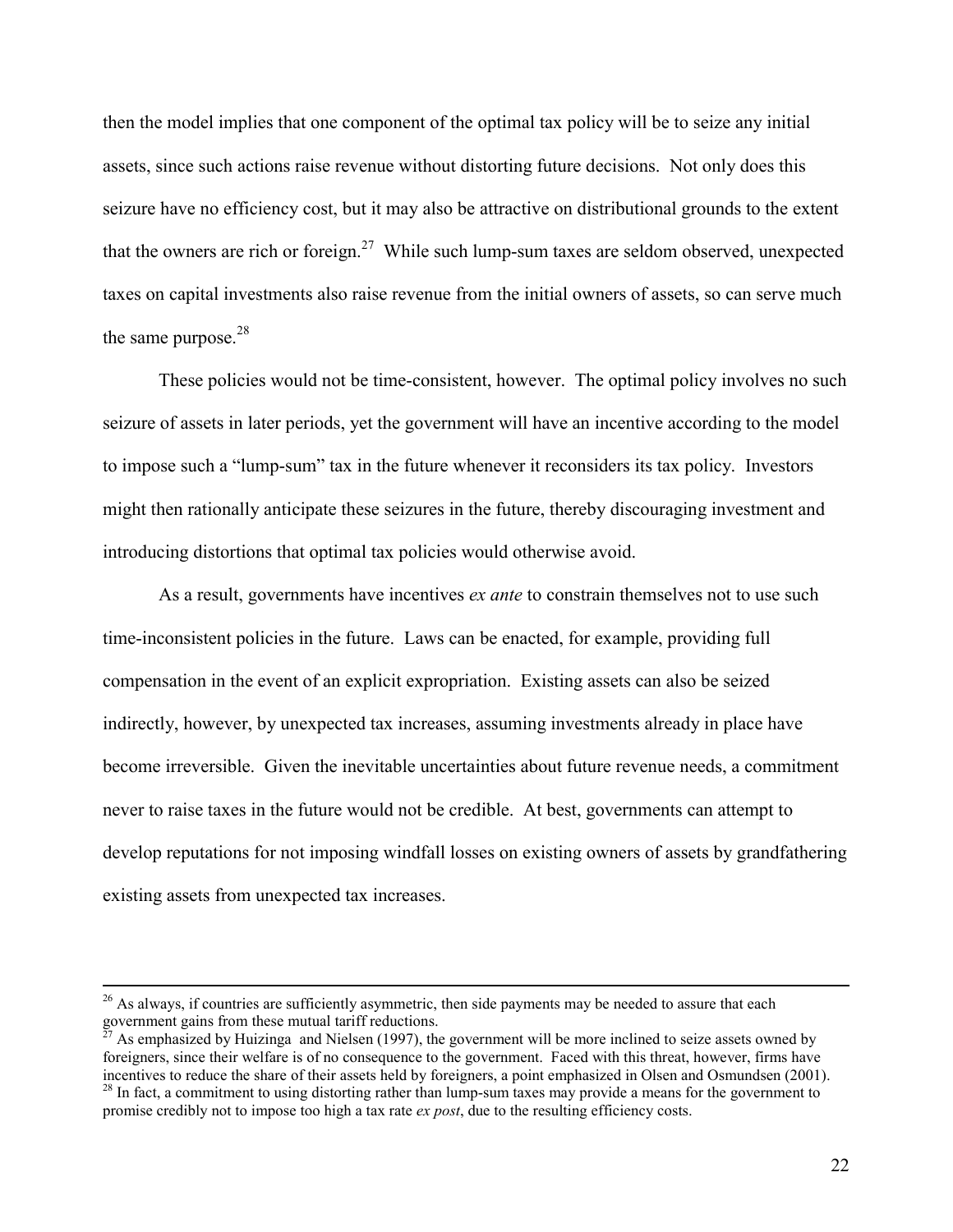then the model implies that one component of the optimal tax policy will be to seize any initial assets, since such actions raise revenue without distorting future decisions. Not only does this seizure have no efficiency cost, but it may also be attractive on distributional grounds to the extent that the owners are rich or foreign.[27] While such lump-sum taxes are seldom observed, unexpected taxes on capital investments also raise revenue from the initial owners of assets, so can serve much the same purpose.[28]

These policies would not be time-consistent, however. The optimal policy involves no such seizure of assets in later periods, yet the government will have an incentive according to the model to impose such a "lump-sum" tax in the future whenever it reconsiders its tax policy. Investors might then rationally anticipate these seizures in the future, thereby discouraging investment and introducing distortions that optimal tax policies would otherwise avoid.

As a result, governments have incentives *ex ante* to constrain themselves not to use such time-inconsistent policies in the future. Laws can be enacted, for example, providing full compensation in the event of an explicit expropriation. Existing assets can also be seized indirectly, however, by unexpected tax increases, assuming investments already in place have become irreversible. Given the inevitable uncertainties about future revenue needs, a commitment never to raise taxes in the future would not be credible. At best, governments can attempt to develop reputations for not imposing windfall losses on existing owners of assets by grandfathering existing assets from unexpected tax increases.

---

[26] As always, if countries are sufficiently asymmetric, then side payments may be needed to assure that each government gains from these mutual tariff reductions.

[27] As emphasized by Huizinga and Nielsen (1997), the government will be more inclined to seize assets owned by foreigners, since their welfare is of no consequence to the government. Faced with this threat, however, firms have incentives to reduce the share of their assets held by foreigners, a point emphasized in Olsen and Osmundsen (2001).

[28] In fact, a commitment to using distorting rather than lump-sum taxes may provide a means for the government to promise credibly not to impose too high a tax rate *ex post*, due to the resulting efficiency costs.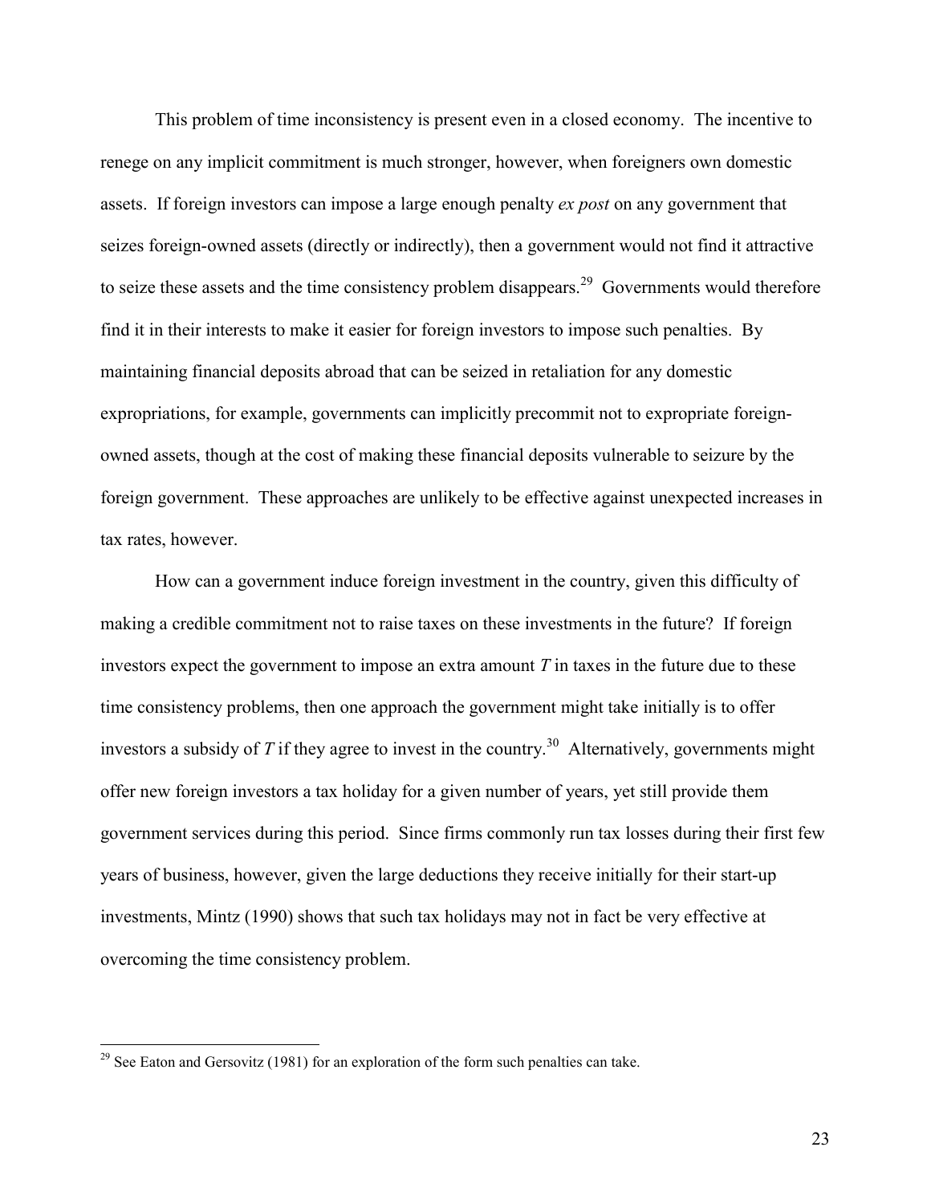This problem of time inconsistency is present even in a closed economy. The incentive to renege on any implicit commitment is much stronger, however, when foreigners own domestic assets. If foreign investors can impose a large enough penalty *ex post* on any government that seizes foreign-owned assets (directly or indirectly), then a government would not find it attractive to seize these assets and the time consistency problem disappears.[29] Governments would therefore find it in their interests to make it easier for foreign investors to impose such penalties. By maintaining financial deposits abroad that can be seized in retaliation for any domestic expropriations, for example, governments can implicitly precommit not to expropriate foreign-owned assets, though at the cost of making these financial deposits vulnerable to seizure by the foreign government. These approaches are unlikely to be effective against unexpected increases in tax rates, however.

How can a government induce foreign investment in the country, given this difficulty of making a credible commitment not to raise taxes on these investments in the future? If foreign investors expect the government to impose an extra amount $T$ in taxes in the future due to these time consistency problems, then one approach the government might take initially is to offer investors a subsidy of $T$ if they agree to invest in the country.[30] Alternatively, governments might offer new foreign investors a tax holiday for a given number of years, yet still provide them government services during this period. Since firms commonly run tax losses during their first few years of business, however, given the large deductions they receive initially for their start-up investments, Mintz (1990) shows that such tax holidays may not in fact be very effective at overcoming the time consistency problem.

---

[29] See Eaton and Gersovitz (1981) for an exploration of the form such penalties can take.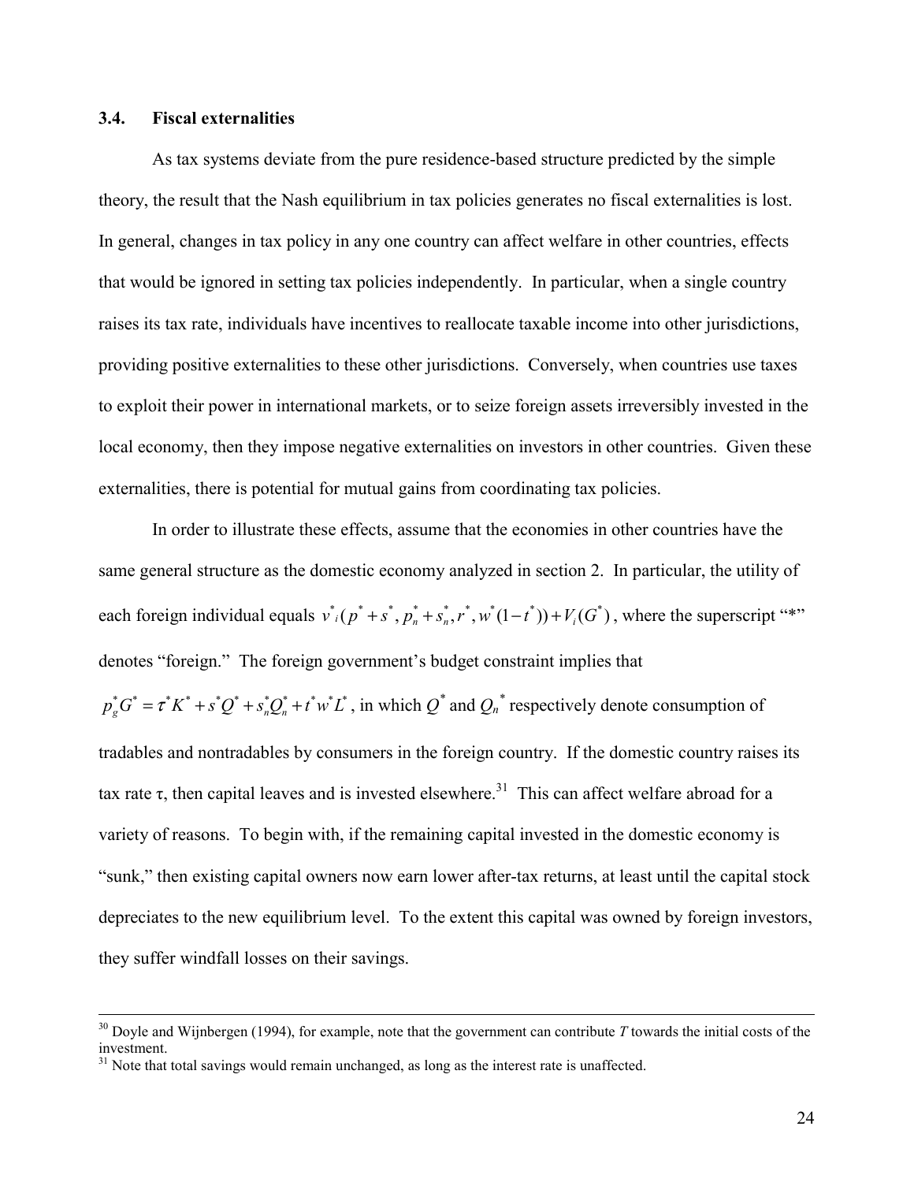### 3.4. Fiscal externalities

As tax systems deviate from the pure residence-based structure predicted by the simple theory, the result that the Nash equilibrium in tax policies generates no fiscal externalities is lost. In general, changes in tax policy in any one country can affect welfare in other countries, effects that would be ignored in setting tax policies independently. In particular, when a single country raises its tax rate, individuals have incentives to reallocate taxable income into other jurisdictions, providing positive externalities to these other jurisdictions. Conversely, when countries use taxes to exploit their power in international markets, or to seize foreign assets irreversibly invested in the local economy, then they impose negative externalities on investors in other countries. Given these externalities, there is potential for mutual gains from coordinating tax policies.

In order to illustrate these effects, assume that the economies in other countries have the same general structure as the domestic economy analyzed in section 2. In particular, the utility of each foreign individual equals $v^*_i(p^* + s^*, p^*_n + s^*_n, r^*, w^*(1-t^*)) + V_i(G^*)$, where the superscript "*" denotes "foreign." The foreign government's budget constraint implies that $p^*_g G^* = \tau^* K^* + s^* Q^* + s^*_n Q^*_n + t^* w^* L^*$, in which $Q^*$ and $Q_n^*$ respectively denote consumption of tradables and nontradables by consumers in the foreign country. If the domestic country raises its tax rate $\tau$, then capital leaves and is invested elsewhere.[31] This can affect welfare abroad for a variety of reasons. To begin with, if the remaining capital invested in the domestic economy is "sunk," then existing capital owners now earn lower after-tax returns, at least until the capital stock depreciates to the new equilibrium level. To the extent this capital was owned by foreign investors, they suffer windfall losses on their savings.

---

[30] Doyle and Wijnbergen (1994), for example, note that the government can contribute $T$ towards the initial costs of the investment.

[31] Note that total savings would remain unchanged, as long as the interest rate is unaffected.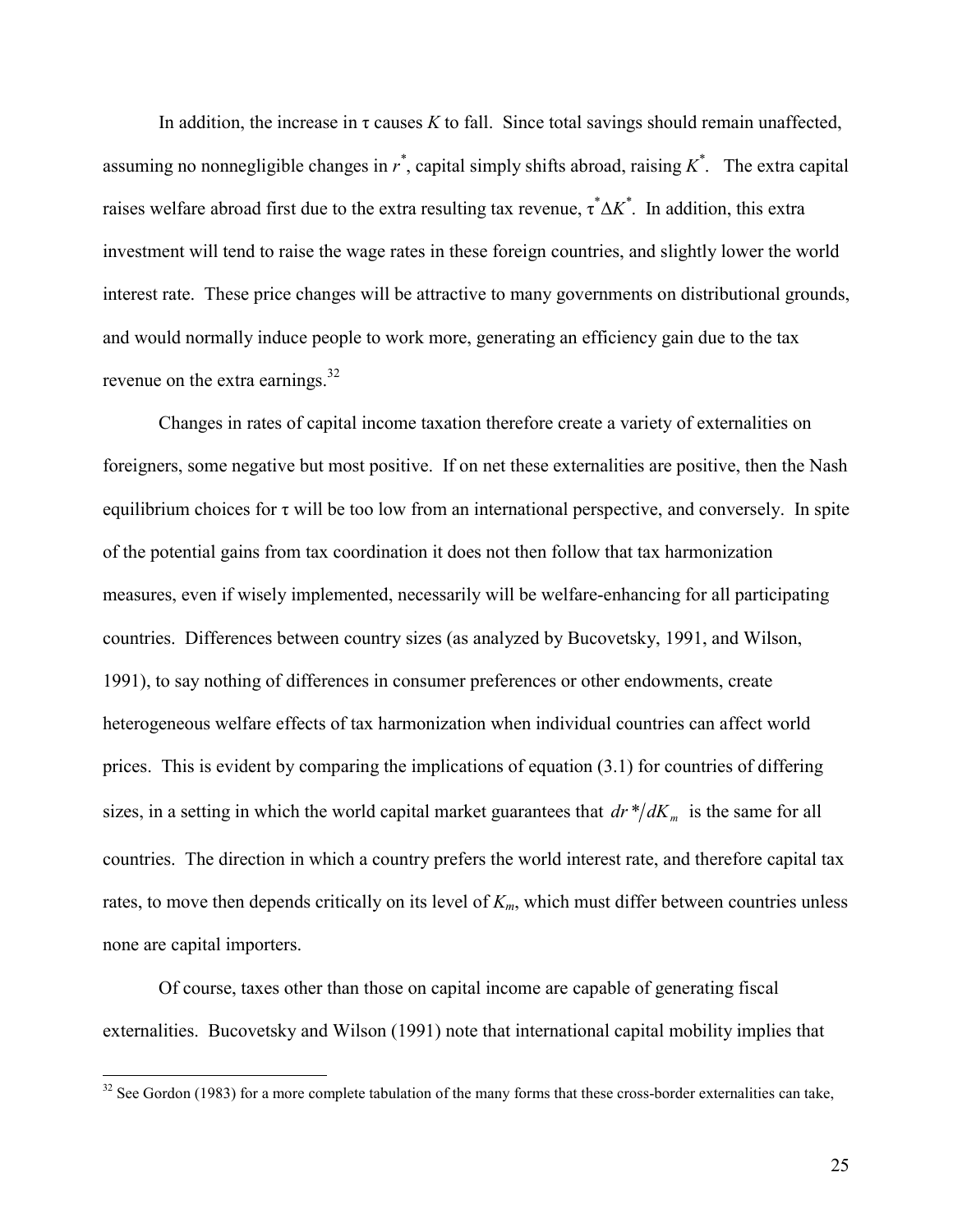In addition, the increase in $\tau$ causes $K$ to fall. Since total savings should remain unaffected, assuming no nonnegligible changes in $r^*$, capital simply shifts abroad, raising $K^*$. The extra capital raises welfare abroad first due to the extra resulting tax revenue, $\tau^* \Delta K^*$. In addition, this extra investment will tend to raise the wage rates in these foreign countries, and slightly lower the world interest rate. These price changes will be attractive to many governments on distributional grounds, and would normally induce people to work more, generating an efficiency gain due to the tax revenue on the extra earnings.[32]

Changes in rates of capital income taxation therefore create a variety of externalities on foreigners, some negative but most positive. If on net these externalities are positive, then the Nash equilibrium choices for $\tau$ will be too low from an international perspective, and conversely. In spite of the potential gains from tax coordination it does not then follow that tax harmonization measures, even if wisely implemented, necessarily will be welfare-enhancing for all participating countries. Differences between country sizes (as analyzed by Bucovetsky, 1991, and Wilson, 1991), to say nothing of differences in consumer preferences or other endowments, create heterogeneous welfare effects of tax harmonization when individual countries can affect world prices. This is evident by comparing the implications of equation (3.1) for countries of differing sizes, in a setting in which the world capital market guarantees that $dr^*/dK_m$ is the same for all countries. The direction in which a country prefers the world interest rate, and therefore capital tax rates, to move then depends critically on its level of $K_m$, which must differ between countries unless none are capital importers.

Of course, taxes other than those on capital income are capable of generating fiscal externalities. Bucovetsky and Wilson (1991) note that international capital mobility implies that

---

[32] See Gordon (1983) for a more complete tabulation of the many forms that these cross-border externalities can take,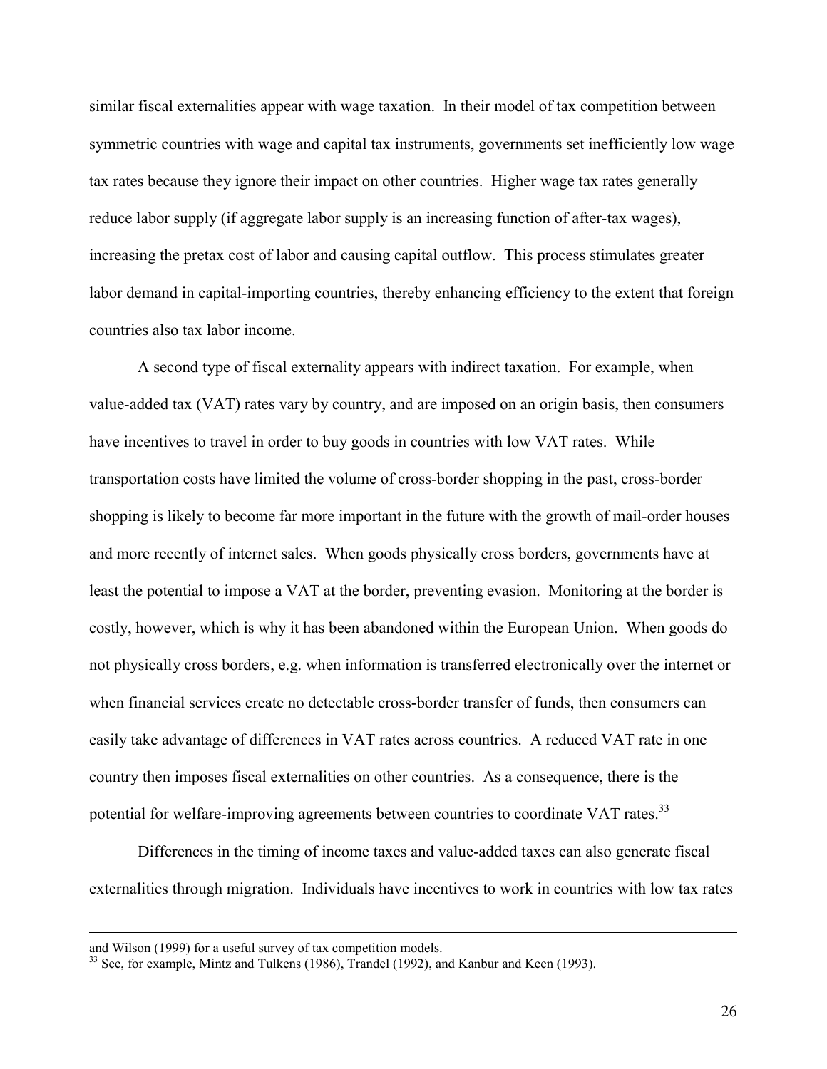similar fiscal externalities appear with wage taxation. In their model of tax competition between symmetric countries with wage and capital tax instruments, governments set inefficiently low wage tax rates because they ignore their impact on other countries. Higher wage tax rates generally reduce labor supply (if aggregate labor supply is an increasing function of after-tax wages), increasing the pretax cost of labor and causing capital outflow. This process stimulates greater labor demand in capital-importing countries, thereby enhancing efficiency to the extent that foreign countries also tax labor income.

A second type of fiscal externality appears with indirect taxation. For example, when value-added tax (VAT) rates vary by country, and are imposed on an origin basis, then consumers have incentives to travel in order to buy goods in countries with low VAT rates. While transportation costs have limited the volume of cross-border shopping in the past, cross-border shopping is likely to become far more important in the future with the growth of mail-order houses and more recently of internet sales. When goods physically cross borders, governments have at least the potential to impose a VAT at the border, preventing evasion. Monitoring at the border is costly, however, which is why it has been abandoned within the European Union. When goods do not physically cross borders, e.g. when information is transferred electronically over the internet or when financial services create no detectable cross-border transfer of funds, then consumers can easily take advantage of differences in VAT rates across countries. A reduced VAT rate in one country then imposes fiscal externalities on other countries. As a consequence, there is the potential for welfare-improving agreements between countries to coordinate VAT rates.[33]

Differences in the timing of income taxes and value-added taxes can also generate fiscal externalities through migration. Individuals have incentives to work in countries with low tax rates

---

and Wilson (1999) for a useful survey of tax competition models.

[33] See, for example, Mintz and Tulkens (1986), Trandel (1992), and Kanbur and Keen (1993).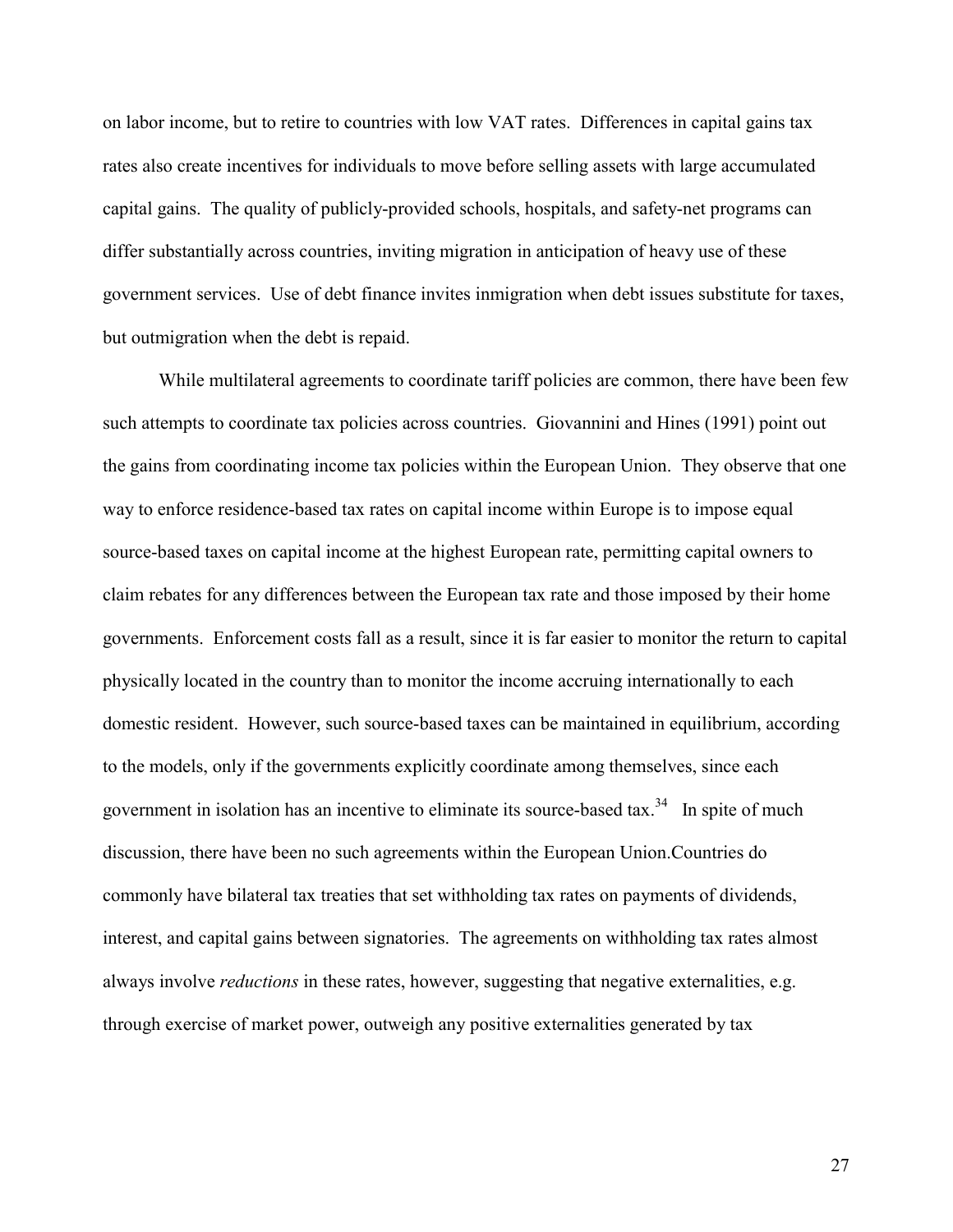on labor income, but to retire to countries with low VAT rates. Differences in capital gains tax rates also create incentives for individuals to move before selling assets with large accumulated capital gains. The quality of publicly-provided schools, hospitals, and safety-net programs can differ substantially across countries, inviting migration in anticipation of heavy use of these government services. Use of debt finance invites inmigration when debt issues substitute for taxes, but outmigration when the debt is repaid.

While multilateral agreements to coordinate tariff policies are common, there have been few such attempts to coordinate tax policies across countries. Giovannini and Hines (1991) point out the gains from coordinating income tax policies within the European Union. They observe that one way to enforce residence-based tax rates on capital income within Europe is to impose equal source-based taxes on capital income at the highest European rate, permitting capital owners to claim rebates for any differences between the European tax rate and those imposed by their home governments. Enforcement costs fall as a result, since it is far easier to monitor the return to capital physically located in the country than to monitor the income accruing internationally to each domestic resident. However, such source-based taxes can be maintained in equilibrium, according to the models, only if the governments explicitly coordinate among themselves, since each government in isolation has an incentive to eliminate its source-based tax.[34] In spite of much discussion, there have been no such agreements within the European Union.Countries do commonly have bilateral tax treaties that set withholding tax rates on payments of dividends, interest, and capital gains between signatories. The agreements on withholding tax rates almost always involve *reductions* in these rates, however, suggesting that negative externalities, e.g. through exercise of market power, outweigh any positive externalities generated by tax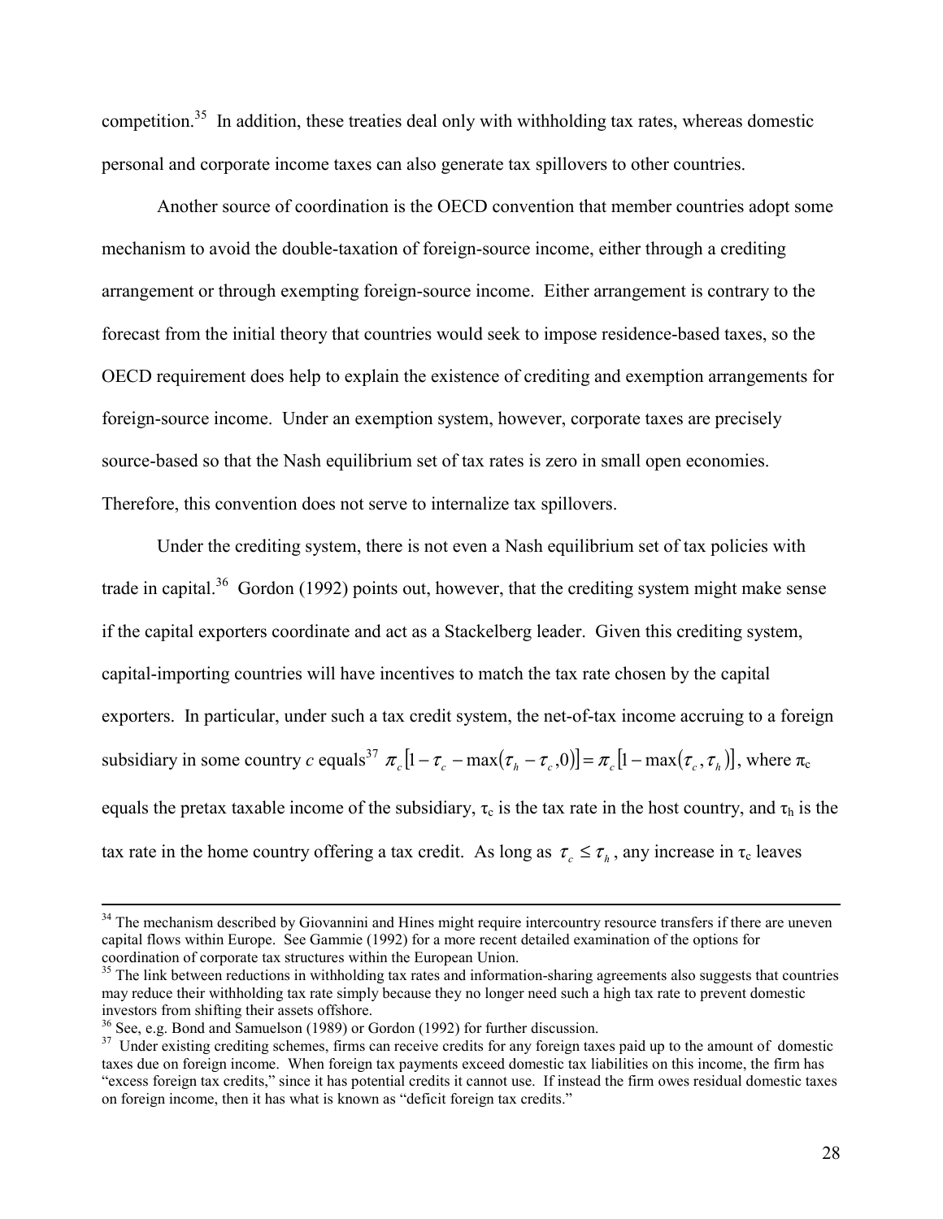competition.[35] In addition, these treaties deal only with withholding tax rates, whereas domestic personal and corporate income taxes can also generate tax spillovers to other countries.

Another source of coordination is the OECD convention that member countries adopt some mechanism to avoid the double-taxation of foreign-source income, either through a crediting arrangement or through exempting foreign-source income. Either arrangement is contrary to the forecast from the initial theory that countries would seek to impose residence-based taxes, so the OECD requirement does help to explain the existence of crediting and exemption arrangements for foreign-source income. Under an exemption system, however, corporate taxes are precisely source-based so that the Nash equilibrium set of tax rates is zero in small open economies. Therefore, this convention does not serve to internalize tax spillovers.

Under the crediting system, there is not even a Nash equilibrium set of tax policies with trade in capital.[36] Gordon (1992) points out, however, that the crediting system might make sense if the capital exporters coordinate and act as a Stackelberg leader. Given this crediting system, capital-importing countries will have incentives to match the tax rate chosen by the capital exporters. In particular, under such a tax credit system, the net-of-tax income accruing to a foreign subsidiary in some country *c* equals[37] $\pi_c[1-\tau_c-\max(\tau_h-\tau_c,0)]=\pi_c[1-\max(\tau_c,\tau_h)]$, where $\pi_c$ equals the pretax taxable income of the subsidiary, $\tau_c$ is the tax rate in the host country, and $\tau_h$ is the tax rate in the home country offering a tax credit. As long as $\tau_c \leq \tau_h$, any increase in $\tau_c$ leaves

---

[34] The mechanism described by Giovannini and Hines might require intercountry resource transfers if there are uneven capital flows within Europe. See Gammie (1992) for a more recent detailed examination of the options for coordination of corporate tax structures within the European Union.

[35] The link between reductions in withholding tax rates and information-sharing agreements also suggests that countries may reduce their withholding tax rate simply because they no longer need such a high tax rate to prevent domestic investors from shifting their assets offshore.

[36] See, e.g. Bond and Samuelson (1989) or Gordon (1992) for further discussion.

[37] Under existing crediting schemes, firms can receive credits for any foreign taxes paid up to the amount of domestic taxes due on foreign income. When foreign tax payments exceed domestic tax liabilities on this income, the firm has "excess foreign tax credits," since it has potential credits it cannot use. If instead the firm owes residual domestic taxes on foreign income, then it has what is known as "deficit foreign tax credits."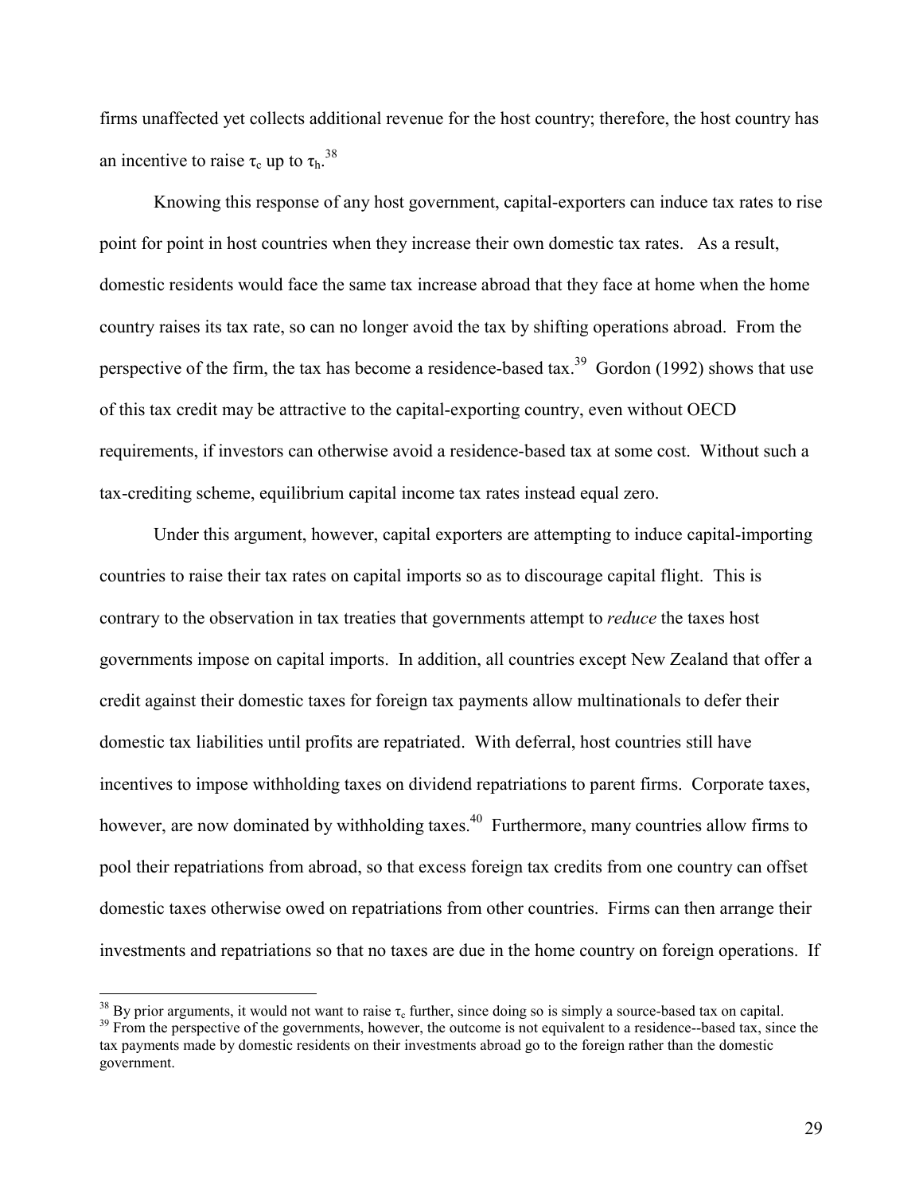firms unaffected yet collects additional revenue for the host country; therefore, the host country has an incentive to raise $\tau_c$ up to $\tau_h$.[38]

Knowing this response of any host government, capital-exporters can induce tax rates to rise point for point in host countries when they increase their own domestic tax rates. As a result, domestic residents would face the same tax increase abroad that they face at home when the home country raises its tax rate, so can no longer avoid the tax by shifting operations abroad. From the perspective of the firm, the tax has become a residence-based tax.[39] Gordon (1992) shows that use of this tax credit may be attractive to the capital-exporting country, even without OECD requirements, if investors can otherwise avoid a residence-based tax at some cost. Without such a tax-crediting scheme, equilibrium capital income tax rates instead equal zero.

Under this argument, however, capital exporters are attempting to induce capital-importing countries to raise their tax rates on capital imports so as to discourage capital flight. This is contrary to the observation in tax treaties that governments attempt to *reduce* the taxes host governments impose on capital imports. In addition, all countries except New Zealand that offer a credit against their domestic taxes for foreign tax payments allow multinationals to defer their domestic tax liabilities until profits are repatriated. With deferral, host countries still have incentives to impose withholding taxes on dividend repatriations to parent firms. Corporate taxes, however, are now dominated by withholding taxes.[40] Furthermore, many countries allow firms to pool their repatriations from abroad, so that excess foreign tax credits from one country can offset domestic taxes otherwise owed on repatriations from other countries. Firms can then arrange their investments and repatriations so that no taxes are due in the home country on foreign operations. If

---

[38] By prior arguments, it would not want to raise $\tau_c$ further, since doing so is simply a source-based tax on capital.

[39] From the perspective of the governments, however, the outcome is not equivalent to a residence--based tax, since the tax payments made by domestic residents on their investments abroad go to the foreign rather than the domestic government.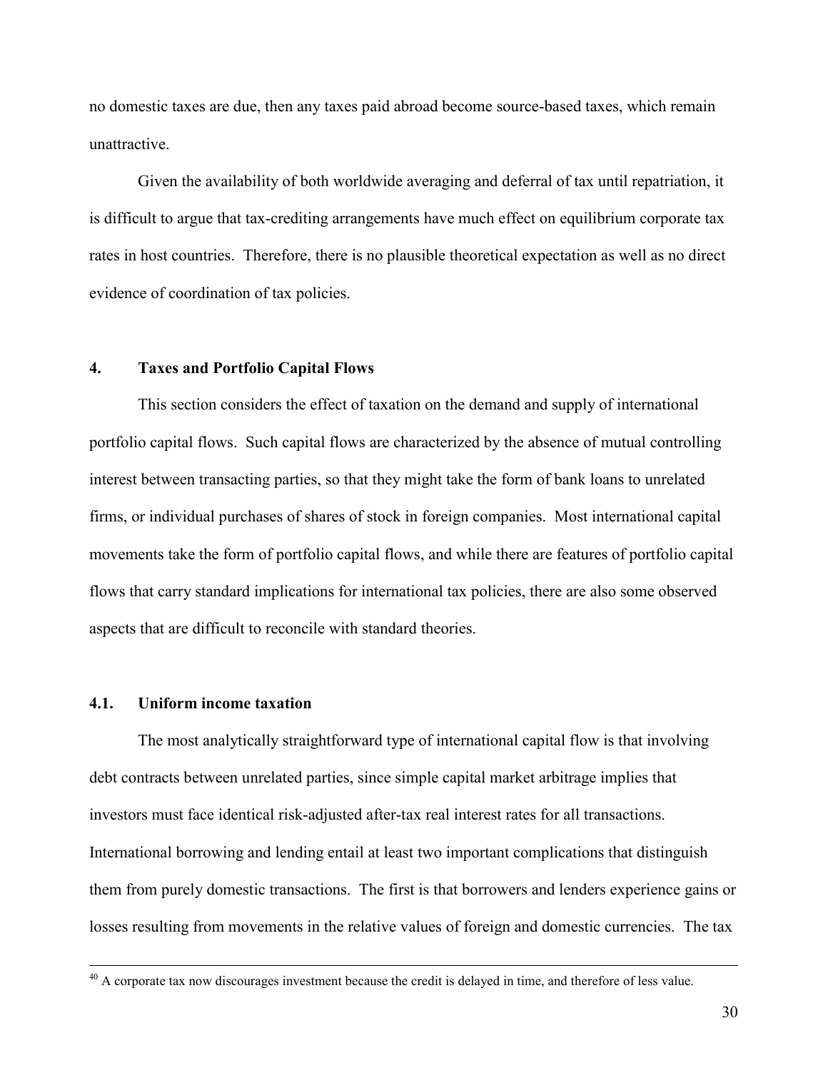no domestic taxes are due, then any taxes paid abroad become source-based taxes, which remain unattractive.

Given the availability of both worldwide averaging and deferral of tax until repatriation, it is difficult to argue that tax-crediting arrangements have much effect on equilibrium corporate tax rates in host countries. Therefore, there is no plausible theoretical expectation as well as no direct evidence of coordination of tax policies.

## 4. Taxes and Portfolio Capital Flows

This section considers the effect of taxation on the demand and supply of international portfolio capital flows. Such capital flows are characterized by the absence of mutual controlling interest between transacting parties, so that they might take the form of bank loans to unrelated firms, or individual purchases of shares of stock in foreign companies. Most international capital movements take the form of portfolio capital flows, and while there are features of portfolio capital flows that carry standard implications for international tax policies, there are also some observed aspects that are difficult to reconcile with standard theories.

### 4.1. Uniform income taxation

The most analytically straightforward type of international capital flow is that involving debt contracts between unrelated parties, since simple capital market arbitrage implies that investors must face identical risk-adjusted after-tax real interest rates for all transactions. International borrowing and lending entail at least two important complications that distinguish them from purely domestic transactions. The first is that borrowers and lenders experience gains or losses resulting from movements in the relative values of foreign and domestic currencies. The tax

[40] A corporate tax now discourages investment because the credit is delayed in time, and therefore of less value.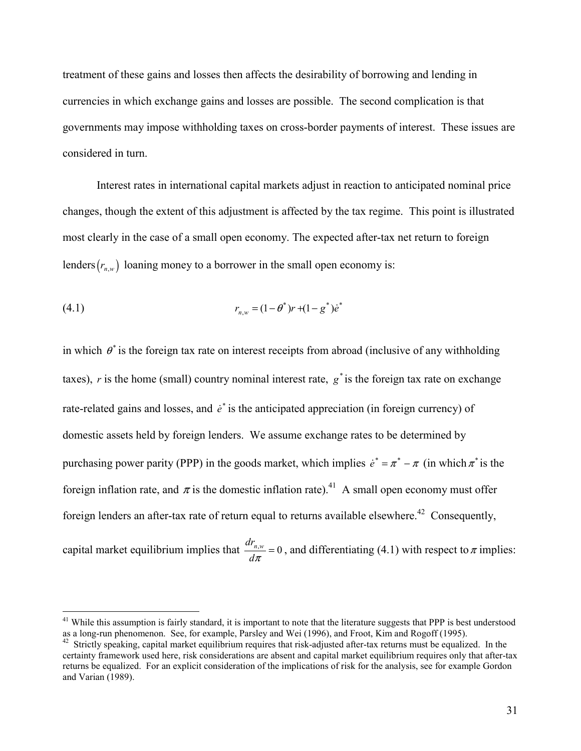treatment of these gains and losses then affects the desirability of borrowing and lending in currencies in which exchange gains and losses are possible. The second complication is that governments may impose withholding taxes on cross-border payments of interest. These issues are considered in turn.

Interest rates in international capital markets adjust in reaction to anticipated nominal price changes, though the extent of this adjustment is affected by the tax regime. This point is illustrated most clearly in the case of a small open economy. The expected after-tax net return to foreign lenders $(r_{n,w})$ loaning money to a borrower in the small open economy is:

$$r_{n,w} = (1-\theta^{*})r + (1-g^{*})\dot{e}^{*} \tag{4.1}$$

in which $\theta^{*}$ is the foreign tax rate on interest receipts from abroad (inclusive of any withholding taxes), $r$ is the home (small) country nominal interest rate, $g^{*}$ is the foreign tax rate on exchange rate-related gains and losses, and $\dot{e}^{*}$ is the anticipated appreciation (in foreign currency) of domestic assets held by foreign lenders. We assume exchange rates to be determined by purchasing power parity (PPP) in the goods market, which implies $\dot{e}^{*} = \pi^{*} - \pi$ (in which $\pi^{*}$ is the foreign inflation rate, and $\pi$ is the domestic inflation rate).[41] A small open economy must offer foreign lenders an after-tax rate of return equal to returns available elsewhere.[42] Consequently, capital market equilibrium implies that $\frac{dr_{n,w}}{d\pi} = 0$, and differentiating (4.1) with respect to $\pi$ implies:

---

[41] While this assumption is fairly standard, it is important to note that the literature suggests that PPP is best understood as a long-run phenomenon. See, for example, Parsley and Wei (1996), and Froot, Kim and Rogoff (1995).

[42] Strictly speaking, capital market equilibrium requires that risk-adjusted after-tax returns must be equalized. In the certainty framework used here, risk considerations are absent and capital market equilibrium requires only that after-tax returns be equalized. For an explicit consideration of the implications of risk for the analysis, see for example Gordon and Varian (1989).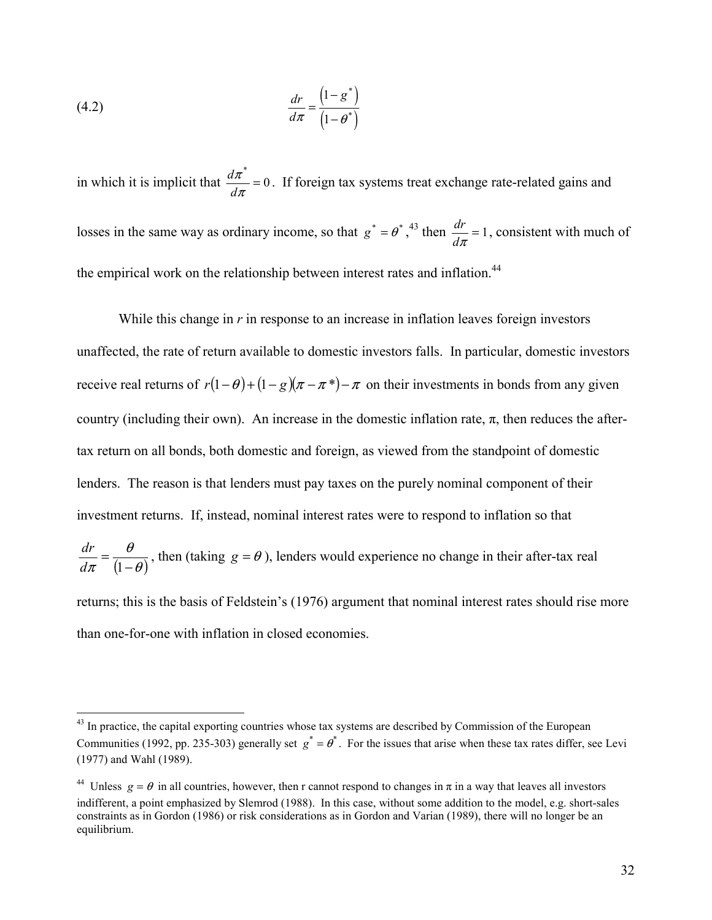$$\frac{dr}{d\pi} = \frac{\left(1-g^*\right)}{\left(1-\theta^*\right)} \tag{4.2}$$

in which it is implicit that $\frac{d\pi^*}{d\pi} = 0$. If foreign tax systems treat exchange rate-related gains and losses in the same way as ordinary income, so that $g^* = \theta^*$,[43] then $\frac{dr}{d\pi} = 1$, consistent with much of the empirical work on the relationship between interest rates and inflation.[44]

While this change in *r* in response to an increase in inflation leaves foreign investors unaffected, the rate of return available to domestic investors falls. In particular, domestic investors receive real returns of $r(1-\theta) + (1-g)(\pi - \pi^*) - \pi$ on their investments in bonds from any given country (including their own). An increase in the domestic inflation rate, π, then reduces the after-tax return on all bonds, both domestic and foreign, as viewed from the standpoint of domestic lenders. The reason is that lenders must pay taxes on the purely nominal component of their investment returns. If, instead, nominal interest rates were to respond to inflation so that $\frac{dr}{d\pi} = \frac{\theta}{(1-\theta)}$, then (taking $g = \theta$), lenders would experience no change in their after-tax real returns; this is the basis of Feldstein's (1976) argument that nominal interest rates should rise more than one-for-one with inflation in closed economies.

---

[43] In practice, the capital exporting countries whose tax systems are described by Commission of the European Communities (1992, pp. 235-303) generally set $g^* = \theta^*$. For the issues that arise when these tax rates differ, see Levi (1977) and Wahl (1989).

[44] Unless $g = \theta$ in all countries, however, then r cannot respond to changes in π in a way that leaves all investors indifferent, a point emphasized by Slemrod (1988). In this case, without some addition to the model, e.g. short-sales constraints as in Gordon (1986) or risk considerations as in Gordon and Varian (1989), there will no longer be an equilibrium.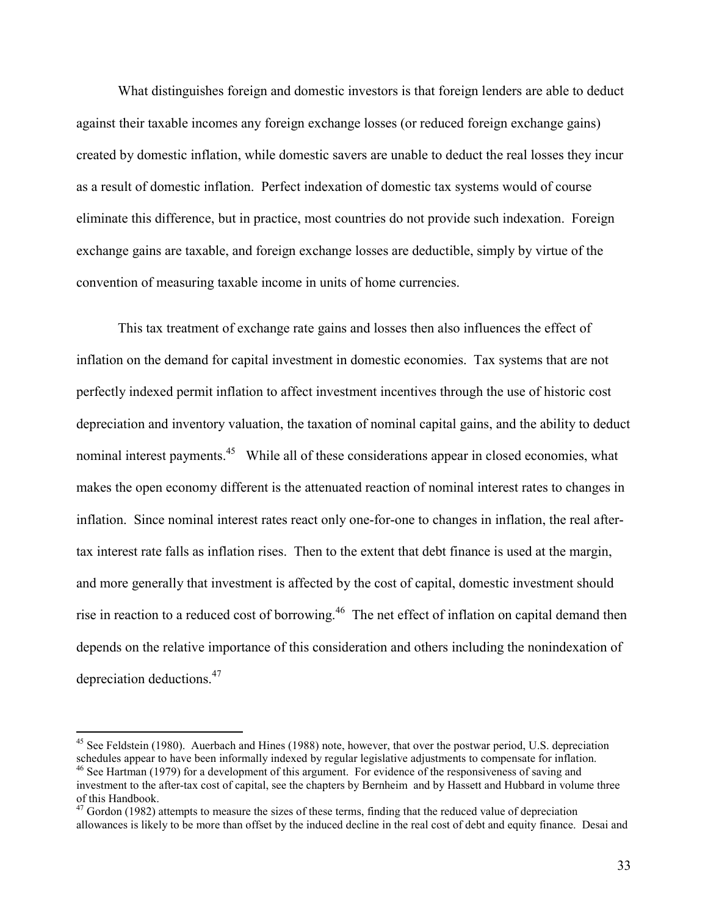What distinguishes foreign and domestic investors is that foreign lenders are able to deduct against their taxable incomes any foreign exchange losses (or reduced foreign exchange gains) created by domestic inflation, while domestic savers are unable to deduct the real losses they incur as a result of domestic inflation. Perfect indexation of domestic tax systems would of course eliminate this difference, but in practice, most countries do not provide such indexation. Foreign exchange gains are taxable, and foreign exchange losses are deductible, simply by virtue of the convention of measuring taxable income in units of home currencies.

This tax treatment of exchange rate gains and losses then also influences the effect of inflation on the demand for capital investment in domestic economies. Tax systems that are not perfectly indexed permit inflation to affect investment incentives through the use of historic cost depreciation and inventory valuation, the taxation of nominal capital gains, and the ability to deduct nominal interest payments.[45] While all of these considerations appear in closed economies, what makes the open economy different is the attenuated reaction of nominal interest rates to changes in inflation. Since nominal interest rates react only one-for-one to changes in inflation, the real after-tax interest rate falls as inflation rises. Then to the extent that debt finance is used at the margin, and more generally that investment is affected by the cost of capital, domestic investment should rise in reaction to a reduced cost of borrowing.[46] The net effect of inflation on capital demand then depends on the relative importance of this consideration and others including the nonindexation of depreciation deductions.[47]

---

[45] See Feldstein (1980). Auerbach and Hines (1988) note, however, that over the postwar period, U.S. depreciation schedules appear to have been informally indexed by regular legislative adjustments to compensate for inflation.

[46] See Hartman (1979) for a development of this argument. For evidence of the responsiveness of saving and investment to the after-tax cost of capital, see the chapters by Bernheim and by Hassett and Hubbard in volume three of this Handbook.

[47] Gordon (1982) attempts to measure the sizes of these terms, finding that the reduced value of depreciation allowances is likely to be more than offset by the induced decline in the real cost of debt and equity finance. Desai and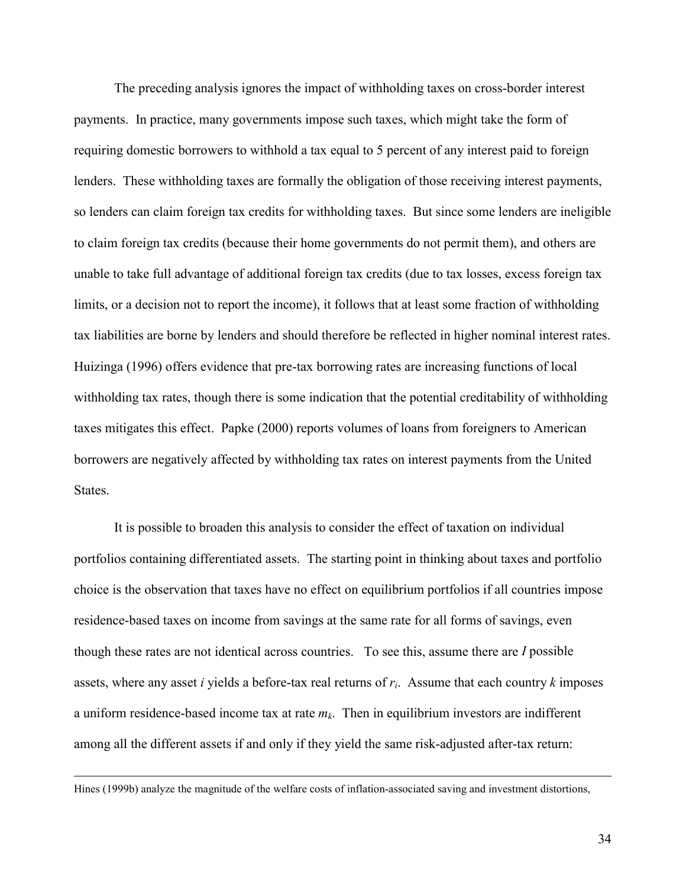The preceding analysis ignores the impact of withholding taxes on cross-border interest payments. In practice, many governments impose such taxes, which might take the form of requiring domestic borrowers to withhold a tax equal to 5 percent of any interest paid to foreign lenders. These withholding taxes are formally the obligation of those receiving interest payments, so lenders can claim foreign tax credits for withholding taxes. But since some lenders are ineligible to claim foreign tax credits (because their home governments do not permit them), and others are unable to take full advantage of additional foreign tax credits (due to tax losses, excess foreign tax limits, or a decision not to report the income), it follows that at least some fraction of withholding tax liabilities are borne by lenders and should therefore be reflected in higher nominal interest rates. Huizinga (1996) offers evidence that pre-tax borrowing rates are increasing functions of local withholding tax rates, though there is some indication that the potential creditability of withholding taxes mitigates this effect. Papke (2000) reports volumes of loans from foreigners to American borrowers are negatively affected by withholding tax rates on interest payments from the United States.

It is possible to broaden this analysis to consider the effect of taxation on individual portfolios containing differentiated assets. The starting point in thinking about taxes and portfolio choice is the observation that taxes have no effect on equilibrium portfolios if all countries impose residence-based taxes on income from savings at the same rate for all forms of savings, even though these rates are not identical across countries. To see this, assume there are $I$ possible assets, where any asset $i$ yields a before-tax real returns of $r_i$. Assume that each country $k$ imposes a uniform residence-based income tax at rate $m_k$. Then in equilibrium investors are indifferent among all the different assets if and only if they yield the same risk-adjusted after-tax return:

Hines (1999b) analyze the magnitude of the welfare costs of inflation-associated saving and investment distortions,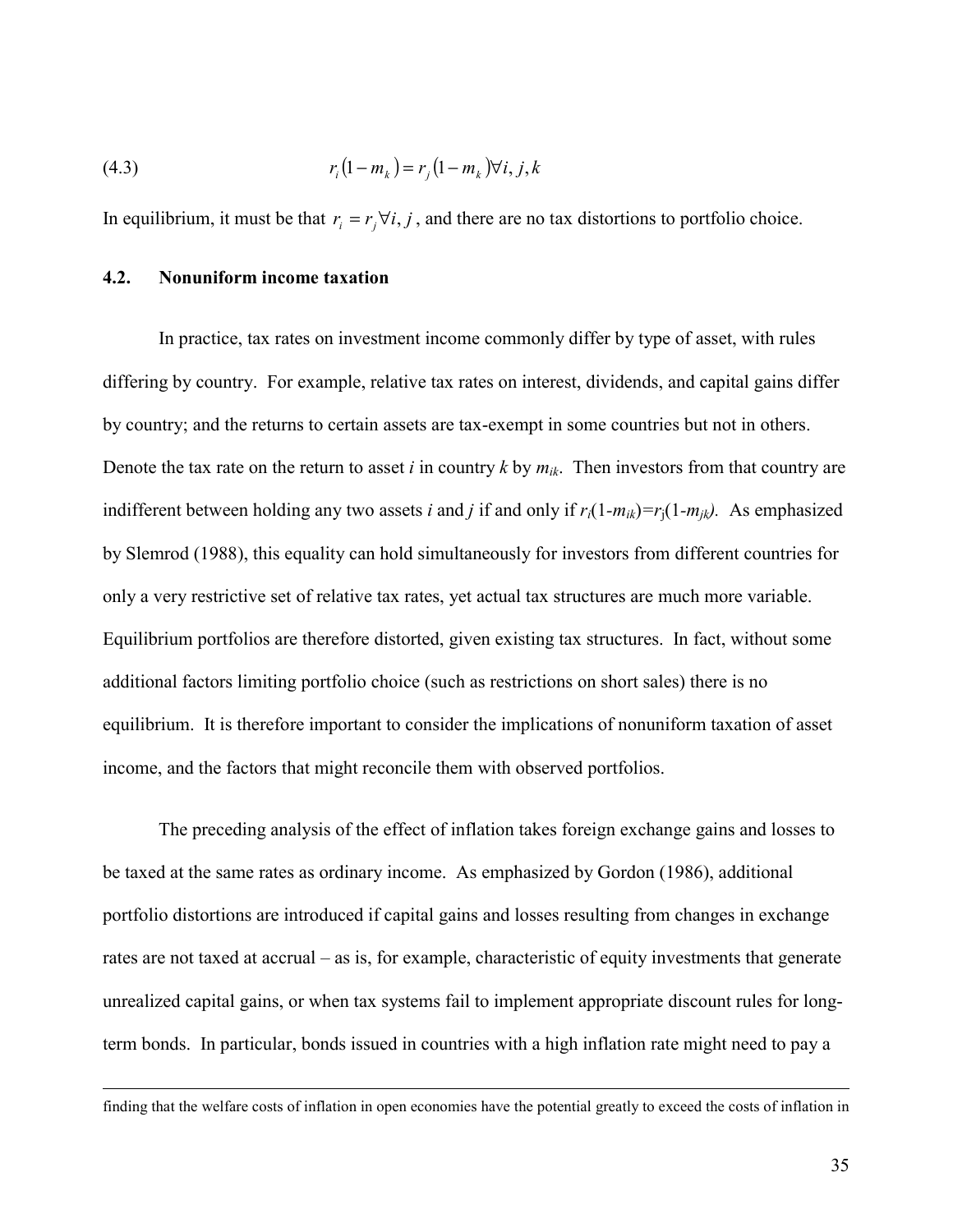$$r_i(1-m_k) = r_j(1-m_k) \forall i,j,k \tag{4.3}$$

In equilibrium, it must be that $r_i = r_j \forall i,j$, and there are no tax distortions to portfolio choice.

## 4.2. Nonuniform income taxation

In practice, tax rates on investment income commonly differ by type of asset, with rules differing by country. For example, relative tax rates on interest, dividends, and capital gains differ by country; and the returns to certain assets are tax-exempt in some countries but not in others. Denote the tax rate on the return to asset *i* in country *k* by $m_{ik}$. Then investors from that country are indifferent between holding any two assets *i* and *j* if and only if $r_i(1-m_{ik})=r_j(1-m_{jk})$. As emphasized by Slemrod (1988), this equality can hold simultaneously for investors from different countries for only a very restrictive set of relative tax rates, yet actual tax structures are much more variable. Equilibrium portfolios are therefore distorted, given existing tax structures. In fact, without some additional factors limiting portfolio choice (such as restrictions on short sales) there is no equilibrium. It is therefore important to consider the implications of nonuniform taxation of asset income, and the factors that might reconcile them with observed portfolios.

The preceding analysis of the effect of inflation takes foreign exchange gains and losses to be taxed at the same rates as ordinary income. As emphasized by Gordon (1986), additional portfolio distortions are introduced if capital gains and losses resulting from changes in exchange rates are not taxed at accrual – as is, for example, characteristic of equity investments that generate unrealized capital gains, or when tax systems fail to implement appropriate discount rules for long-term bonds. In particular, bonds issued in countries with a high inflation rate might need to pay a

finding that the welfare costs of inflation in open economies have the potential greatly to exceed the costs of inflation in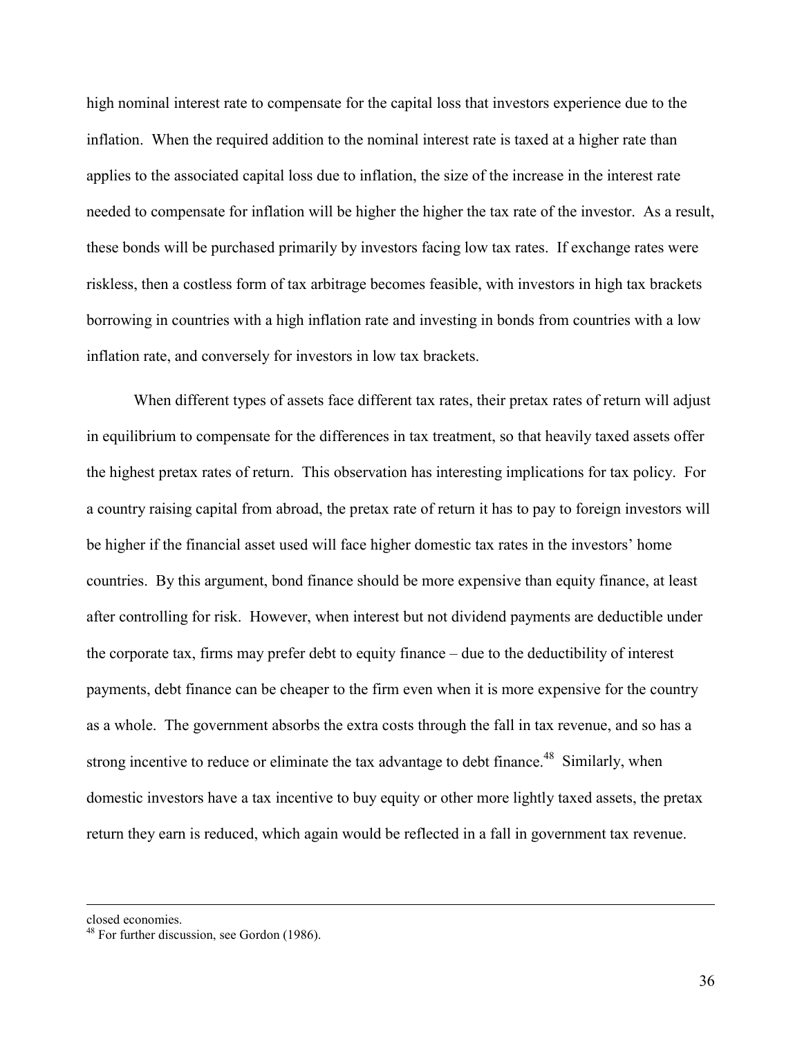high nominal interest rate to compensate for the capital loss that investors experience due to the inflation. When the required addition to the nominal interest rate is taxed at a higher rate than applies to the associated capital loss due to inflation, the size of the increase in the interest rate needed to compensate for inflation will be higher the higher the tax rate of the investor. As a result, these bonds will be purchased primarily by investors facing low tax rates. If exchange rates were riskless, then a costless form of tax arbitrage becomes feasible, with investors in high tax brackets borrowing in countries with a high inflation rate and investing in bonds from countries with a low inflation rate, and conversely for investors in low tax brackets.

When different types of assets face different tax rates, their pretax rates of return will adjust in equilibrium to compensate for the differences in tax treatment, so that heavily taxed assets offer the highest pretax rates of return. This observation has interesting implications for tax policy. For a country raising capital from abroad, the pretax rate of return it has to pay to foreign investors will be higher if the financial asset used will face higher domestic tax rates in the investors' home countries. By this argument, bond finance should be more expensive than equity finance, at least after controlling for risk. However, when interest but not dividend payments are deductible under the corporate tax, firms may prefer debt to equity finance – due to the deductibility of interest payments, debt finance can be cheaper to the firm even when it is more expensive for the country as a whole. The government absorbs the extra costs through the fall in tax revenue, and so has a strong incentive to reduce or eliminate the tax advantage to debt finance.[48] Similarly, when domestic investors have a tax incentive to buy equity or other more lightly taxed assets, the pretax return they earn is reduced, which again would be reflected in a fall in government tax revenue.

---

closed economies.

[48] For further discussion, see Gordon (1986).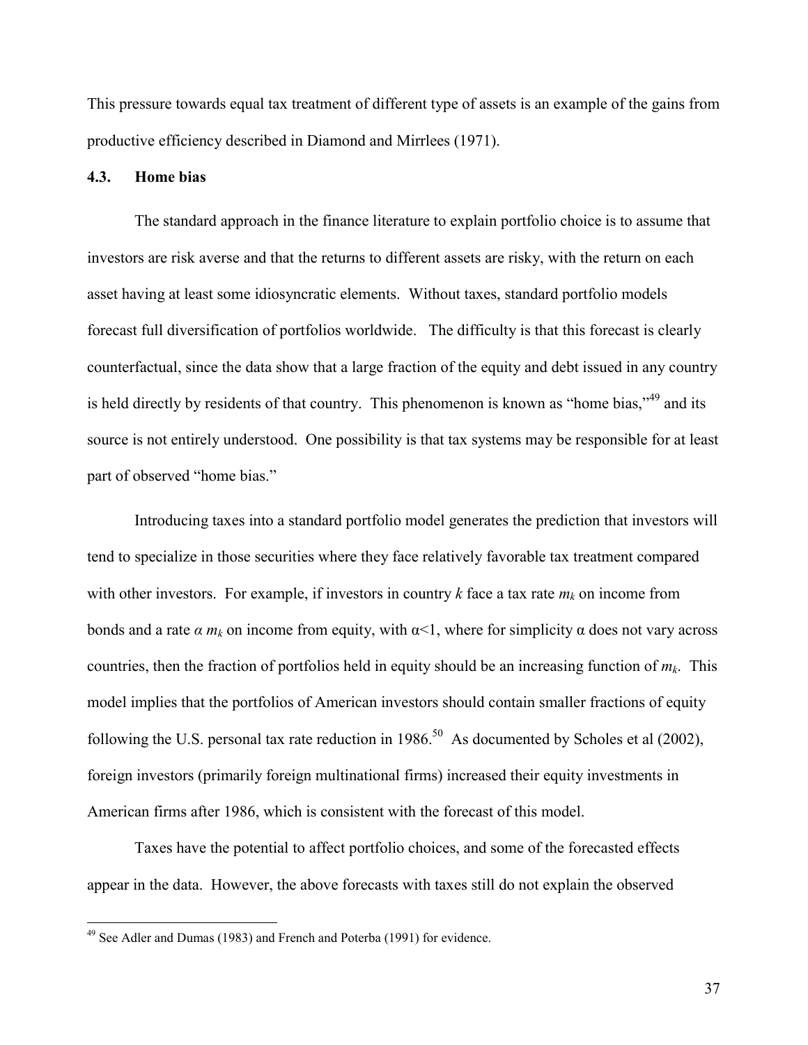This pressure towards equal tax treatment of different type of assets is an example of the gains from productive efficiency described in Diamond and Mirrlees (1971).

### 4.3. Home bias

The standard approach in the finance literature to explain portfolio choice is to assume that investors are risk averse and that the returns to different assets are risky, with the return on each asset having at least some idiosyncratic elements. Without taxes, standard portfolio models forecast full diversification of portfolios worldwide. The difficulty is that this forecast is clearly counterfactual, since the data show that a large fraction of the equity and debt issued in any country is held directly by residents of that country. This phenomenon is known as "home bias,"[49] and its source is not entirely understood. One possibility is that tax systems may be responsible for at least part of observed "home bias."

Introducing taxes into a standard portfolio model generates the prediction that investors will tend to specialize in those securities where they face relatively favorable tax treatment compared with other investors. For example, if investors in country $k$ face a tax rate $m_k$ on income from bonds and a rate $\alpha m_k$ on income from equity, with $\alpha<1$, where for simplicity $\alpha$ does not vary across countries, then the fraction of portfolios held in equity should be an increasing function of $m_k$. This model implies that the portfolios of American investors should contain smaller fractions of equity following the U.S. personal tax rate reduction in 1986.[50] As documented by Scholes et al (2002), foreign investors (primarily foreign multinational firms) increased their equity investments in American firms after 1986, which is consistent with the forecast of this model.

Taxes have the potential to affect portfolio choices, and some of the forecasted effects appear in the data. However, the above forecasts with taxes still do not explain the observed

[49] See Adler and Dumas (1983) and French and Poterba (1991) for evidence.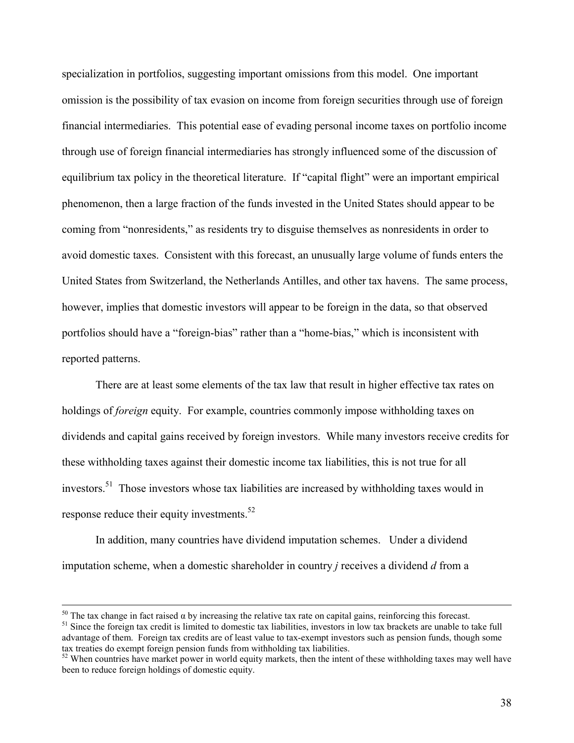specialization in portfolios, suggesting important omissions from this model. One important omission is the possibility of tax evasion on income from foreign securities through use of foreign financial intermediaries. This potential ease of evading personal income taxes on portfolio income through use of foreign financial intermediaries has strongly influenced some of the discussion of equilibrium tax policy in the theoretical literature. If "capital flight" were an important empirical phenomenon, then a large fraction of the funds invested in the United States should appear to be coming from "nonresidents," as residents try to disguise themselves as nonresidents in order to avoid domestic taxes. Consistent with this forecast, an unusually large volume of funds enters the United States from Switzerland, the Netherlands Antilles, and other tax havens. The same process, however, implies that domestic investors will appear to be foreign in the data, so that observed portfolios should have a "foreign-bias" rather than a "home-bias," which is inconsistent with reported patterns.

There are at least some elements of the tax law that result in higher effective tax rates on holdings of *foreign* equity. For example, countries commonly impose withholding taxes on dividends and capital gains received by foreign investors. While many investors receive credits for these withholding taxes against their domestic income tax liabilities, this is not true for all investors.[51] Those investors whose tax liabilities are increased by withholding taxes would in response reduce their equity investments.[52]

In addition, many countries have dividend imputation schemes. Under a dividend imputation scheme, when a domestic shareholder in country $j$ receives a dividend $d$ from a

---

[50] The tax change in fact raised $\alpha$ by increasing the relative tax rate on capital gains, reinforcing this forecast.

[51] Since the foreign tax credit is limited to domestic tax liabilities, investors in low tax brackets are unable to take full advantage of them. Foreign tax credits are of least value to tax-exempt investors such as pension funds, though some tax treaties do exempt foreign pension funds from withholding tax liabilities.

[52] When countries have market power in world equity markets, then the intent of these withholding taxes may well have been to reduce foreign holdings of domestic equity.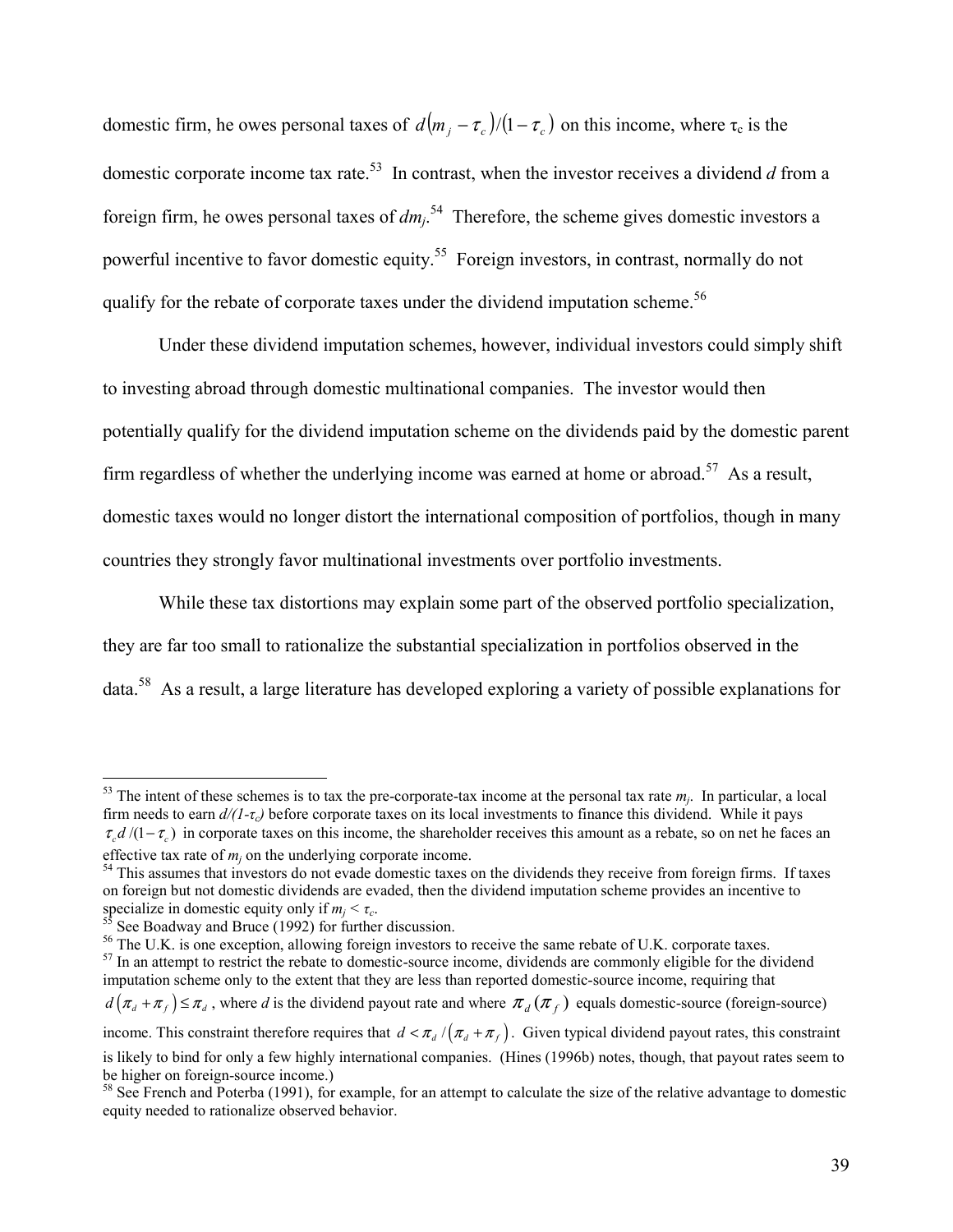domestic firm, he owes personal taxes of $d(m_j - \tau_c)/(1-\tau_c)$ on this income, where $\tau_c$ is the domestic corporate income tax rate.[53] In contrast, when the investor receives a dividend *d* from a foreign firm, he owes personal taxes of $dm_j$.[54] Therefore, the scheme gives domestic investors a powerful incentive to favor domestic equity.[55] Foreign investors, in contrast, normally do not qualify for the rebate of corporate taxes under the dividend imputation scheme.[56]

Under these dividend imputation schemes, however, individual investors could simply shift to investing abroad through domestic multinational companies. The investor would then potentially qualify for the dividend imputation scheme on the dividends paid by the domestic parent firm regardless of whether the underlying income was earned at home or abroad.[57] As a result, domestic taxes would no longer distort the international composition of portfolios, though in many countries they strongly favor multinational investments over portfolio investments.

While these tax distortions may explain some part of the observed portfolio specialization, they are far too small to rationalize the substantial specialization in portfolios observed in the data.[58] As a result, a large literature has developed exploring a variety of possible explanations for

---

[53] The intent of these schemes is to tax the pre-corporate-tax income at the personal tax rate $m_j$. In particular, a local firm needs to earn $d/(1-\tau_c)$ before corporate taxes on its local investments to finance this dividend. While it pays $\tau_c d/(1-\tau_c)$ in corporate taxes on this income, the shareholder receives this amount as a rebate, so on net he faces an effective tax rate of $m_j$ on the underlying corporate income.

[54] This assumes that investors do not evade domestic taxes on the dividends they receive from foreign firms. If taxes on foreign but not domestic dividends are evaded, then the dividend imputation scheme provides an incentive to specialize in domestic equity only if $m_j < \tau_c$.

[55] See Boadway and Bruce (1992) for further discussion.

[56] The U.K. is one exception, allowing foreign investors to receive the same rebate of U.K. corporate taxes.

[57] In an attempt to restrict the rebate to domestic-source income, dividends are commonly eligible for the dividend imputation scheme only to the extent that they are less than reported domestic-source income, requiring that $d(\pi_d + \pi_f) \leq \pi_d$, where *d* is the dividend payout rate and where $\pi_d(\pi_f)$ equals domestic-source (foreign-source) income. This constraint therefore requires that $d < \pi_d/(\pi_d + \pi_f)$. Given typical dividend payout rates, this constraint is likely to bind for only a few highly international companies. (Hines (1996b) notes, though, that payout rates seem to be higher on foreign-source income.)

[58] See French and Poterba (1991), for example, for an attempt to calculate the size of the relative advantage to domestic equity needed to rationalize observed behavior.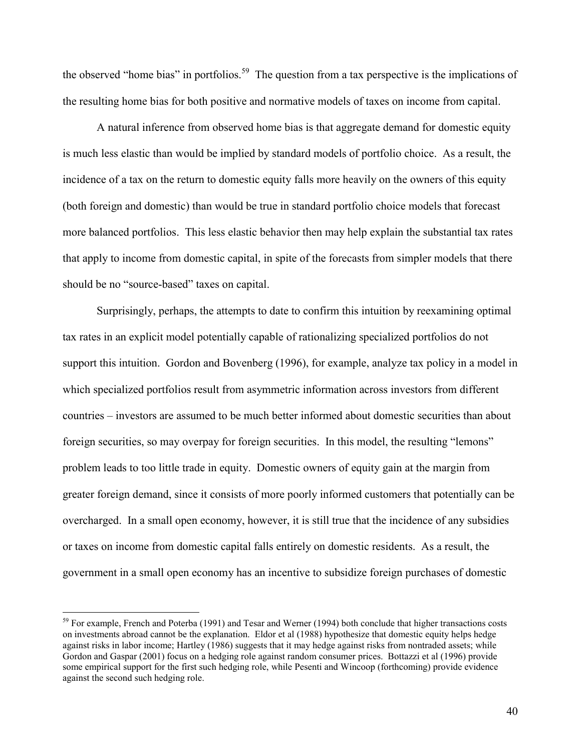the observed "home bias" in portfolios.[59] The question from a tax perspective is the implications of the resulting home bias for both positive and normative models of taxes on income from capital.

A natural inference from observed home bias is that aggregate demand for domestic equity is much less elastic than would be implied by standard models of portfolio choice. As a result, the incidence of a tax on the return to domestic equity falls more heavily on the owners of this equity (both foreign and domestic) than would be true in standard portfolio choice models that forecast more balanced portfolios. This less elastic behavior then may help explain the substantial tax rates that apply to income from domestic capital, in spite of the forecasts from simpler models that there should be no "source-based" taxes on capital.

Surprisingly, perhaps, the attempts to date to confirm this intuition by reexamining optimal tax rates in an explicit model potentially capable of rationalizing specialized portfolios do not support this intuition. Gordon and Bovenberg (1996), for example, analyze tax policy in a model in which specialized portfolios result from asymmetric information across investors from different countries – investors are assumed to be much better informed about domestic securities than about foreign securities, so may overpay for foreign securities. In this model, the resulting "lemons" problem leads to too little trade in equity. Domestic owners of equity gain at the margin from greater foreign demand, since it consists of more poorly informed customers that potentially can be overcharged. In a small open economy, however, it is still true that the incidence of any subsidies or taxes on income from domestic capital falls entirely on domestic residents. As a result, the government in a small open economy has an incentive to subsidize foreign purchases of domestic

[59] For example, French and Poterba (1991) and Tesar and Werner (1994) both conclude that higher transactions costs on investments abroad cannot be the explanation. Eldor et al (1988) hypothesize that domestic equity helps hedge against risks in labor income; Hartley (1986) suggests that it may hedge against risks from nontraded assets; while Gordon and Gaspar (2001) focus on a hedging role against random consumer prices. Bottazzi et al (1996) provide some empirical support for the first such hedging role, while Pesenti and Wincoop (forthcoming) provide evidence against the second such hedging role.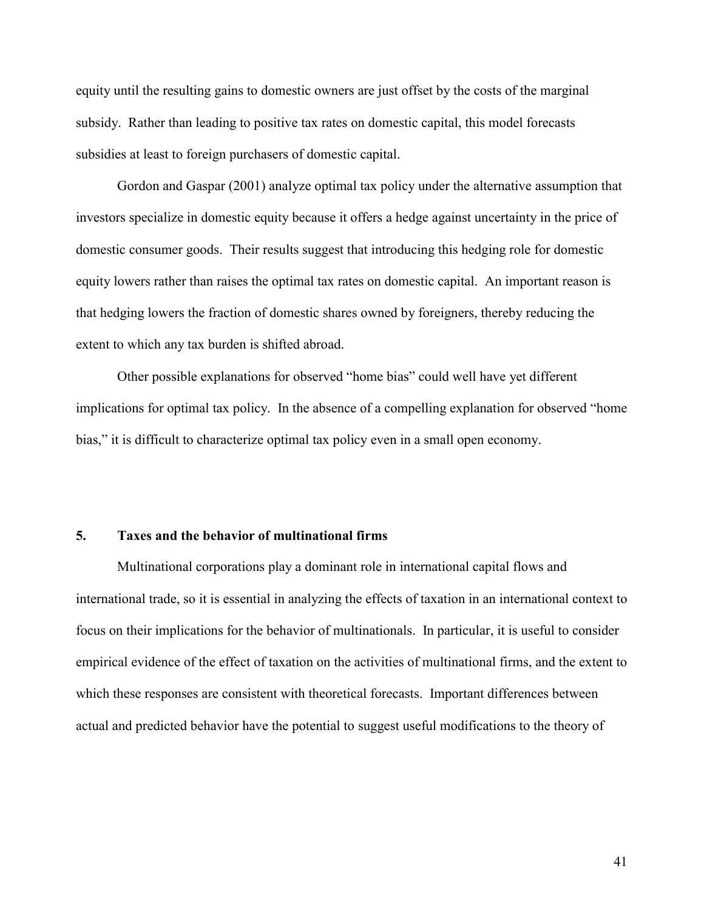equity until the resulting gains to domestic owners are just offset by the costs of the marginal subsidy. Rather than leading to positive tax rates on domestic capital, this model forecasts subsidies at least to foreign purchasers of domestic capital.

Gordon and Gaspar (2001) analyze optimal tax policy under the alternative assumption that investors specialize in domestic equity because it offers a hedge against uncertainty in the price of domestic consumer goods. Their results suggest that introducing this hedging role for domestic equity lowers rather than raises the optimal tax rates on domestic capital. An important reason is that hedging lowers the fraction of domestic shares owned by foreigners, thereby reducing the extent to which any tax burden is shifted abroad.

Other possible explanations for observed "home bias" could well have yet different implications for optimal tax policy. In the absence of a compelling explanation for observed "home bias," it is difficult to characterize optimal tax policy even in a small open economy.

## 5. Taxes and the behavior of multinational firms

Multinational corporations play a dominant role in international capital flows and international trade, so it is essential in analyzing the effects of taxation in an international context to focus on their implications for the behavior of multinationals. In particular, it is useful to consider empirical evidence of the effect of taxation on the activities of multinational firms, and the extent to which these responses are consistent with theoretical forecasts. Important differences between actual and predicted behavior have the potential to suggest useful modifications to the theory of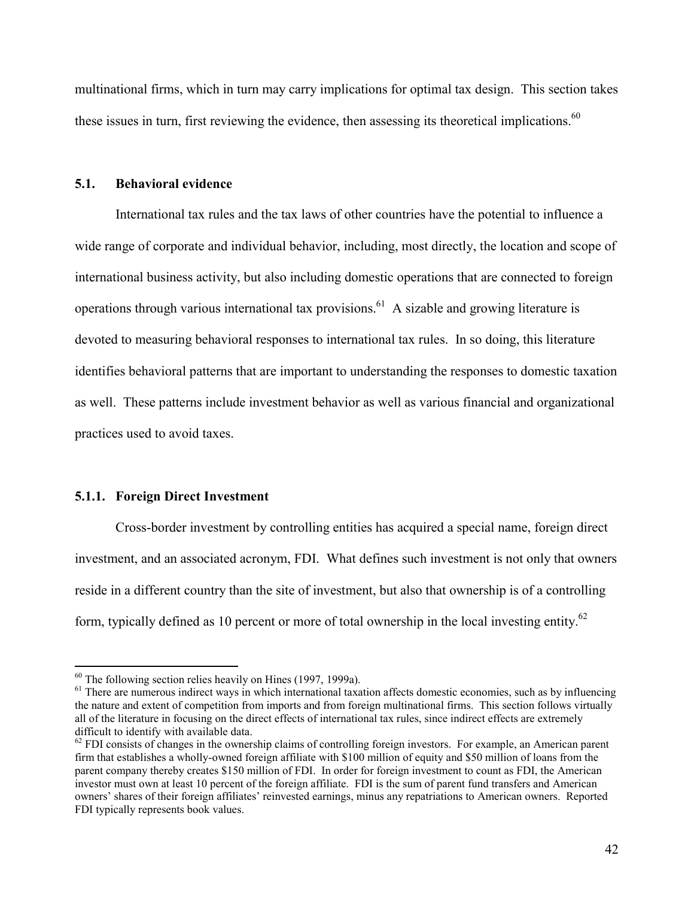multinational firms, which in turn may carry implications for optimal tax design. This section takes these issues in turn, first reviewing the evidence, then assessing its theoretical implications.[60]

### 5.1. Behavioral evidence

International tax rules and the tax laws of other countries have the potential to influence a wide range of corporate and individual behavior, including, most directly, the location and scope of international business activity, but also including domestic operations that are connected to foreign operations through various international tax provisions.[61] A sizable and growing literature is devoted to measuring behavioral responses to international tax rules. In so doing, this literature identifies behavioral patterns that are important to understanding the responses to domestic taxation as well. These patterns include investment behavior as well as various financial and organizational practices used to avoid taxes.

#### 5.1.1. Foreign Direct Investment

Cross-border investment by controlling entities has acquired a special name, foreign direct investment, and an associated acronym, FDI. What defines such investment is not only that owners reside in a different country than the site of investment, but also that ownership is of a controlling form, typically defined as 10 percent or more of total ownership in the local investing entity.[62]

---

[60] The following section relies heavily on Hines (1997, 1999a).

[61] There are numerous indirect ways in which international taxation affects domestic economies, such as by influencing the nature and extent of competition from imports and from foreign multinational firms. This section follows virtually all of the literature in focusing on the direct effects of international tax rules, since indirect effects are extremely difficult to identify with available data.

[62] FDI consists of changes in the ownership claims of controlling foreign investors. For example, an American parent firm that establishes a wholly-owned foreign affiliate with $100 million of equity and $50 million of loans from the parent company thereby creates $150 million of FDI. In order for foreign investment to count as FDI, the American investor must own at least 10 percent of the foreign affiliate. FDI is the sum of parent fund transfers and American owners' shares of their foreign affiliates' reinvested earnings, minus any repatriations to American owners. Reported FDI typically represents book values.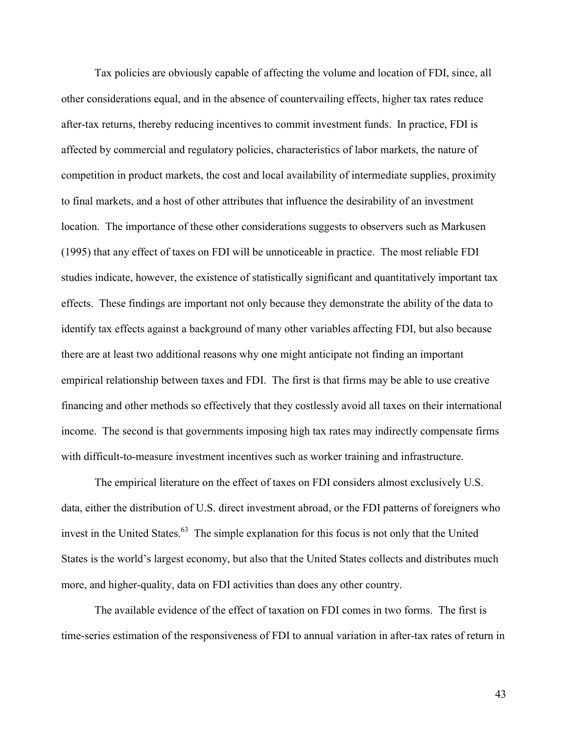Tax policies are obviously capable of affecting the volume and location of FDI, since, all other considerations equal, and in the absence of countervailing effects, higher tax rates reduce after-tax returns, thereby reducing incentives to commit investment funds. In practice, FDI is affected by commercial and regulatory policies, characteristics of labor markets, the nature of competition in product markets, the cost and local availability of intermediate supplies, proximity to final markets, and a host of other attributes that influence the desirability of an investment location. The importance of these other considerations suggests to observers such as Markusen (1995) that any effect of taxes on FDI will be unnoticeable in practice. The most reliable FDI studies indicate, however, the existence of statistically significant and quantitatively important tax effects. These findings are important not only because they demonstrate the ability of the data to identify tax effects against a background of many other variables affecting FDI, but also because there are at least two additional reasons why one might anticipate not finding an important empirical relationship between taxes and FDI. The first is that firms may be able to use creative financing and other methods so effectively that they costlessly avoid all taxes on their international income. The second is that governments imposing high tax rates may indirectly compensate firms with difficult-to-measure investment incentives such as worker training and infrastructure.

The empirical literature on the effect of taxes on FDI considers almost exclusively U.S. data, either the distribution of U.S. direct investment abroad, or the FDI patterns of foreigners who invest in the United States.[63] The simple explanation for this focus is not only that the United States is the world's largest economy, but also that the United States collects and distributes much more, and higher-quality, data on FDI activities than does any other country.

The available evidence of the effect of taxation on FDI comes in two forms. The first is time-series estimation of the responsiveness of FDI to annual variation in after-tax rates of return in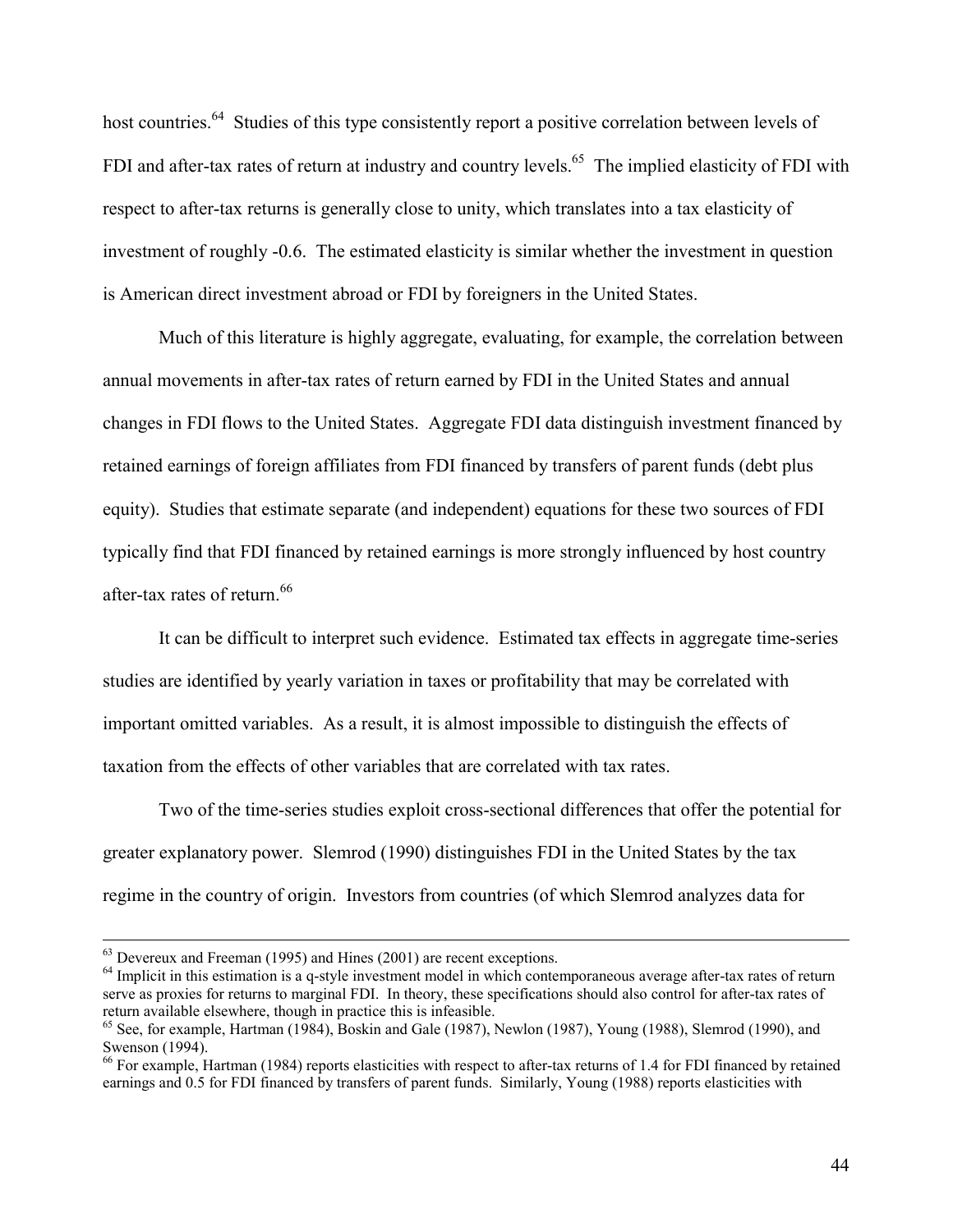host countries.[64] Studies of this type consistently report a positive correlation between levels of FDI and after-tax rates of return at industry and country levels.[65] The implied elasticity of FDI with respect to after-tax returns is generally close to unity, which translates into a tax elasticity of investment of roughly -0.6. The estimated elasticity is similar whether the investment in question is American direct investment abroad or FDI by foreigners in the United States.

Much of this literature is highly aggregate, evaluating, for example, the correlation between annual movements in after-tax rates of return earned by FDI in the United States and annual changes in FDI flows to the United States. Aggregate FDI data distinguish investment financed by retained earnings of foreign affiliates from FDI financed by transfers of parent funds (debt plus equity). Studies that estimate separate (and independent) equations for these two sources of FDI typically find that FDI financed by retained earnings is more strongly influenced by host country after-tax rates of return.[66]

It can be difficult to interpret such evidence. Estimated tax effects in aggregate time-series studies are identified by yearly variation in taxes or profitability that may be correlated with important omitted variables. As a result, it is almost impossible to distinguish the effects of taxation from the effects of other variables that are correlated with tax rates.

Two of the time-series studies exploit cross-sectional differences that offer the potential for greater explanatory power. Slemrod (1990) distinguishes FDI in the United States by the tax regime in the country of origin. Investors from countries (of which Slemrod analyzes data for

---

[63] Devereux and Freeman (1995) and Hines (2001) are recent exceptions.

[64] Implicit in this estimation is a q-style investment model in which contemporaneous average after-tax rates of return serve as proxies for returns to marginal FDI. In theory, these specifications should also control for after-tax rates of return available elsewhere, though in practice this is infeasible.

[65] See, for example, Hartman (1984), Boskin and Gale (1987), Newlon (1987), Young (1988), Slemrod (1990), and Swenson (1994).

[66] For example, Hartman (1984) reports elasticities with respect to after-tax returns of 1.4 for FDI financed by retained earnings and 0.5 for FDI financed by transfers of parent funds. Similarly, Young (1988) reports elasticities with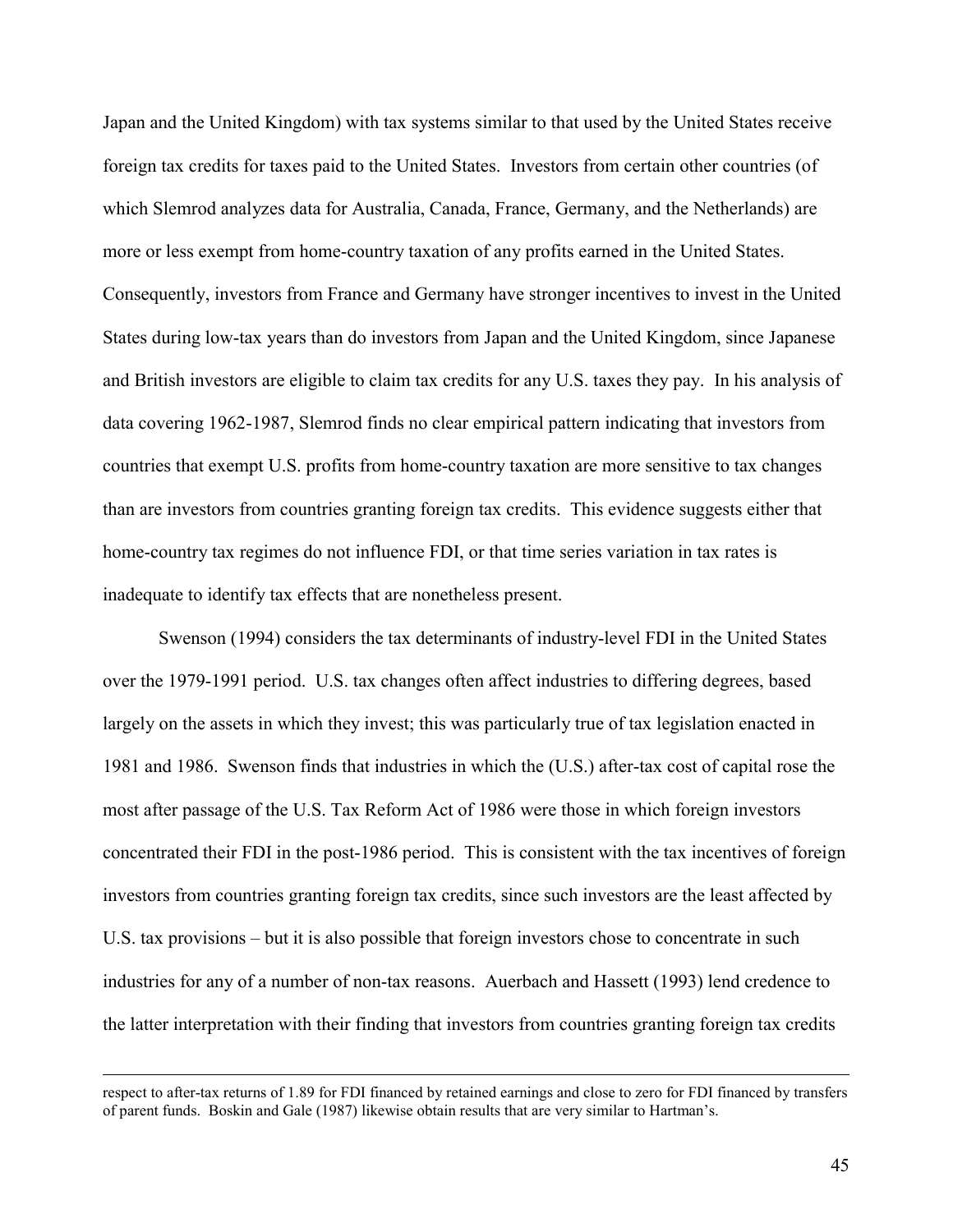Japan and the United Kingdom) with tax systems similar to that used by the United States receive foreign tax credits for taxes paid to the United States. Investors from certain other countries (of which Slemrod analyzes data for Australia, Canada, France, Germany, and the Netherlands) are more or less exempt from home-country taxation of any profits earned in the United States. Consequently, investors from France and Germany have stronger incentives to invest in the United States during low-tax years than do investors from Japan and the United Kingdom, since Japanese and British investors are eligible to claim tax credits for any U.S. taxes they pay. In his analysis of data covering 1962-1987, Slemrod finds no clear empirical pattern indicating that investors from countries that exempt U.S. profits from home-country taxation are more sensitive to tax changes than are investors from countries granting foreign tax credits. This evidence suggests either that home-country tax regimes do not influence FDI, or that time series variation in tax rates is inadequate to identify tax effects that are nonetheless present.

Swenson (1994) considers the tax determinants of industry-level FDI in the United States over the 1979-1991 period. U.S. tax changes often affect industries to differing degrees, based largely on the assets in which they invest; this was particularly true of tax legislation enacted in 1981 and 1986. Swenson finds that industries in which the (U.S.) after-tax cost of capital rose the most after passage of the U.S. Tax Reform Act of 1986 were those in which foreign investors concentrated their FDI in the post-1986 period. This is consistent with the tax incentives of foreign investors from countries granting foreign tax credits, since such investors are the least affected by U.S. tax provisions – but it is also possible that foreign investors chose to concentrate in such industries for any of a number of non-tax reasons. Auerbach and Hassett (1993) lend credence to the latter interpretation with their finding that investors from countries granting foreign tax credits

---

respect to after-tax returns of 1.89 for FDI financed by retained earnings and close to zero for FDI financed by transfers of parent funds. Boskin and Gale (1987) likewise obtain results that are very similar to Hartman's.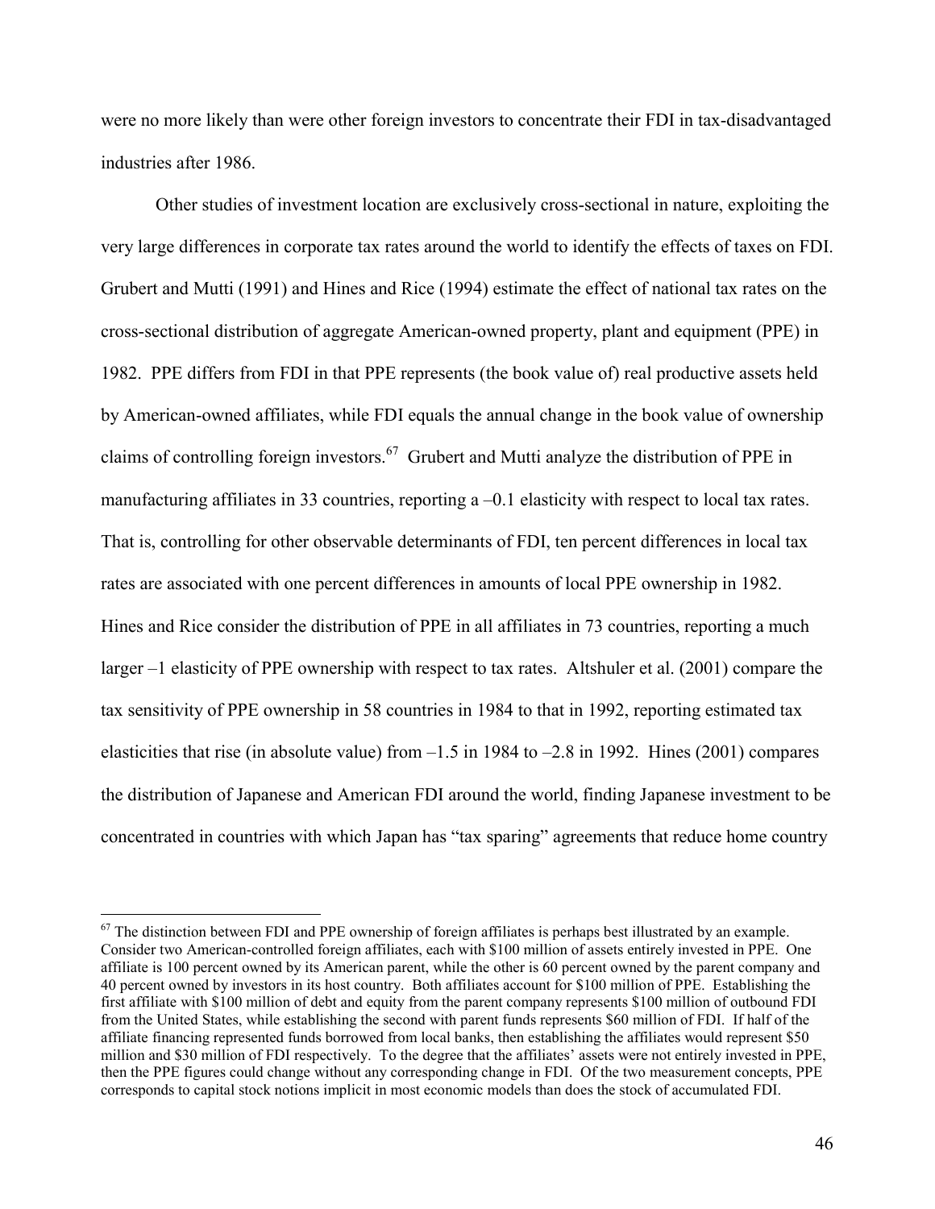were no more likely than were other foreign investors to concentrate their FDI in tax-disadvantaged industries after 1986.

Other studies of investment location are exclusively cross-sectional in nature, exploiting the very large differences in corporate tax rates around the world to identify the effects of taxes on FDI. Grubert and Mutti (1991) and Hines and Rice (1994) estimate the effect of national tax rates on the cross-sectional distribution of aggregate American-owned property, plant and equipment (PPE) in 1982. PPE differs from FDI in that PPE represents (the book value of) real productive assets held by American-owned affiliates, while FDI equals the annual change in the book value of ownership claims of controlling foreign investors.[67] Grubert and Mutti analyze the distribution of PPE in manufacturing affiliates in 33 countries, reporting a –0.1 elasticity with respect to local tax rates. That is, controlling for other observable determinants of FDI, ten percent differences in local tax rates are associated with one percent differences in amounts of local PPE ownership in 1982. Hines and Rice consider the distribution of PPE in all affiliates in 73 countries, reporting a much larger –1 elasticity of PPE ownership with respect to tax rates. Altshuler et al. (2001) compare the tax sensitivity of PPE ownership in 58 countries in 1984 to that in 1992, reporting estimated tax elasticities that rise (in absolute value) from –1.5 in 1984 to –2.8 in 1992. Hines (2001) compares the distribution of Japanese and American FDI around the world, finding Japanese investment to be concentrated in countries with which Japan has "tax sparing" agreements that reduce home country

[67] The distinction between FDI and PPE ownership of foreign affiliates is perhaps best illustrated by an example. Consider two American-controlled foreign affiliates, each with \$100 million of assets entirely invested in PPE. One affiliate is 100 percent owned by its American parent, while the other is 60 percent owned by the parent company and 40 percent owned by investors in its host country. Both affiliates account for \$100 million of PPE. Establishing the first affiliate with \$100 million of debt and equity from the parent company represents \$100 million of outbound FDI from the United States, while establishing the second with parent funds represents \$60 million of FDI. If half of the affiliate financing represented funds borrowed from local banks, then establishing the affiliates would represent \$50 million and \$30 million of FDI respectively. To the degree that the affiliates' assets were not entirely invested in PPE, then the PPE figures could change without any corresponding change in FDI. Of the two measurement concepts, PPE corresponds to capital stock notions implicit in most economic models than does the stock of accumulated FDI.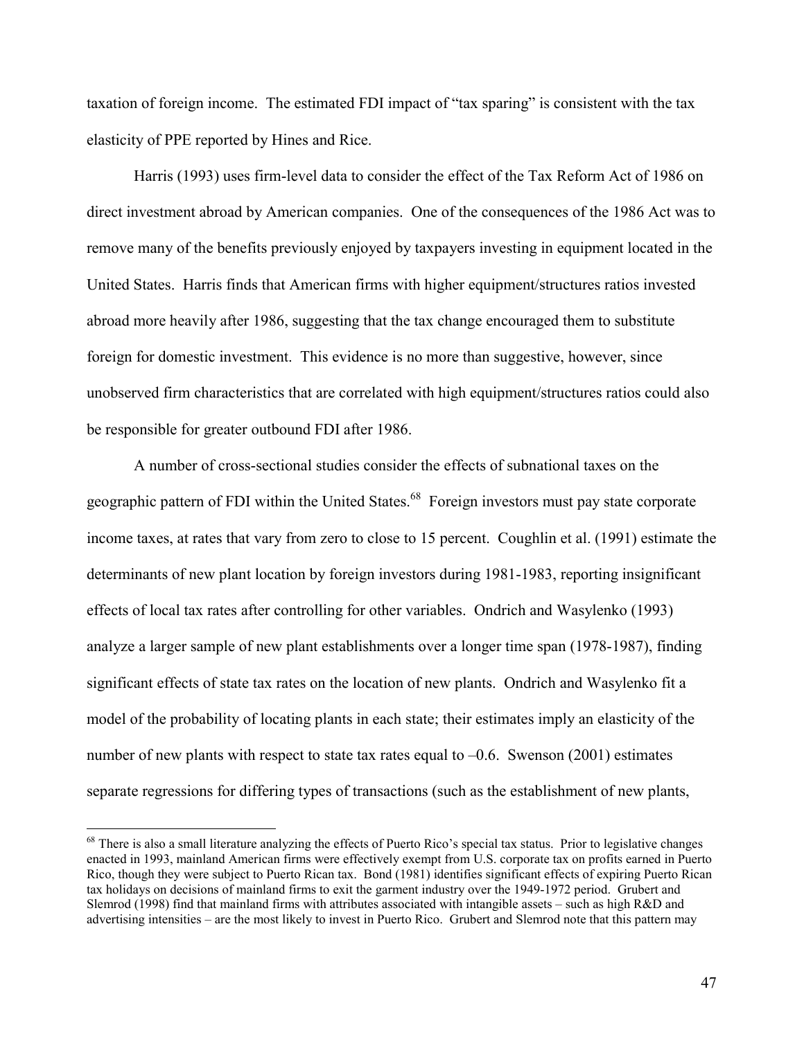taxation of foreign income. The estimated FDI impact of "tax sparing" is consistent with the tax elasticity of PPE reported by Hines and Rice.

Harris (1993) uses firm-level data to consider the effect of the Tax Reform Act of 1986 on direct investment abroad by American companies. One of the consequences of the 1986 Act was to remove many of the benefits previously enjoyed by taxpayers investing in equipment located in the United States. Harris finds that American firms with higher equipment/structures ratios invested abroad more heavily after 1986, suggesting that the tax change encouraged them to substitute foreign for domestic investment. This evidence is no more than suggestive, however, since unobserved firm characteristics that are correlated with high equipment/structures ratios could also be responsible for greater outbound FDI after 1986.

A number of cross-sectional studies consider the effects of subnational taxes on the geographic pattern of FDI within the United States.[68] Foreign investors must pay state corporate income taxes, at rates that vary from zero to close to 15 percent. Coughlin et al. (1991) estimate the determinants of new plant location by foreign investors during 1981-1983, reporting insignificant effects of local tax rates after controlling for other variables. Ondrich and Wasylenko (1993) analyze a larger sample of new plant establishments over a longer time span (1978-1987), finding significant effects of state tax rates on the location of new plants. Ondrich and Wasylenko fit a model of the probability of locating plants in each state; their estimates imply an elasticity of the number of new plants with respect to state tax rates equal to –0.6. Swenson (2001) estimates separate regressions for differing types of transactions (such as the establishment of new plants,

---

[68] There is also a small literature analyzing the effects of Puerto Rico's special tax status. Prior to legislative changes enacted in 1993, mainland American firms were effectively exempt from U.S. corporate tax on profits earned in Puerto Rico, though they were subject to Puerto Rican tax. Bond (1981) identifies significant effects of expiring Puerto Rican tax holidays on decisions of mainland firms to exit the garment industry over the 1949-1972 period. Grubert and Slemrod (1998) find that mainland firms with attributes associated with intangible assets – such as high R&D and advertising intensities – are the most likely to invest in Puerto Rico. Grubert and Slemrod note that this pattern may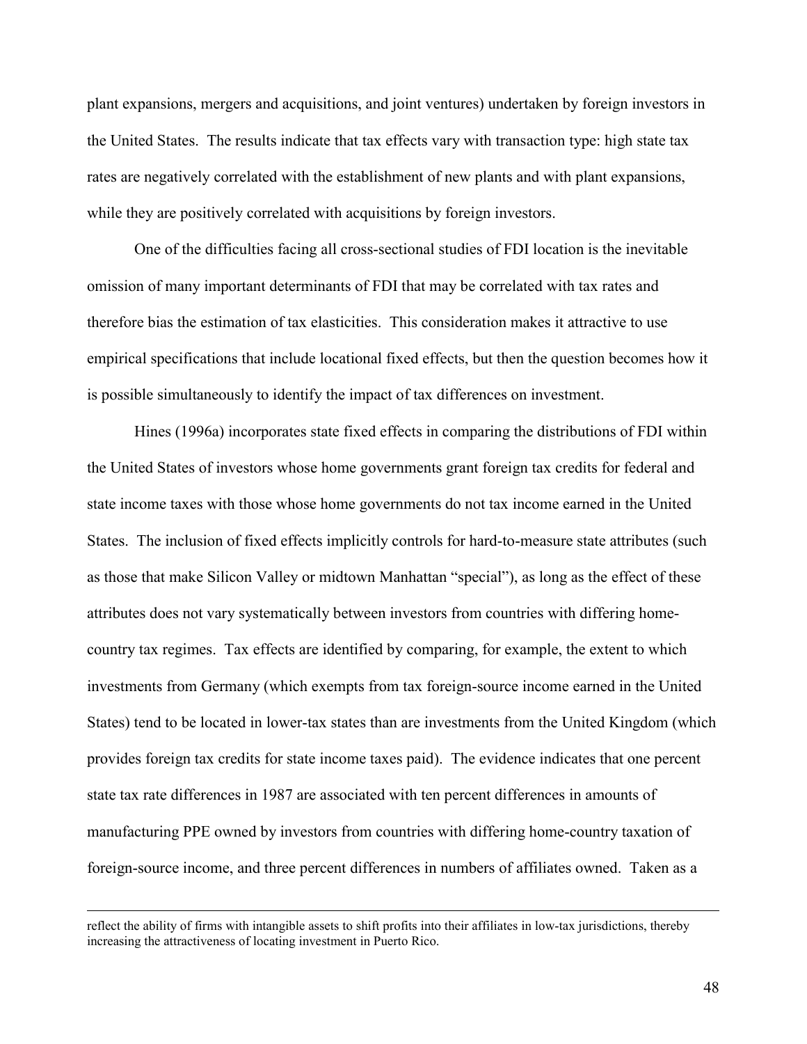plant expansions, mergers and acquisitions, and joint ventures) undertaken by foreign investors in the United States. The results indicate that tax effects vary with transaction type: high state tax rates are negatively correlated with the establishment of new plants and with plant expansions, while they are positively correlated with acquisitions by foreign investors.

One of the difficulties facing all cross-sectional studies of FDI location is the inevitable omission of many important determinants of FDI that may be correlated with tax rates and therefore bias the estimation of tax elasticities. This consideration makes it attractive to use empirical specifications that include locational fixed effects, but then the question becomes how it is possible simultaneously to identify the impact of tax differences on investment.

Hines (1996a) incorporates state fixed effects in comparing the distributions of FDI within the United States of investors whose home governments grant foreign tax credits for federal and state income taxes with those whose home governments do not tax income earned in the United States. The inclusion of fixed effects implicitly controls for hard-to-measure state attributes (such as those that make Silicon Valley or midtown Manhattan "special"), as long as the effect of these attributes does not vary systematically between investors from countries with differing home-country tax regimes. Tax effects are identified by comparing, for example, the extent to which investments from Germany (which exempts from tax foreign-source income earned in the United States) tend to be located in lower-tax states than are investments from the United Kingdom (which provides foreign tax credits for state income taxes paid). The evidence indicates that one percent state tax rate differences in 1987 are associated with ten percent differences in amounts of manufacturing PPE owned by investors from countries with differing home-country taxation of foreign-source income, and three percent differences in numbers of affiliates owned. Taken as a

---

reflect the ability of firms with intangible assets to shift profits into their affiliates in low-tax jurisdictions, thereby increasing the attractiveness of locating investment in Puerto Rico.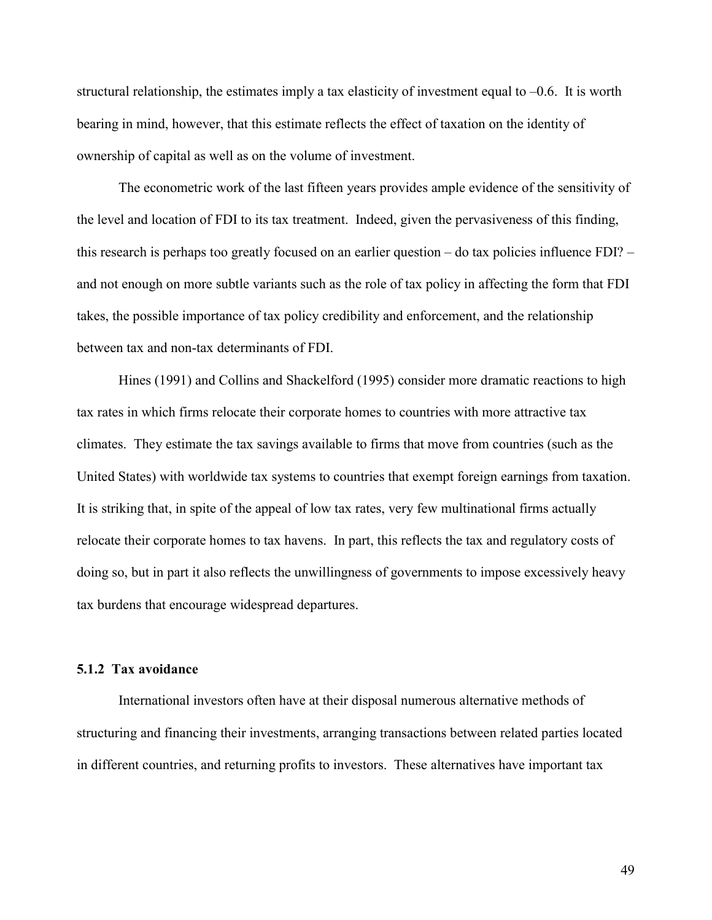structural relationship, the estimates imply a tax elasticity of investment equal to –0.6. It is worth bearing in mind, however, that this estimate reflects the effect of taxation on the identity of ownership of capital as well as on the volume of investment.

The econometric work of the last fifteen years provides ample evidence of the sensitivity of the level and location of FDI to its tax treatment. Indeed, given the pervasiveness of this finding, this research is perhaps too greatly focused on an earlier question – do tax policies influence FDI? – and not enough on more subtle variants such as the role of tax policy in affecting the form that FDI takes, the possible importance of tax policy credibility and enforcement, and the relationship between tax and non-tax determinants of FDI.

Hines (1991) and Collins and Shackelford (1995) consider more dramatic reactions to high tax rates in which firms relocate their corporate homes to countries with more attractive tax climates. They estimate the tax savings available to firms that move from countries (such as the United States) with worldwide tax systems to countries that exempt foreign earnings from taxation. It is striking that, in spite of the appeal of low tax rates, very few multinational firms actually relocate their corporate homes to tax havens. In part, this reflects the tax and regulatory costs of doing so, but in part it also reflects the unwillingness of governments to impose excessively heavy tax burdens that encourage widespread departures.

### 5.1.2 Tax avoidance

International investors often have at their disposal numerous alternative methods of structuring and financing their investments, arranging transactions between related parties located in different countries, and returning profits to investors. These alternatives have important tax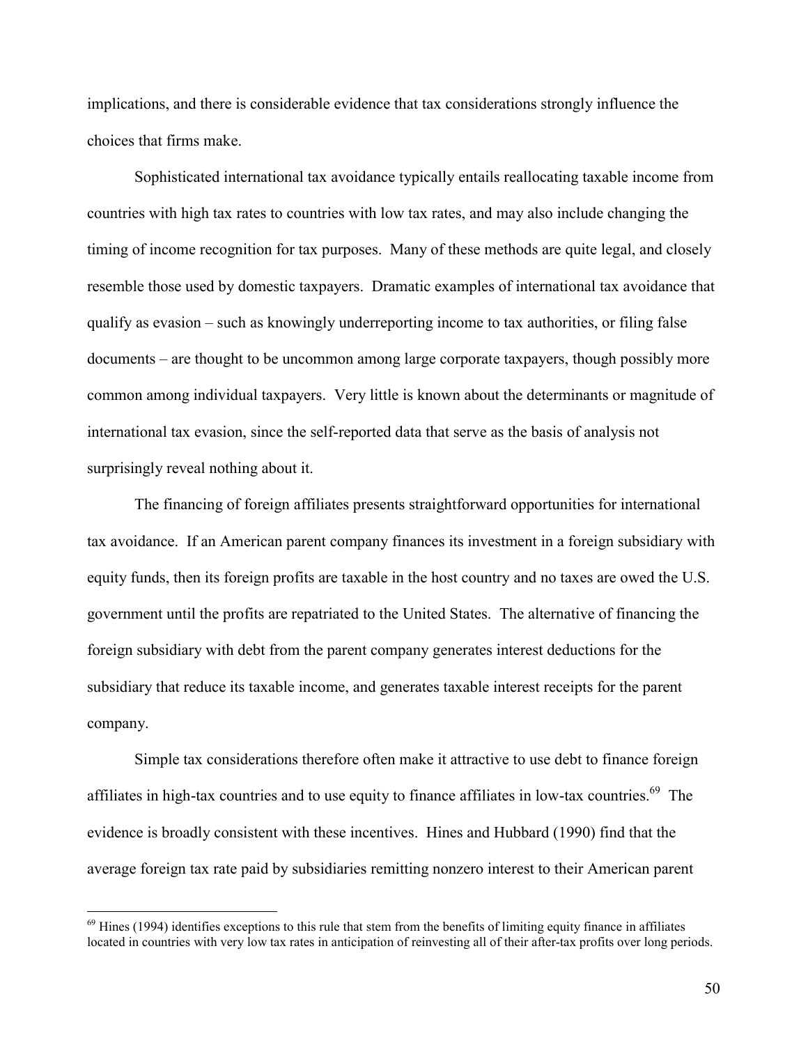implications, and there is considerable evidence that tax considerations strongly influence the choices that firms make.

Sophisticated international tax avoidance typically entails reallocating taxable income from countries with high tax rates to countries with low tax rates, and may also include changing the timing of income recognition for tax purposes. Many of these methods are quite legal, and closely resemble those used by domestic taxpayers. Dramatic examples of international tax avoidance that qualify as evasion – such as knowingly underreporting income to tax authorities, or filing false documents – are thought to be uncommon among large corporate taxpayers, though possibly more common among individual taxpayers. Very little is known about the determinants or magnitude of international tax evasion, since the self-reported data that serve as the basis of analysis not surprisingly reveal nothing about it.

The financing of foreign affiliates presents straightforward opportunities for international tax avoidance. If an American parent company finances its investment in a foreign subsidiary with equity funds, then its foreign profits are taxable in the host country and no taxes are owed the U.S. government until the profits are repatriated to the United States. The alternative of financing the foreign subsidiary with debt from the parent company generates interest deductions for the subsidiary that reduce its taxable income, and generates taxable interest receipts for the parent company.

Simple tax considerations therefore often make it attractive to use debt to finance foreign affiliates in high-tax countries and to use equity to finance affiliates in low-tax countries.[69] The evidence is broadly consistent with these incentives. Hines and Hubbard (1990) find that the average foreign tax rate paid by subsidiaries remitting nonzero interest to their American parent

[69] Hines (1994) identifies exceptions to this rule that stem from the benefits of limiting equity finance in affiliates located in countries with very low tax rates in anticipation of reinvesting all of their after-tax profits over long periods.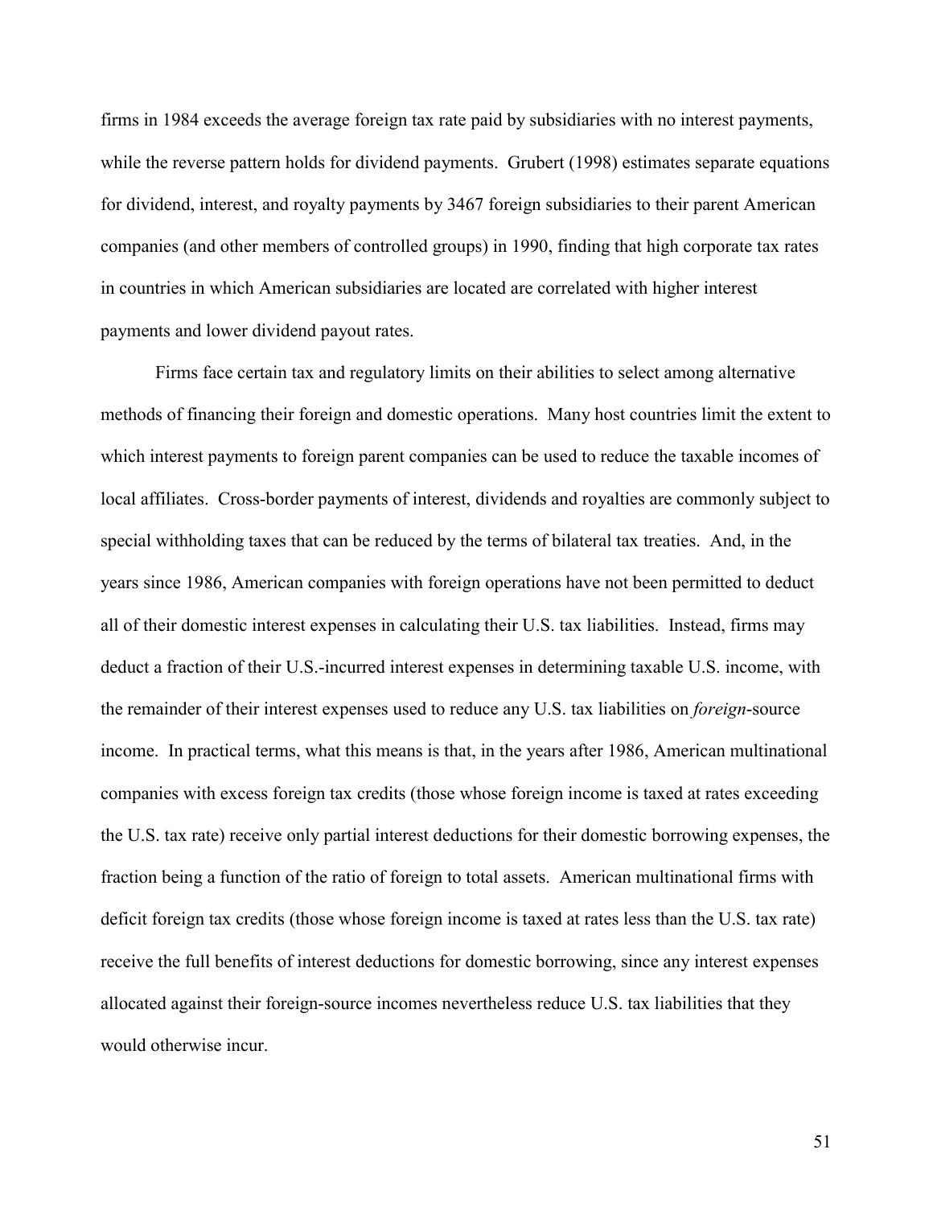firms in 1984 exceeds the average foreign tax rate paid by subsidiaries with no interest payments, while the reverse pattern holds for dividend payments. Grubert (1998) estimates separate equations for dividend, interest, and royalty payments by 3467 foreign subsidiaries to their parent American companies (and other members of controlled groups) in 1990, finding that high corporate tax rates in countries in which American subsidiaries are located are correlated with higher interest payments and lower dividend payout rates.

Firms face certain tax and regulatory limits on their abilities to select among alternative methods of financing their foreign and domestic operations. Many host countries limit the extent to which interest payments to foreign parent companies can be used to reduce the taxable incomes of local affiliates. Cross-border payments of interest, dividends and royalties are commonly subject to special withholding taxes that can be reduced by the terms of bilateral tax treaties. And, in the years since 1986, American companies with foreign operations have not been permitted to deduct all of their domestic interest expenses in calculating their U.S. tax liabilities. Instead, firms may deduct a fraction of their U.S.-incurred interest expenses in determining taxable U.S. income, with the remainder of their interest expenses used to reduce any U.S. tax liabilities on *foreign*-source income. In practical terms, what this means is that, in the years after 1986, American multinational companies with excess foreign tax credits (those whose foreign income is taxed at rates exceeding the U.S. tax rate) receive only partial interest deductions for their domestic borrowing expenses, the fraction being a function of the ratio of foreign to total assets. American multinational firms with deficit foreign tax credits (those whose foreign income is taxed at rates less than the U.S. tax rate) receive the full benefits of interest deductions for domestic borrowing, since any interest expenses allocated against their foreign-source incomes nevertheless reduce U.S. tax liabilities that they would otherwise incur.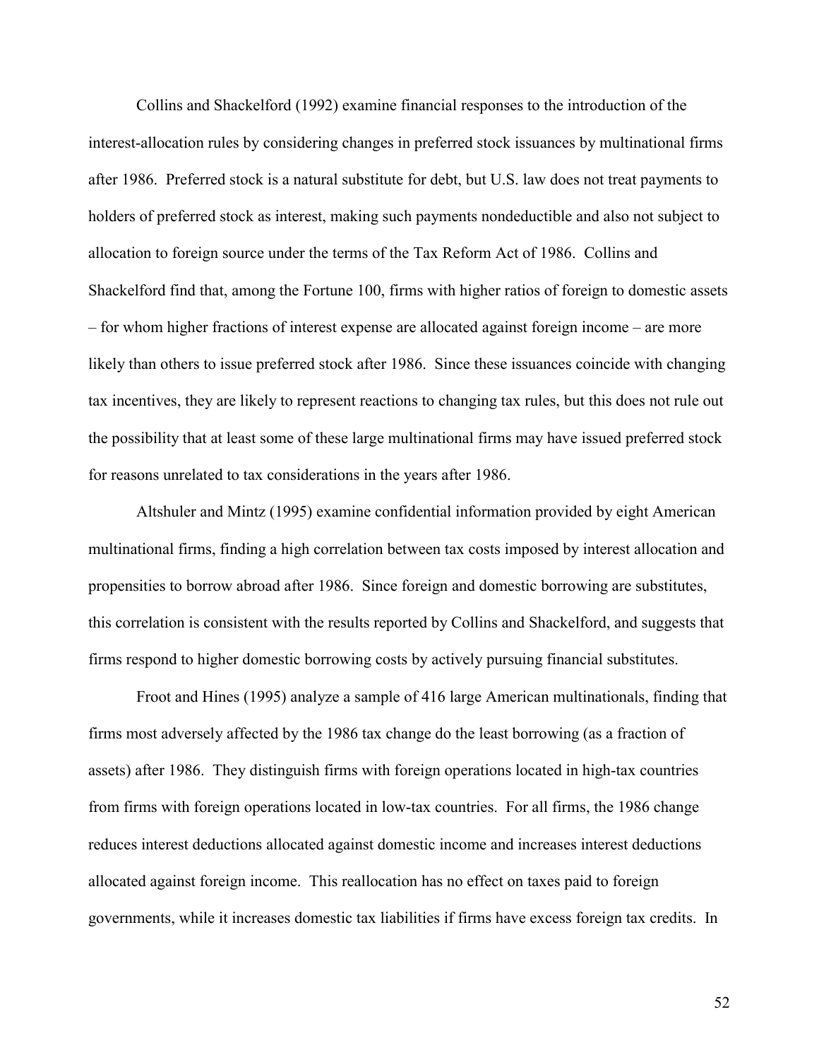Collins and Shackelford (1992) examine financial responses to the introduction of the interest-allocation rules by considering changes in preferred stock issuances by multinational firms after 1986. Preferred stock is a natural substitute for debt, but U.S. law does not treat payments to holders of preferred stock as interest, making such payments nondeductible and also not subject to allocation to foreign source under the terms of the Tax Reform Act of 1986. Collins and Shackelford find that, among the Fortune 100, firms with higher ratios of foreign to domestic assets – for whom higher fractions of interest expense are allocated against foreign income – are more likely than others to issue preferred stock after 1986. Since these issuances coincide with changing tax incentives, they are likely to represent reactions to changing tax rules, but this does not rule out the possibility that at least some of these large multinational firms may have issued preferred stock for reasons unrelated to tax considerations in the years after 1986.

Altshuler and Mintz (1995) examine confidential information provided by eight American multinational firms, finding a high correlation between tax costs imposed by interest allocation and propensities to borrow abroad after 1986. Since foreign and domestic borrowing are substitutes, this correlation is consistent with the results reported by Collins and Shackelford, and suggests that firms respond to higher domestic borrowing costs by actively pursuing financial substitutes.

Froot and Hines (1995) analyze a sample of 416 large American multinationals, finding that firms most adversely affected by the 1986 tax change do the least borrowing (as a fraction of assets) after 1986. They distinguish firms with foreign operations located in high-tax countries from firms with foreign operations located in low-tax countries. For all firms, the 1986 change reduces interest deductions allocated against domestic income and increases interest deductions allocated against foreign income. This reallocation has no effect on taxes paid to foreign governments, while it increases domestic tax liabilities if firms have excess foreign tax credits. In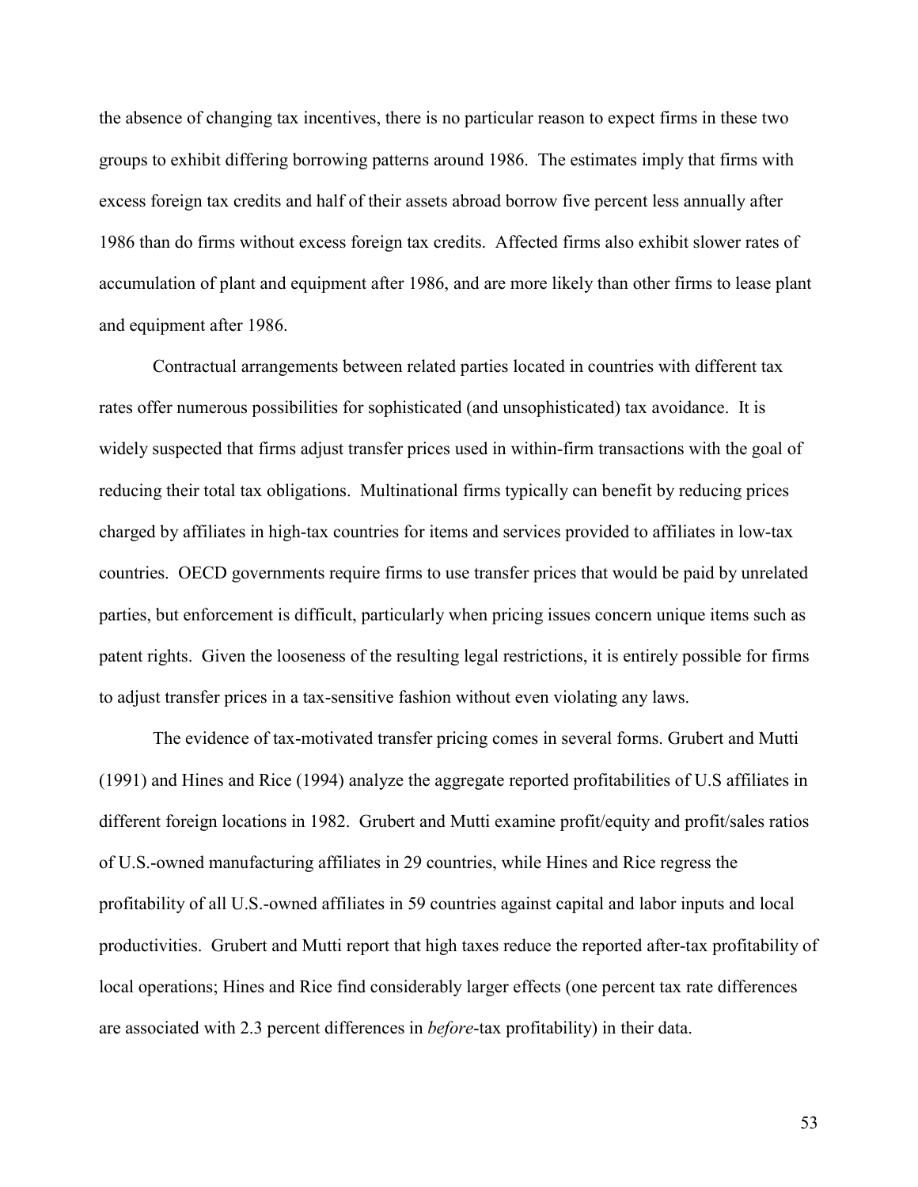the absence of changing tax incentives, there is no particular reason to expect firms in these two groups to exhibit differing borrowing patterns around 1986. The estimates imply that firms with excess foreign tax credits and half of their assets abroad borrow five percent less annually after 1986 than do firms without excess foreign tax credits. Affected firms also exhibit slower rates of accumulation of plant and equipment after 1986, and are more likely than other firms to lease plant and equipment after 1986.

Contractual arrangements between related parties located in countries with different tax rates offer numerous possibilities for sophisticated (and unsophisticated) tax avoidance. It is widely suspected that firms adjust transfer prices used in within-firm transactions with the goal of reducing their total tax obligations. Multinational firms typically can benefit by reducing prices charged by affiliates in high-tax countries for items and services provided to affiliates in low-tax countries. OECD governments require firms to use transfer prices that would be paid by unrelated parties, but enforcement is difficult, particularly when pricing issues concern unique items such as patent rights. Given the looseness of the resulting legal restrictions, it is entirely possible for firms to adjust transfer prices in a tax-sensitive fashion without even violating any laws.

The evidence of tax-motivated transfer pricing comes in several forms. Grubert and Mutti (1991) and Hines and Rice (1994) analyze the aggregate reported profitabilities of U.S affiliates in different foreign locations in 1982. Grubert and Mutti examine profit/equity and profit/sales ratios of U.S.-owned manufacturing affiliates in 29 countries, while Hines and Rice regress the profitability of all U.S.-owned affiliates in 59 countries against capital and labor inputs and local productivities. Grubert and Mutti report that high taxes reduce the reported after-tax profitability of local operations; Hines and Rice find considerably larger effects (one percent tax rate differences are associated with 2.3 percent differences in *before*-tax profitability) in their data.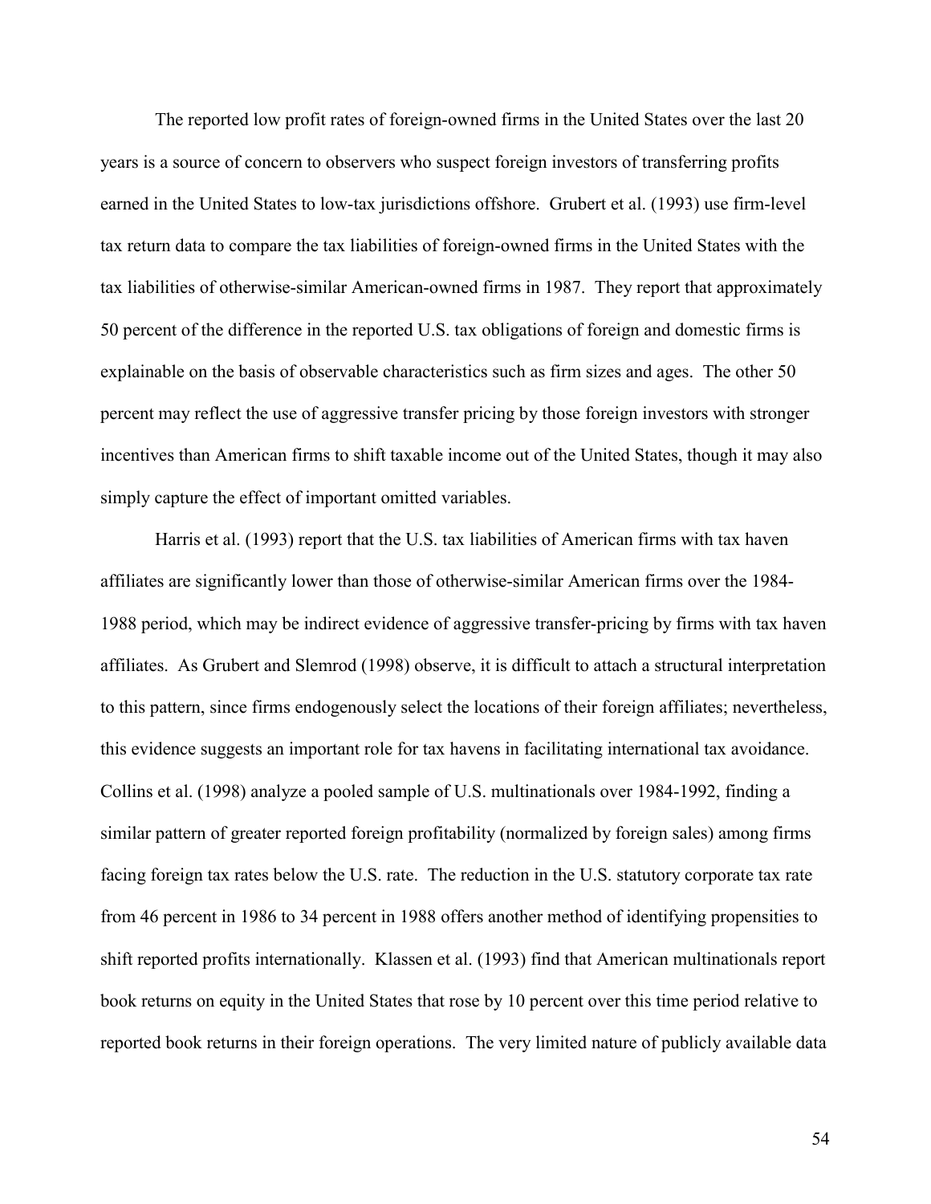The reported low profit rates of foreign-owned firms in the United States over the last 20 years is a source of concern to observers who suspect foreign investors of transferring profits earned in the United States to low-tax jurisdictions offshore. Grubert et al. (1993) use firm-level tax return data to compare the tax liabilities of foreign-owned firms in the United States with the tax liabilities of otherwise-similar American-owned firms in 1987. They report that approximately 50 percent of the difference in the reported U.S. tax obligations of foreign and domestic firms is explainable on the basis of observable characteristics such as firm sizes and ages. The other 50 percent may reflect the use of aggressive transfer pricing by those foreign investors with stronger incentives than American firms to shift taxable income out of the United States, though it may also simply capture the effect of important omitted variables.

Harris et al. (1993) report that the U.S. tax liabilities of American firms with tax haven affiliates are significantly lower than those of otherwise-similar American firms over the 1984-1988 period, which may be indirect evidence of aggressive transfer-pricing by firms with tax haven affiliates. As Grubert and Slemrod (1998) observe, it is difficult to attach a structural interpretation to this pattern, since firms endogenously select the locations of their foreign affiliates; nevertheless, this evidence suggests an important role for tax havens in facilitating international tax avoidance. Collins et al. (1998) analyze a pooled sample of U.S. multinationals over 1984-1992, finding a similar pattern of greater reported foreign profitability (normalized by foreign sales) among firms facing foreign tax rates below the U.S. rate. The reduction in the U.S. statutory corporate tax rate from 46 percent in 1986 to 34 percent in 1988 offers another method of identifying propensities to shift reported profits internationally. Klassen et al. (1993) find that American multinationals report book returns on equity in the United States that rose by 10 percent over this time period relative to reported book returns in their foreign operations. The very limited nature of publicly available data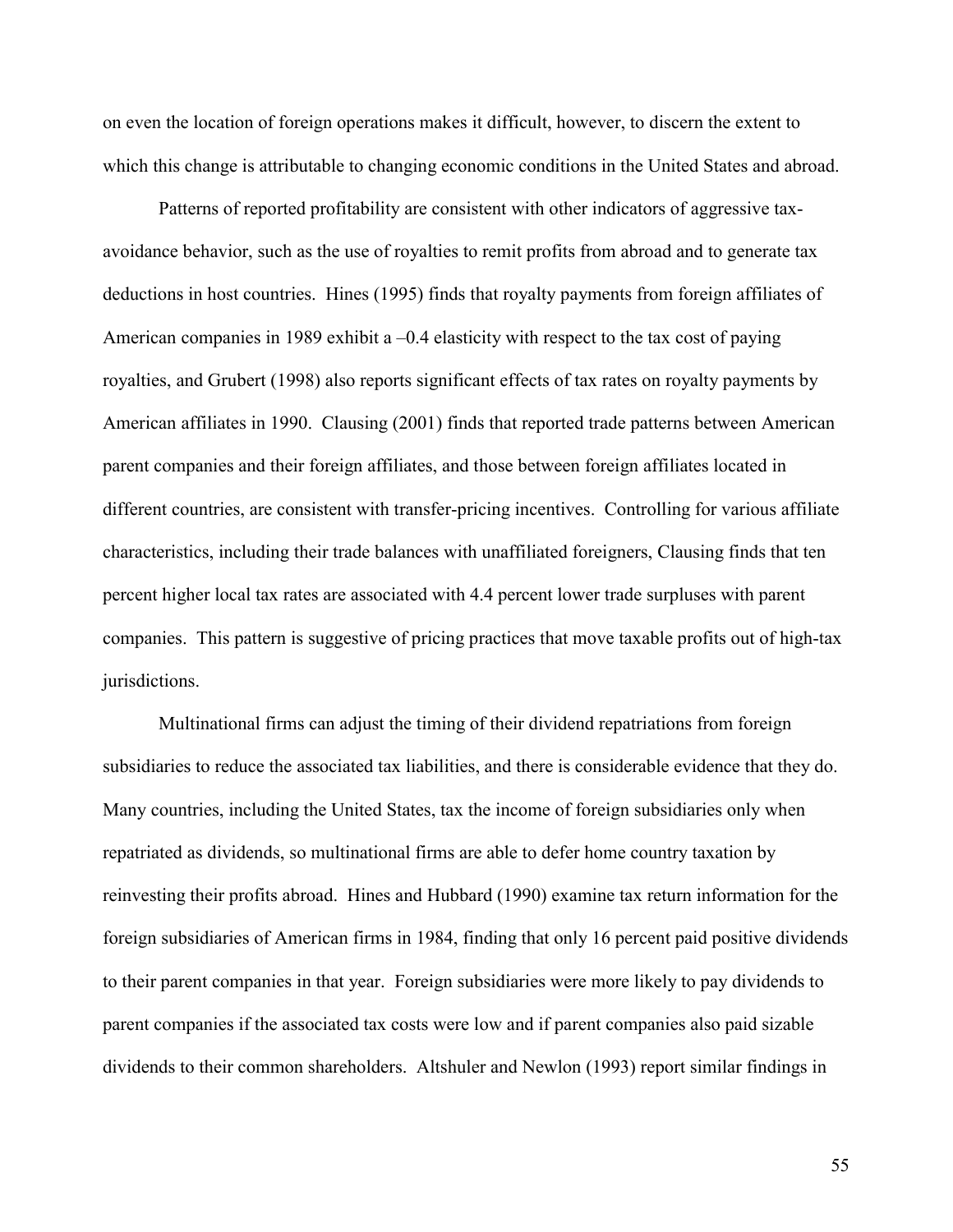on even the location of foreign operations makes it difficult, however, to discern the extent to which this change is attributable to changing economic conditions in the United States and abroad.

Patterns of reported profitability are consistent with other indicators of aggressive tax-avoidance behavior, such as the use of royalties to remit profits from abroad and to generate tax deductions in host countries. Hines (1995) finds that royalty payments from foreign affiliates of American companies in 1989 exhibit a –0.4 elasticity with respect to the tax cost of paying royalties, and Grubert (1998) also reports significant effects of tax rates on royalty payments by American affiliates in 1990. Clausing (2001) finds that reported trade patterns between American parent companies and their foreign affiliates, and those between foreign affiliates located in different countries, are consistent with transfer-pricing incentives. Controlling for various affiliate characteristics, including their trade balances with unaffiliated foreigners, Clausing finds that ten percent higher local tax rates are associated with 4.4 percent lower trade surpluses with parent companies. This pattern is suggestive of pricing practices that move taxable profits out of high-tax jurisdictions.

Multinational firms can adjust the timing of their dividend repatriations from foreign subsidiaries to reduce the associated tax liabilities, and there is considerable evidence that they do. Many countries, including the United States, tax the income of foreign subsidiaries only when repatriated as dividends, so multinational firms are able to defer home country taxation by reinvesting their profits abroad. Hines and Hubbard (1990) examine tax return information for the foreign subsidiaries of American firms in 1984, finding that only 16 percent paid positive dividends to their parent companies in that year. Foreign subsidiaries were more likely to pay dividends to parent companies if the associated tax costs were low and if parent companies also paid sizable dividends to their common shareholders. Altshuler and Newlon (1993) report similar findings in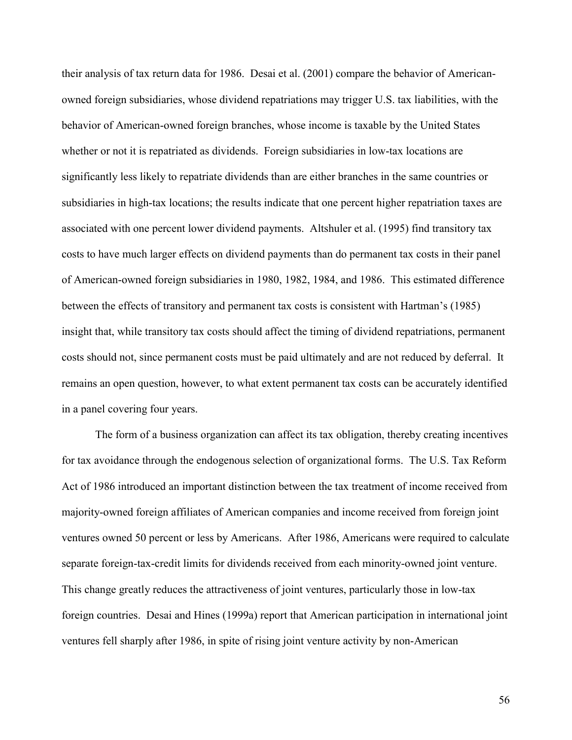their analysis of tax return data for 1986. Desai et al. (2001) compare the behavior of American-owned foreign subsidiaries, whose dividend repatriations may trigger U.S. tax liabilities, with the behavior of American-owned foreign branches, whose income is taxable by the United States whether or not it is repatriated as dividends. Foreign subsidiaries in low-tax locations are significantly less likely to repatriate dividends than are either branches in the same countries or subsidiaries in high-tax locations; the results indicate that one percent higher repatriation taxes are associated with one percent lower dividend payments. Altshuler et al. (1995) find transitory tax costs to have much larger effects on dividend payments than do permanent tax costs in their panel of American-owned foreign subsidiaries in 1980, 1982, 1984, and 1986. This estimated difference between the effects of transitory and permanent tax costs is consistent with Hartman's (1985) insight that, while transitory tax costs should affect the timing of dividend repatriations, permanent costs should not, since permanent costs must be paid ultimately and are not reduced by deferral. It remains an open question, however, to what extent permanent tax costs can be accurately identified in a panel covering four years.

The form of a business organization can affect its tax obligation, thereby creating incentives for tax avoidance through the endogenous selection of organizational forms. The U.S. Tax Reform Act of 1986 introduced an important distinction between the tax treatment of income received from majority-owned foreign affiliates of American companies and income received from foreign joint ventures owned 50 percent or less by Americans. After 1986, Americans were required to calculate separate foreign-tax-credit limits for dividends received from each minority-owned joint venture. This change greatly reduces the attractiveness of joint ventures, particularly those in low-tax foreign countries. Desai and Hines (1999a) report that American participation in international joint ventures fell sharply after 1986, in spite of rising joint venture activity by non-American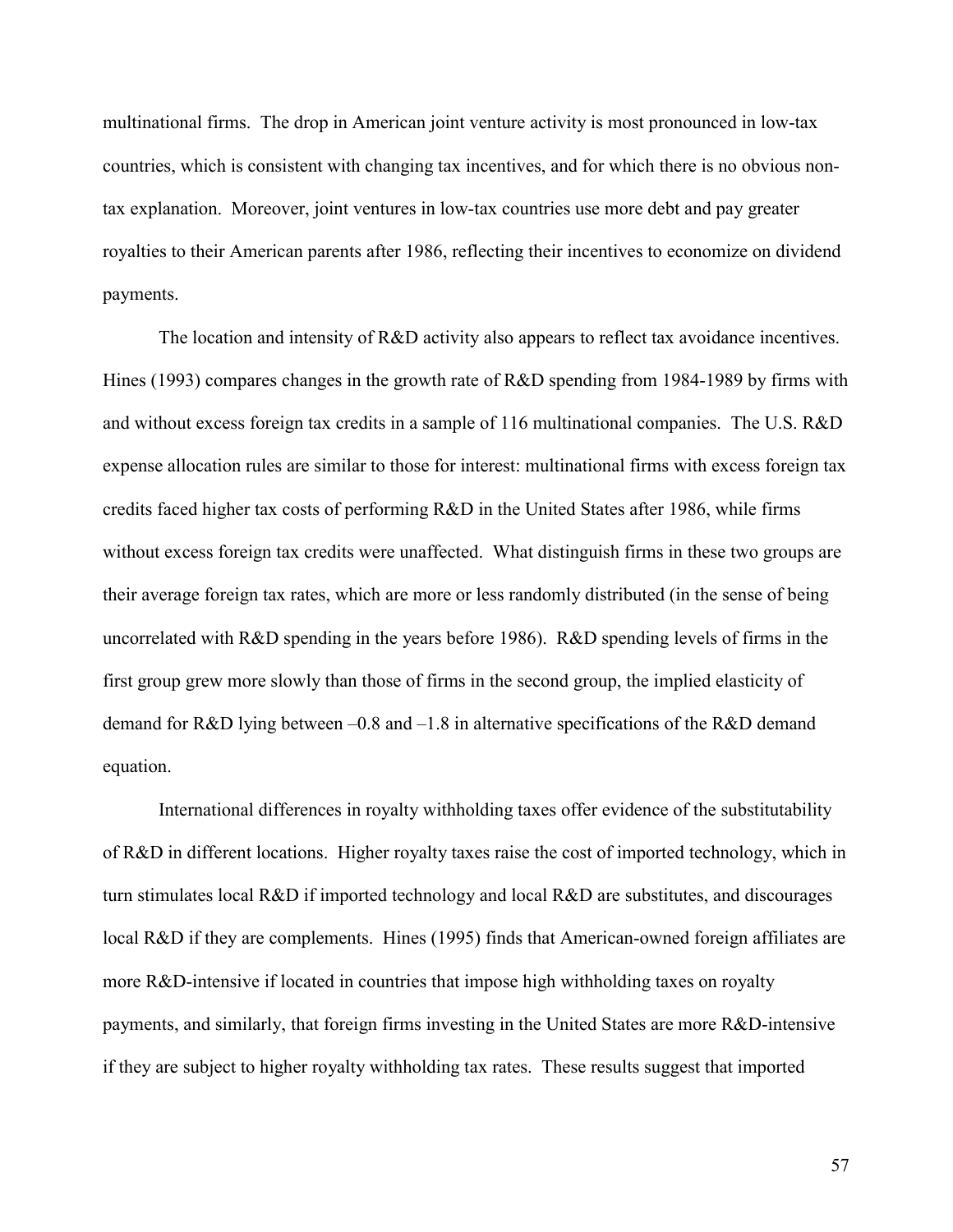multinational firms. The drop in American joint venture activity is most pronounced in low-tax countries, which is consistent with changing tax incentives, and for which there is no obvious non-tax explanation. Moreover, joint ventures in low-tax countries use more debt and pay greater royalties to their American parents after 1986, reflecting their incentives to economize on dividend payments.

The location and intensity of R&D activity also appears to reflect tax avoidance incentives. Hines (1993) compares changes in the growth rate of R&D spending from 1984-1989 by firms with and without excess foreign tax credits in a sample of 116 multinational companies. The U.S. R&D expense allocation rules are similar to those for interest: multinational firms with excess foreign tax credits faced higher tax costs of performing R&D in the United States after 1986, while firms without excess foreign tax credits were unaffected. What distinguish firms in these two groups are their average foreign tax rates, which are more or less randomly distributed (in the sense of being uncorrelated with R&D spending in the years before 1986). R&D spending levels of firms in the first group grew more slowly than those of firms in the second group, the implied elasticity of demand for R&D lying between –0.8 and –1.8 in alternative specifications of the R&D demand equation.

International differences in royalty withholding taxes offer evidence of the substitutability of R&D in different locations. Higher royalty taxes raise the cost of imported technology, which in turn stimulates local R&D if imported technology and local R&D are substitutes, and discourages local R&D if they are complements. Hines (1995) finds that American-owned foreign affiliates are more R&D-intensive if located in countries that impose high withholding taxes on royalty payments, and similarly, that foreign firms investing in the United States are more R&D-intensive if they are subject to higher royalty withholding tax rates. These results suggest that imported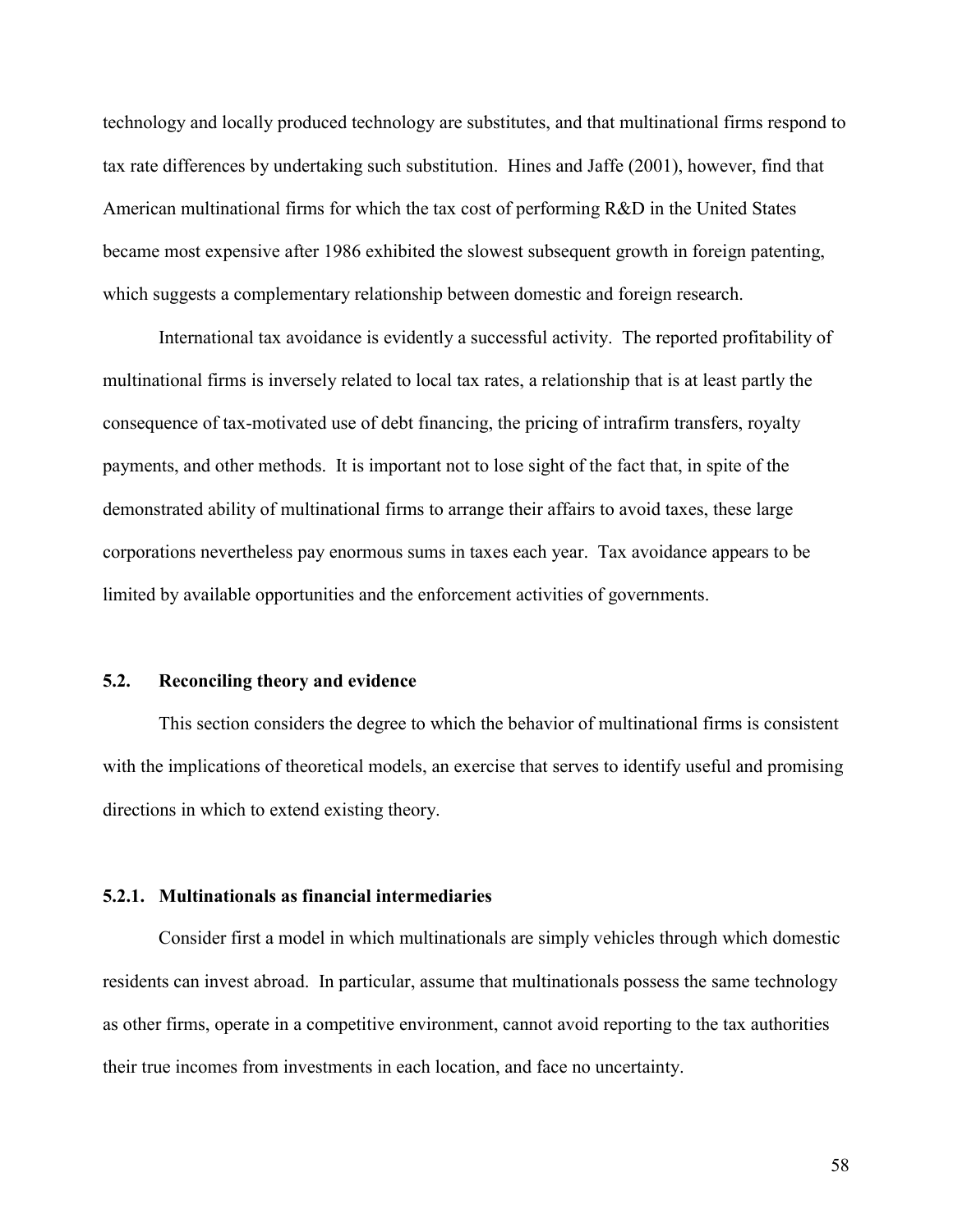technology and locally produced technology are substitutes, and that multinational firms respond to tax rate differences by undertaking such substitution. Hines and Jaffe (2001), however, find that American multinational firms for which the tax cost of performing R&D in the United States became most expensive after 1986 exhibited the slowest subsequent growth in foreign patenting, which suggests a complementary relationship between domestic and foreign research.

International tax avoidance is evidently a successful activity. The reported profitability of multinational firms is inversely related to local tax rates, a relationship that is at least partly the consequence of tax-motivated use of debt financing, the pricing of intrafirm transfers, royalty payments, and other methods. It is important not to lose sight of the fact that, in spite of the demonstrated ability of multinational firms to arrange their affairs to avoid taxes, these large corporations nevertheless pay enormous sums in taxes each year. Tax avoidance appears to be limited by available opportunities and the enforcement activities of governments.

### 5.2. Reconciling theory and evidence

This section considers the degree to which the behavior of multinational firms is consistent with the implications of theoretical models, an exercise that serves to identify useful and promising directions in which to extend existing theory.

#### 5.2.1. Multinationals as financial intermediaries

Consider first a model in which multinationals are simply vehicles through which domestic residents can invest abroad. In particular, assume that multinationals possess the same technology as other firms, operate in a competitive environment, cannot avoid reporting to the tax authorities their true incomes from investments in each location, and face no uncertainty.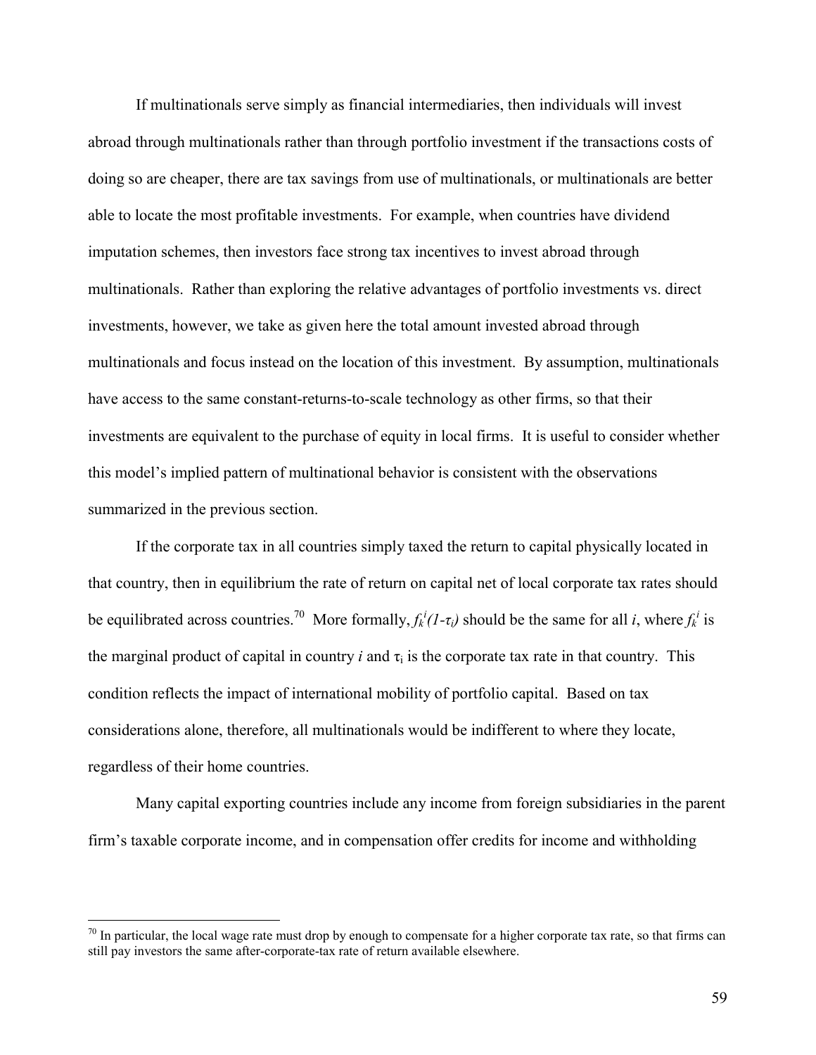If multinationals serve simply as financial intermediaries, then individuals will invest abroad through multinationals rather than through portfolio investment if the transactions costs of doing so are cheaper, there are tax savings from use of multinationals, or multinationals are better able to locate the most profitable investments. For example, when countries have dividend imputation schemes, then investors face strong tax incentives to invest abroad through multinationals. Rather than exploring the relative advantages of portfolio investments vs. direct investments, however, we take as given here the total amount invested abroad through multinationals and focus instead on the location of this investment. By assumption, multinationals have access to the same constant-returns-to-scale technology as other firms, so that their investments are equivalent to the purchase of equity in local firms. It is useful to consider whether this model's implied pattern of multinational behavior is consistent with the observations summarized in the previous section.

If the corporate tax in all countries simply taxed the return to capital physically located in that country, then in equilibrium the rate of return on capital net of local corporate tax rates should be equilibrated across countries.[70] More formally, $f_k^i(1-\tau_i)$ should be the same for all $i$, where $f_k^i$ is the marginal product of capital in country $i$ and $\tau_i$ is the corporate tax rate in that country. This condition reflects the impact of international mobility of portfolio capital. Based on tax considerations alone, therefore, all multinationals would be indifferent to where they locate, regardless of their home countries.

Many capital exporting countries include any income from foreign subsidiaries in the parent firm's taxable corporate income, and in compensation offer credits for income and withholding

[70] In particular, the local wage rate must drop by enough to compensate for a higher corporate tax rate, so that firms can still pay investors the same after-corporate-tax rate of return available elsewhere.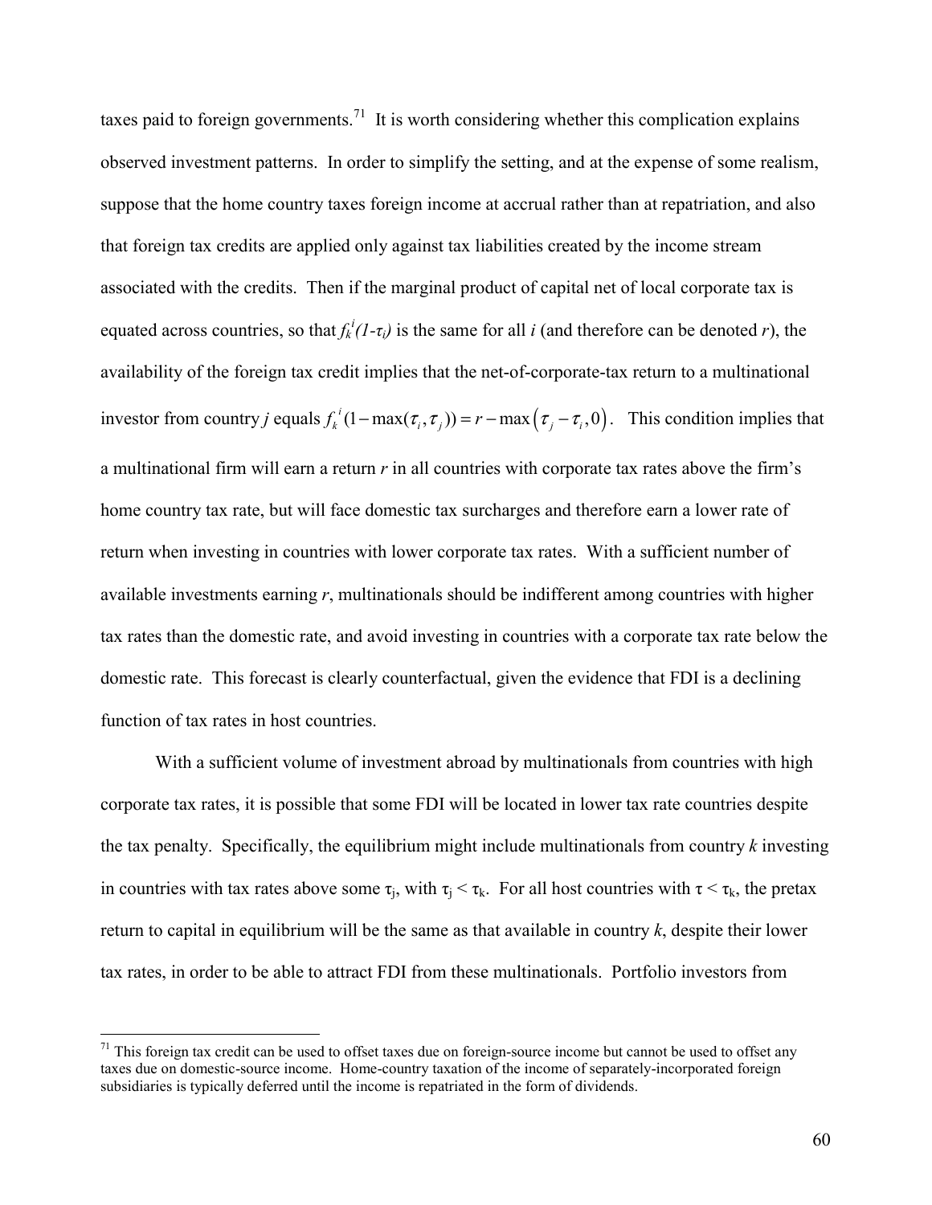taxes paid to foreign governments.[71] It is worth considering whether this complication explains observed investment patterns. In order to simplify the setting, and at the expense of some realism, suppose that the home country taxes foreign income at accrual rather than at repatriation, and also that foreign tax credits are applied only against tax liabilities created by the income stream associated with the credits. Then if the marginal product of capital net of local corporate tax is equated across countries, so that $f_k^i(1-\tau_i)$ is the same for all *i* (and therefore can be denoted *r*), the availability of the foreign tax credit implies that the net-of-corporate-tax return to a multinational investor from country *j* equals $f_k^i(1-\max(\tau_i,\tau_j)) = r - \max(\tau_j - \tau_i, 0)$. This condition implies that a multinational firm will earn a return *r* in all countries with corporate tax rates above the firm's home country tax rate, but will face domestic tax surcharges and therefore earn a lower rate of return when investing in countries with lower corporate tax rates. With a sufficient number of available investments earning *r*, multinationals should be indifferent among countries with higher tax rates than the domestic rate, and avoid investing in countries with a corporate tax rate below the domestic rate. This forecast is clearly counterfactual, given the evidence that FDI is a declining function of tax rates in host countries.

With a sufficient volume of investment abroad by multinationals from countries with high corporate tax rates, it is possible that some FDI will be located in lower tax rate countries despite the tax penalty. Specifically, the equilibrium might include multinationals from country *k* investing in countries with tax rates above some $\tau_j$, with $\tau_j < \tau_k$. For all host countries with $\tau < \tau_k$, the pretax return to capital in equilibrium will be the same as that available in country *k*, despite their lower tax rates, in order to be able to attract FDI from these multinationals. Portfolio investors from

[71] This foreign tax credit can be used to offset taxes due on foreign-source income but cannot be used to offset any taxes due on domestic-source income. Home-country taxation of the income of separately-incorporated foreign subsidiaries is typically deferred until the income is repatriated in the form of dividends.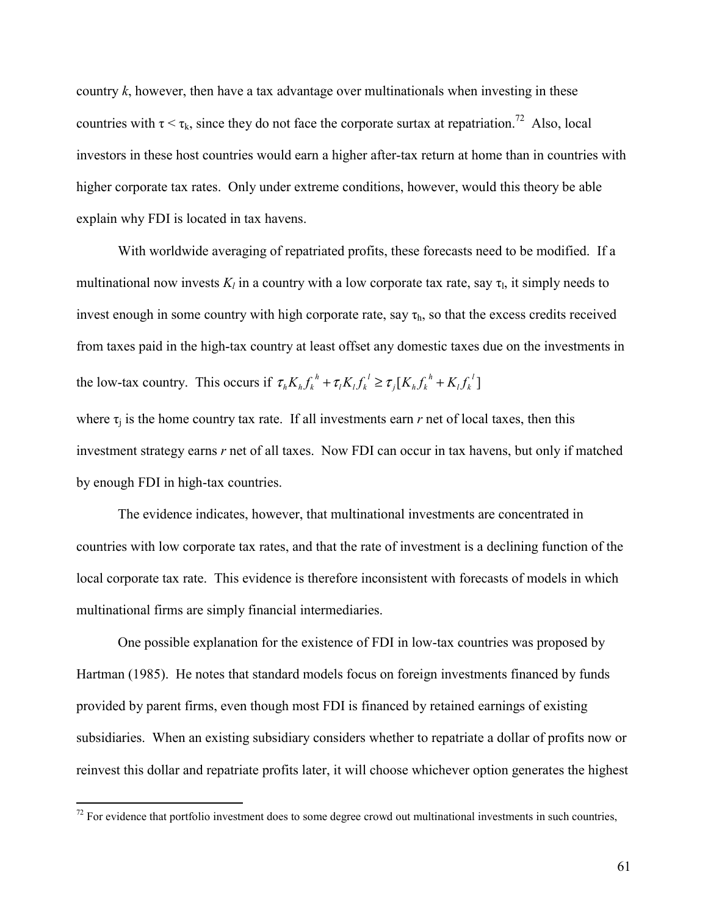country *k*, however, then have a tax advantage over multinationals when investing in these countries with $\tau < \tau_k$, since they do not face the corporate surtax at repatriation.[72] Also, local investors in these host countries would earn a higher after-tax return at home than in countries with higher corporate tax rates. Only under extreme conditions, however, would this theory be able explain why FDI is located in tax havens.

With worldwide averaging of repatriated profits, these forecasts need to be modified. If a multinational now invests $K_l$ in a country with a low corporate tax rate, say $\tau_l$, it simply needs to invest enough in some country with high corporate rate, say $\tau_h$, so that the excess credits received from taxes paid in the high-tax country at least offset any domestic taxes due on the investments in the low-tax country. This occurs if $\tau_h K_h f_k^{\,h} + \tau_l K_l f_k^{\,l} \geq \tau_j [K_h f_k^{\,h} + K_l f_k^{\,l}]$

where $\tau_j$ is the home country tax rate. If all investments earn *r* net of local taxes, then this investment strategy earns *r* net of all taxes. Now FDI can occur in tax havens, but only if matched by enough FDI in high-tax countries.

The evidence indicates, however, that multinational investments are concentrated in countries with low corporate tax rates, and that the rate of investment is a declining function of the local corporate tax rate. This evidence is therefore inconsistent with forecasts of models in which multinational firms are simply financial intermediaries.

One possible explanation for the existence of FDI in low-tax countries was proposed by Hartman (1985). He notes that standard models focus on foreign investments financed by funds provided by parent firms, even though most FDI is financed by retained earnings of existing subsidiaries. When an existing subsidiary considers whether to repatriate a dollar of profits now or reinvest this dollar and repatriate profits later, it will choose whichever option generates the highest

[72] For evidence that portfolio investment does to some degree crowd out multinational investments in such countries,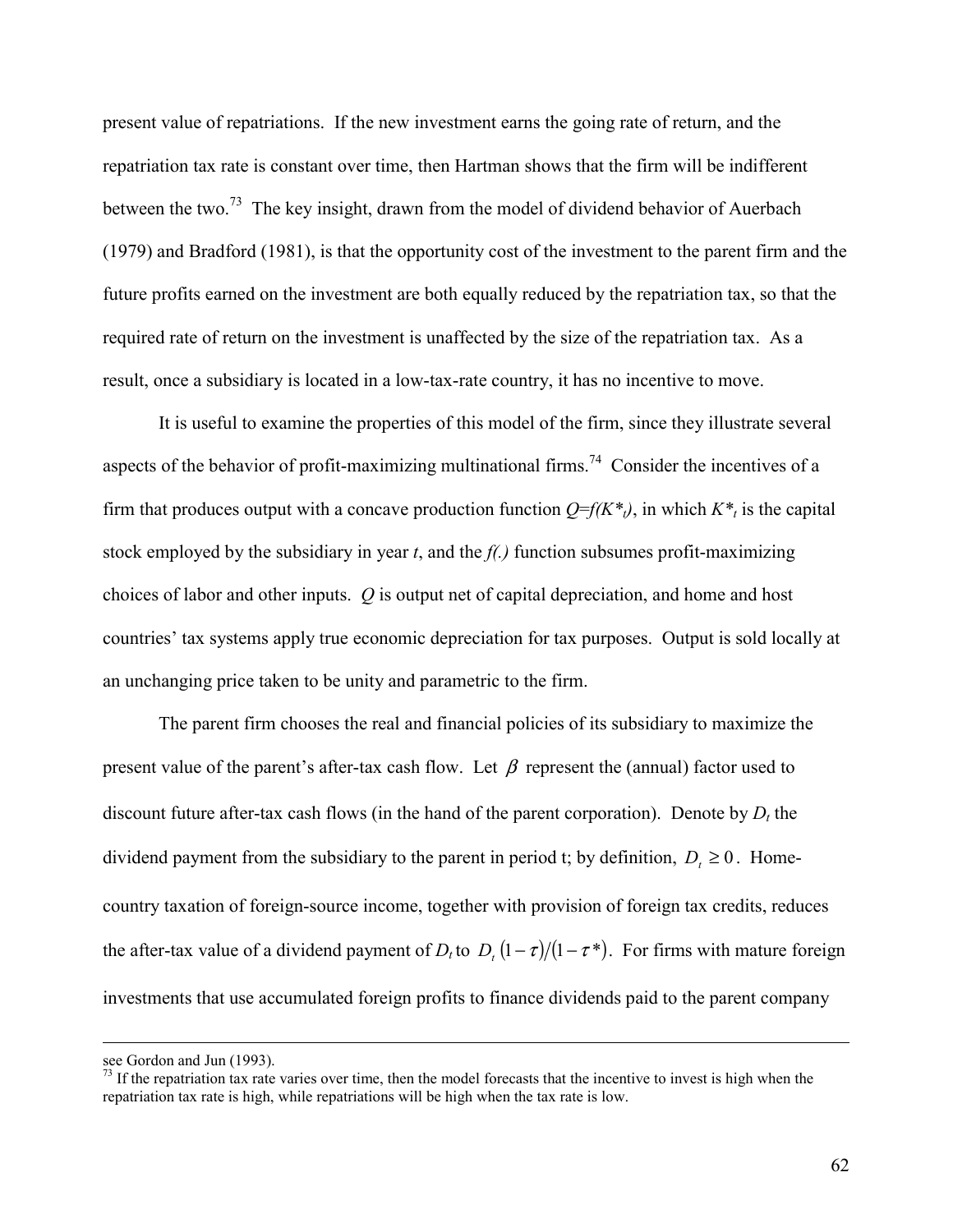present value of repatriations. If the new investment earns the going rate of return, and the repatriation tax rate is constant over time, then Hartman shows that the firm will be indifferent between the two.[73] The key insight, drawn from the model of dividend behavior of Auerbach (1979) and Bradford (1981), is that the opportunity cost of the investment to the parent firm and the future profits earned on the investment are both equally reduced by the repatriation tax, so that the required rate of return on the investment is unaffected by the size of the repatriation tax. As a result, once a subsidiary is located in a low-tax-rate country, it has no incentive to move.

It is useful to examine the properties of this model of the firm, since they illustrate several aspects of the behavior of profit-maximizing multinational firms.[74] Consider the incentives of a firm that produces output with a concave production function $Q=f(K^*_t)$, in which $K^*_t$ is the capital stock employed by the subsidiary in year *t*, and the *f(.)* function subsumes profit-maximizing choices of labor and other inputs. *Q* is output net of capital depreciation, and home and host countries' tax systems apply true economic depreciation for tax purposes. Output is sold locally at an unchanging price taken to be unity and parametric to the firm.

The parent firm chooses the real and financial policies of its subsidiary to maximize the present value of the parent's after-tax cash flow. Let $\beta$ represent the (annual) factor used to discount future after-tax cash flows (in the hand of the parent corporation). Denote by $D_t$ the dividend payment from the subsidiary to the parent in period t; by definition, $D_t \geq 0$. Home-country taxation of foreign-source income, together with provision of foreign tax credits, reduces the after-tax value of a dividend payment of $D_t$ to $D_t(1-\tau)/(1-\tau^*)$. For firms with mature foreign investments that use accumulated foreign profits to finance dividends paid to the parent company

---

see Gordon and Jun (1993).

[73] If the repatriation tax rate varies over time, then the model forecasts that the incentive to invest is high when the repatriation tax rate is high, while repatriations will be high when the tax rate is low.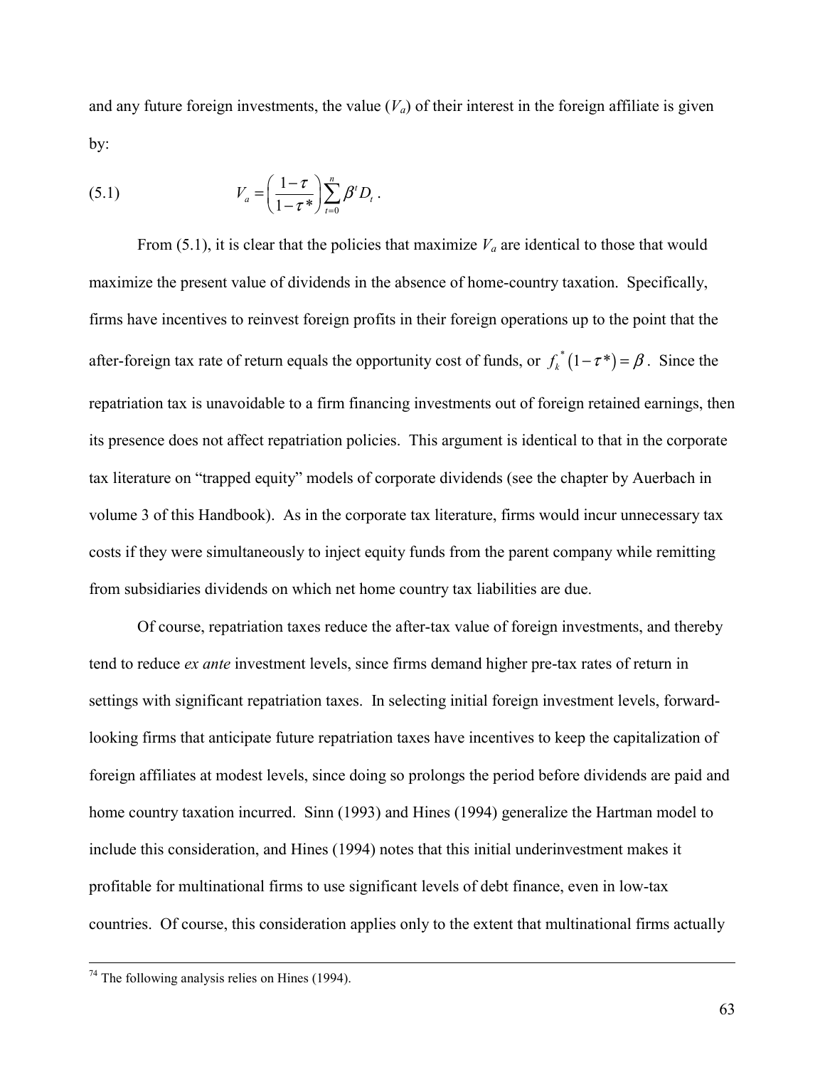and any future foreign investments, the value ($V_a$) of their interest in the foreign affiliate is given by:

$$V_a = \left(\frac{1-\tau}{1-\tau^*}\right)\sum_{t=0}^{n} \beta^t D_t \,. \tag{5.1}$$

From (5.1), it is clear that the policies that maximize $V_a$ are identical to those that would maximize the present value of dividends in the absence of home-country taxation. Specifically, firms have incentives to reinvest foreign profits in their foreign operations up to the point that the after-foreign tax rate of return equals the opportunity cost of funds, or $f_k^*\left(1-\tau^*\right)=\beta$. Since the repatriation tax is unavoidable to a firm financing investments out of foreign retained earnings, then its presence does not affect repatriation policies. This argument is identical to that in the corporate tax literature on "trapped equity" models of corporate dividends (see the chapter by Auerbach in volume 3 of this Handbook). As in the corporate tax literature, firms would incur unnecessary tax costs if they were simultaneously to inject equity funds from the parent company while remitting from subsidiaries dividends on which net home country tax liabilities are due.

Of course, repatriation taxes reduce the after-tax value of foreign investments, and thereby tend to reduce *ex ante* investment levels, since firms demand higher pre-tax rates of return in settings with significant repatriation taxes. In selecting initial foreign investment levels, forward-looking firms that anticipate future repatriation taxes have incentives to keep the capitalization of foreign affiliates at modest levels, since doing so prolongs the period before dividends are paid and home country taxation incurred. Sinn (1993) and Hines (1994) generalize the Hartman model to include this consideration, and Hines (1994) notes that this initial underinvestment makes it profitable for multinational firms to use significant levels of debt finance, even in low-tax countries. Of course, this consideration applies only to the extent that multinational firms actually

[74] The following analysis relies on Hines (1994).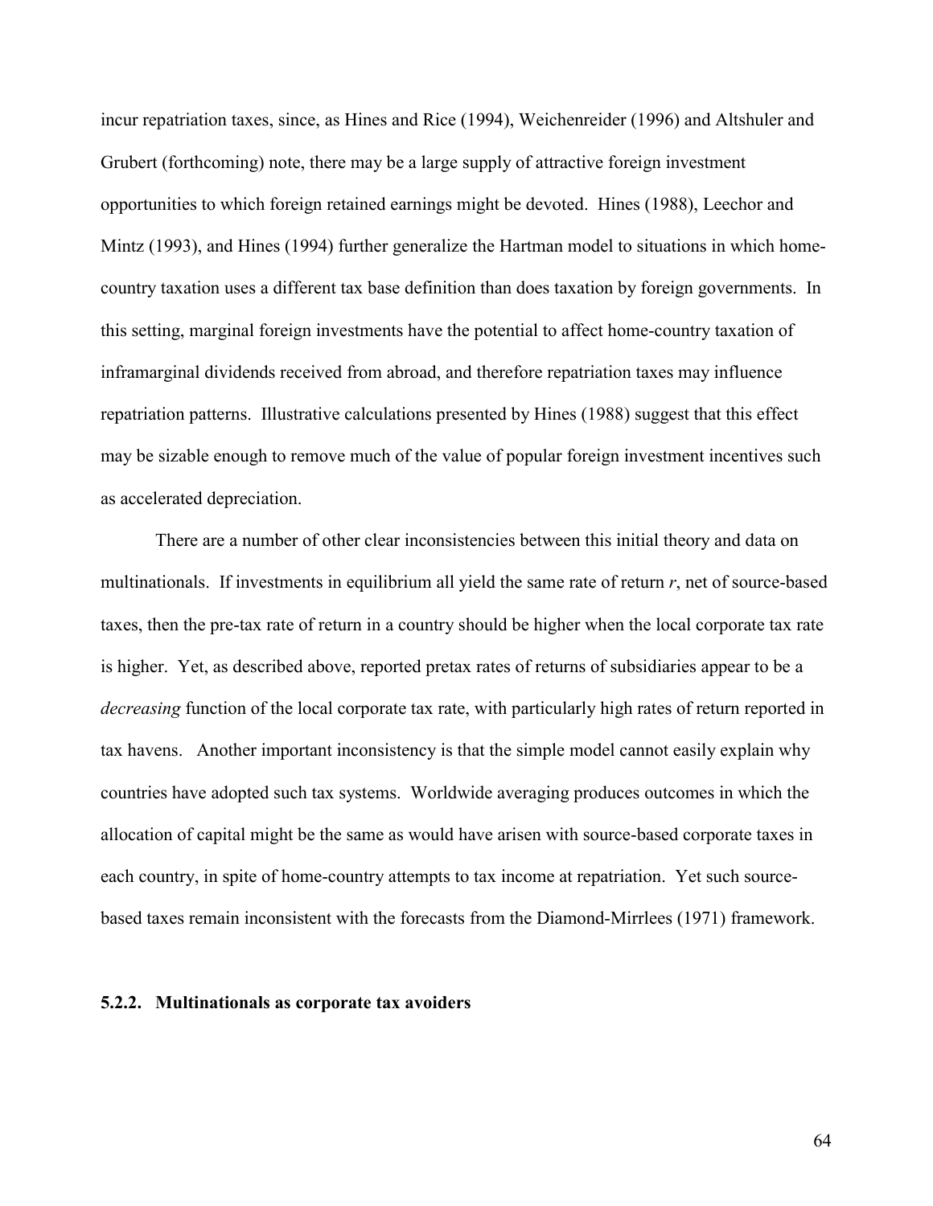incur repatriation taxes, since, as Hines and Rice (1994), Weichenreider (1996) and Altshuler and Grubert (forthcoming) note, there may be a large supply of attractive foreign investment opportunities to which foreign retained earnings might be devoted. Hines (1988), Leechor and Mintz (1993), and Hines (1994) further generalize the Hartman model to situations in which home-country taxation uses a different tax base definition than does taxation by foreign governments. In this setting, marginal foreign investments have the potential to affect home-country taxation of inframarginal dividends received from abroad, and therefore repatriation taxes may influence repatriation patterns. Illustrative calculations presented by Hines (1988) suggest that this effect may be sizable enough to remove much of the value of popular foreign investment incentives such as accelerated depreciation.

There are a number of other clear inconsistencies between this initial theory and data on multinationals. If investments in equilibrium all yield the same rate of return $r$, net of source-based taxes, then the pre-tax rate of return in a country should be higher when the local corporate tax rate is higher. Yet, as described above, reported pretax rates of returns of subsidiaries appear to be a *decreasing* function of the local corporate tax rate, with particularly high rates of return reported in tax havens. Another important inconsistency is that the simple model cannot easily explain why countries have adopted such tax systems. Worldwide averaging produces outcomes in which the allocation of capital might be the same as would have arisen with source-based corporate taxes in each country, in spite of home-country attempts to tax income at repatriation. Yet such source-based taxes remain inconsistent with the forecasts from the Diamond-Mirrlees (1971) framework.

### 5.2.2. Multinationals as corporate tax avoiders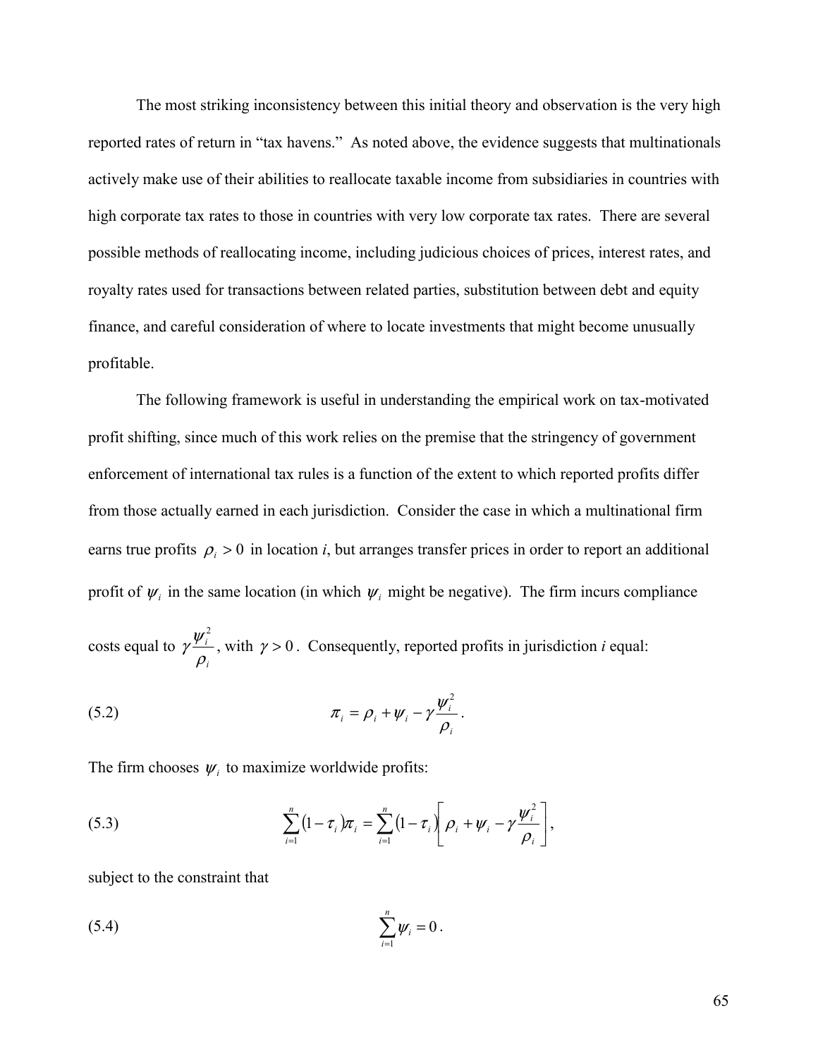The most striking inconsistency between this initial theory and observation is the very high reported rates of return in "tax havens." As noted above, the evidence suggests that multinationals actively make use of their abilities to reallocate taxable income from subsidiaries in countries with high corporate tax rates to those in countries with very low corporate tax rates. There are several possible methods of reallocating income, including judicious choices of prices, interest rates, and royalty rates used for transactions between related parties, substitution between debt and equity finance, and careful consideration of where to locate investments that might become unusually profitable.

The following framework is useful in understanding the empirical work on tax-motivated profit shifting, since much of this work relies on the premise that the stringency of government enforcement of international tax rules is a function of the extent to which reported profits differ from those actually earned in each jurisdiction. Consider the case in which a multinational firm earns true profits $\rho_i > 0$ in location *i*, but arranges transfer prices in order to report an additional profit of $\psi_i$ in the same location (in which $\psi_i$ might be negative). The firm incurs compliance costs equal to $\gamma \frac{\psi_i^2}{\rho_i}$, with $\gamma > 0$. Consequently, reported profits in jurisdiction *i* equal:

$$\pi_i = \rho_i + \psi_i - \gamma \frac{\psi_i^2}{\rho_i}. \tag{5.2}$$

The firm chooses $\psi_i$ to maximize worldwide profits:

$$\sum_{i=1}^{n} (1 - \tau_i)\pi_i = \sum_{i=1}^{n} (1 - \tau_i)\left[\rho_i + \psi_i - \gamma \frac{\psi_i^2}{\rho_i}\right], \tag{5.3}$$

subject to the constraint that

$$\sum_{i=1}^{n} \psi_i = 0. \tag{5.4}$$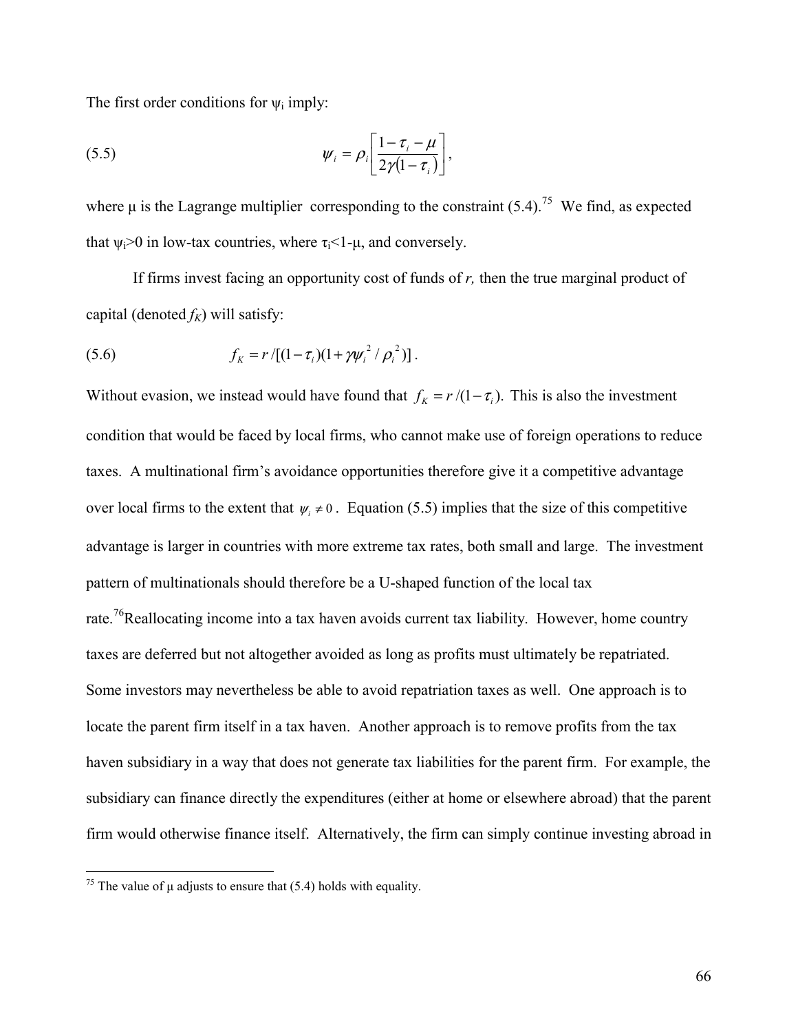The first order conditions for $\psi_i$ imply:

$$\psi_i = \rho_i \left[ \frac{1-\tau_i-\mu}{2\gamma(1-\tau_i)} \right], \tag{5.5}$$

where $\mu$ is the Lagrange multiplier corresponding to the constraint (5.4).[75] We find, as expected that $\psi_i > 0$ in low-tax countries, where $\tau_i < 1-\mu$, and conversely.

If firms invest facing an opportunity cost of funds of *r,* then the true marginal product of capital (denoted $f_K$) will satisfy:

$$f_K = r / [(1-\tau_i)(1+\gamma \psi_i^2 / \rho_i^2)]. \tag{5.6}$$

Without evasion, we instead would have found that $f_K = r/(1-\tau_i)$. This is also the investment condition that would be faced by local firms, who cannot make use of foreign operations to reduce taxes. A multinational firm's avoidance opportunities therefore give it a competitive advantage over local firms to the extent that $\psi_i \neq 0$. Equation (5.5) implies that the size of this competitive advantage is larger in countries with more extreme tax rates, both small and large. The investment pattern of multinationals should therefore be a U-shaped function of the local tax rate.[76]Reallocating income into a tax haven avoids current tax liability. However, home country taxes are deferred but not altogether avoided as long as profits must ultimately be repatriated. Some investors may nevertheless be able to avoid repatriation taxes as well. One approach is to locate the parent firm itself in a tax haven. Another approach is to remove profits from the tax haven subsidiary in a way that does not generate tax liabilities for the parent firm. For example, the subsidiary can finance directly the expenditures (either at home or elsewhere abroad) that the parent firm would otherwise finance itself. Alternatively, the firm can simply continue investing abroad in

---

[75] The value of $\mu$ adjusts to ensure that (5.4) holds with equality.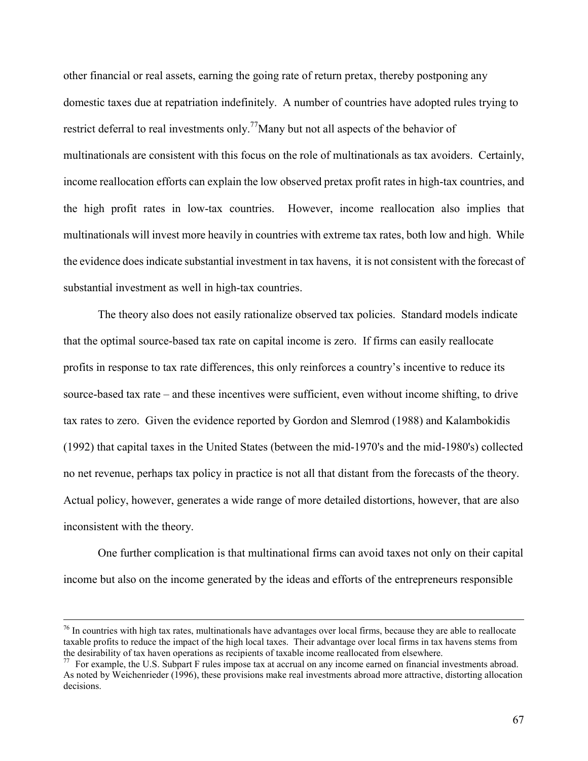other financial or real assets, earning the going rate of return pretax, thereby postponing any domestic taxes due at repatriation indefinitely. A number of countries have adopted rules trying to restrict deferral to real investments only.[77] Many but not all aspects of the behavior of multinationals are consistent with this focus on the role of multinationals as tax avoiders. Certainly, income reallocation efforts can explain the low observed pretax profit rates in high-tax countries, and the high profit rates in low-tax countries. However, income reallocation also implies that multinationals will invest more heavily in countries with extreme tax rates, both low and high. While the evidence does indicate substantial investment in tax havens, it is not consistent with the forecast of substantial investment as well in high-tax countries.

The theory also does not easily rationalize observed tax policies. Standard models indicate that the optimal source-based tax rate on capital income is zero. If firms can easily reallocate profits in response to tax rate differences, this only reinforces a country's incentive to reduce its source-based tax rate – and these incentives were sufficient, even without income shifting, to drive tax rates to zero. Given the evidence reported by Gordon and Slemrod (1988) and Kalambokidis (1992) that capital taxes in the United States (between the mid-1970's and the mid-1980's) collected no net revenue, perhaps tax policy in practice is not all that distant from the forecasts of the theory. Actual policy, however, generates a wide range of more detailed distortions, however, that are also inconsistent with the theory.

One further complication is that multinational firms can avoid taxes not only on their capital income but also on the income generated by the ideas and efforts of the entrepreneurs responsible

---

[76] In countries with high tax rates, multinationals have advantages over local firms, because they are able to reallocate taxable profits to reduce the impact of the high local taxes. Their advantage over local firms in tax havens stems from the desirability of tax haven operations as recipients of taxable income reallocated from elsewhere.

[77] For example, the U.S. Subpart F rules impose tax at accrual on any income earned on financial investments abroad. As noted by Weichenrieder (1996), these provisions make real investments abroad more attractive, distorting allocation decisions.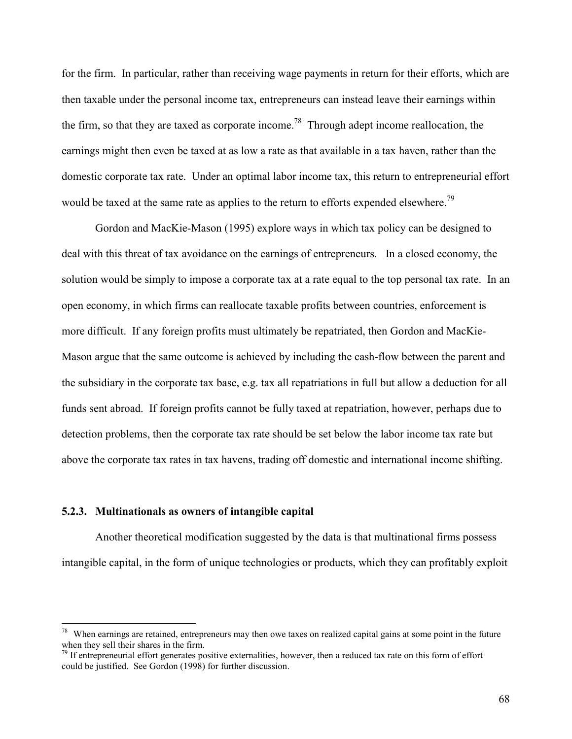for the firm. In particular, rather than receiving wage payments in return for their efforts, which are then taxable under the personal income tax, entrepreneurs can instead leave their earnings within the firm, so that they are taxed as corporate income.[78] Through adept income reallocation, the earnings might then even be taxed at as low a rate as that available in a tax haven, rather than the domestic corporate tax rate. Under an optimal labor income tax, this return to entrepreneurial effort would be taxed at the same rate as applies to the return to efforts expended elsewhere.[79]

Gordon and MacKie-Mason (1995) explore ways in which tax policy can be designed to deal with this threat of tax avoidance on the earnings of entrepreneurs. In a closed economy, the solution would be simply to impose a corporate tax at a rate equal to the top personal tax rate. In an open economy, in which firms can reallocate taxable profits between countries, enforcement is more difficult. If any foreign profits must ultimately be repatriated, then Gordon and MacKie-Mason argue that the same outcome is achieved by including the cash-flow between the parent and the subsidiary in the corporate tax base, e.g. tax all repatriations in full but allow a deduction for all funds sent abroad. If foreign profits cannot be fully taxed at repatriation, however, perhaps due to detection problems, then the corporate tax rate should be set below the labor income tax rate but above the corporate tax rates in tax havens, trading off domestic and international income shifting.

### 5.2.3. Multinationals as owners of intangible capital

Another theoretical modification suggested by the data is that multinational firms possess intangible capital, in the form of unique technologies or products, which they can profitably exploit

---

[78] When earnings are retained, entrepreneurs may then owe taxes on realized capital gains at some point in the future when they sell their shares in the firm.

[79] If entrepreneurial effort generates positive externalities, however, then a reduced tax rate on this form of effort could be justified. See Gordon (1998) for further discussion.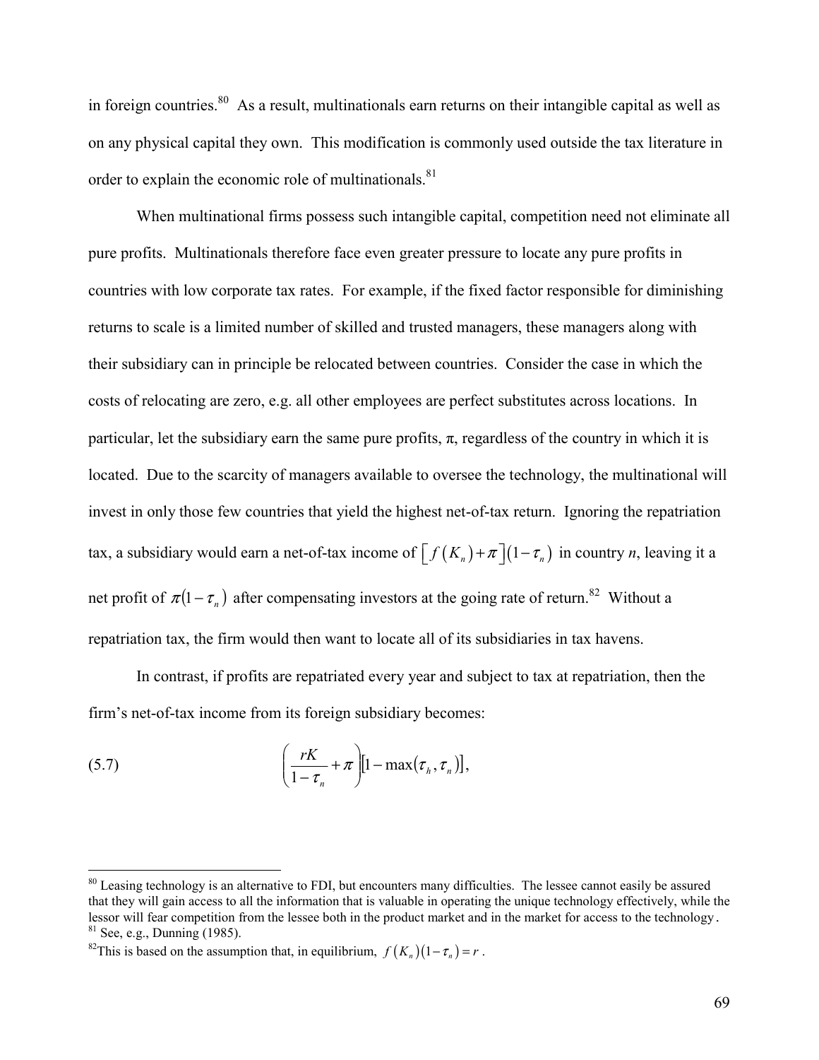in foreign countries.[80] As a result, multinationals earn returns on their intangible capital as well as on any physical capital they own. This modification is commonly used outside the tax literature in order to explain the economic role of multinationals.[81]

When multinational firms possess such intangible capital, competition need not eliminate all pure profits. Multinationals therefore face even greater pressure to locate any pure profits in countries with low corporate tax rates. For example, if the fixed factor responsible for diminishing returns to scale is a limited number of skilled and trusted managers, these managers along with their subsidiary can in principle be relocated between countries. Consider the case in which the costs of relocating are zero, e.g. all other employees are perfect substitutes across locations. In particular, let the subsidiary earn the same pure profits, $\pi$, regardless of the country in which it is located. Due to the scarcity of managers available to oversee the technology, the multinational will invest in only those few countries that yield the highest net-of-tax return. Ignoring the repatriation tax, a subsidiary would earn a net-of-tax income of $\left[f\left(K_n\right)+\pi\right]\left(1-\tau_n\right)$ in country *n*, leaving it a net profit of $\pi\left(1-\tau_n\right)$ after compensating investors at the going rate of return.[82] Without a repatriation tax, the firm would then want to locate all of its subsidiaries in tax havens.

In contrast, if profits are repatriated every year and subject to tax at repatriation, then the firm's net-of-tax income from its foreign subsidiary becomes:

$$\left(\frac{rK}{1-\tau_n}+\pi\right)\left[1-\max\left(\tau_h,\tau_n\right)\right], \tag{5.7}$$

---

[80] Leasing technology is an alternative to FDI, but encounters many difficulties. The lessee cannot easily be assured that they will gain access to all the information that is valuable in operating the unique technology effectively, while the lessor will fear competition from the lessee both in the product market and in the market for access to the technology.

[81] See, e.g., Dunning (1985).

[82] This is based on the assumption that, in equilibrium, $f\left(K_n\right)\left(1-\tau_n\right)=r$.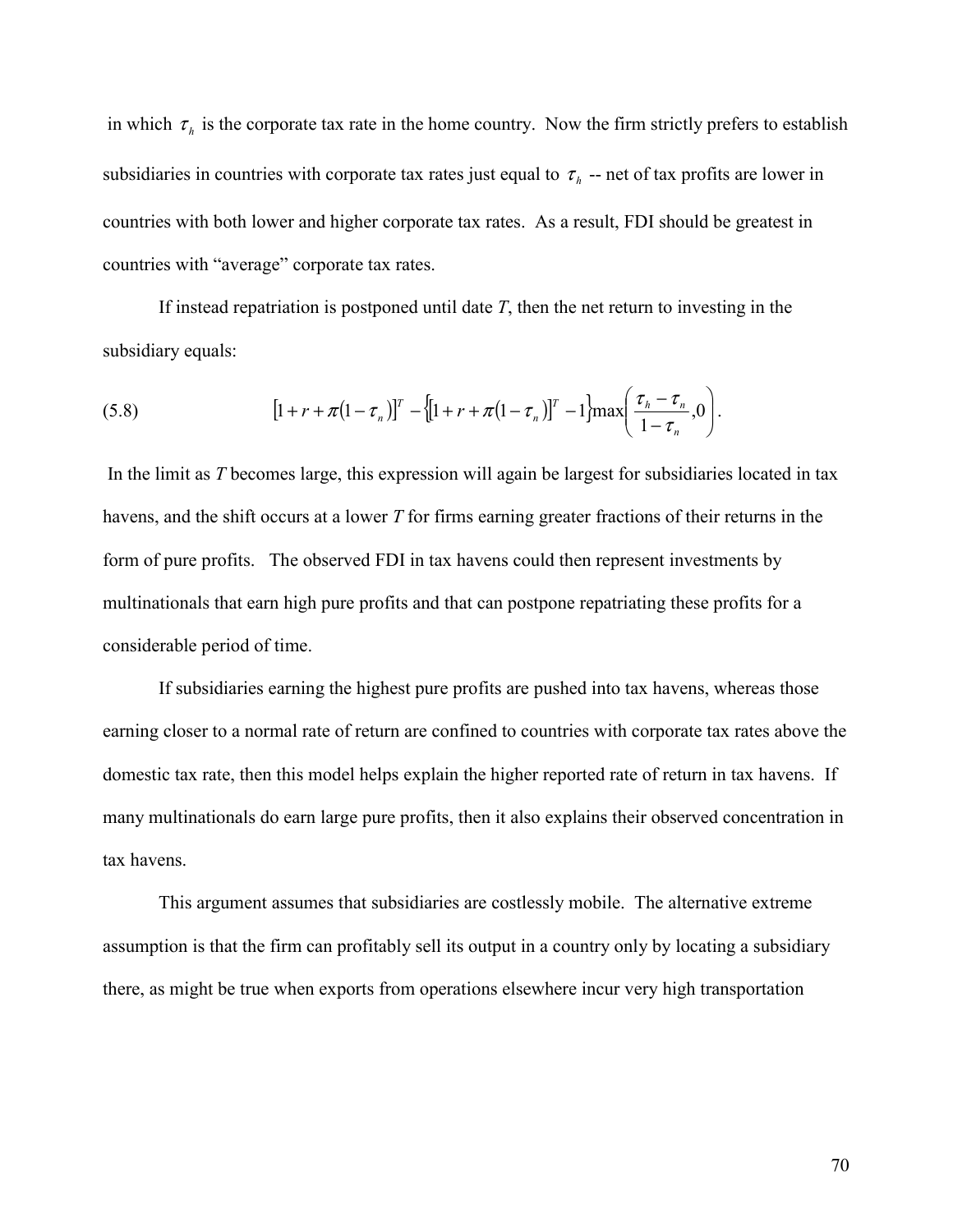in which $\tau_h$ is the corporate tax rate in the home country. Now the firm strictly prefers to establish subsidiaries in countries with corporate tax rates just equal to $\tau_h$ -- net of tax profits are lower in countries with both lower and higher corporate tax rates. As a result, FDI should be greatest in countries with "average" corporate tax rates.

If instead repatriation is postponed until date *T*, then the net return to investing in the subsidiary equals:

$$[1 + r + \pi(1 - \tau_n)]^T - \{[1 + r + \pi(1 - \tau_n)]^T - 1\}\max\left(\frac{\tau_h - \tau_n}{1 - \tau_n}, 0\right). \tag{5.8}$$

In the limit as *T* becomes large, this expression will again be largest for subsidiaries located in tax havens, and the shift occurs at a lower *T* for firms earning greater fractions of their returns in the form of pure profits. The observed FDI in tax havens could then represent investments by multinationals that earn high pure profits and that can postpone repatriating these profits for a considerable period of time.

If subsidiaries earning the highest pure profits are pushed into tax havens, whereas those earning closer to a normal rate of return are confined to countries with corporate tax rates above the domestic tax rate, then this model helps explain the higher reported rate of return in tax havens. If many multinationals do earn large pure profits, then it also explains their observed concentration in tax havens.

This argument assumes that subsidiaries are costlessly mobile. The alternative extreme assumption is that the firm can profitably sell its output in a country only by locating a subsidiary there, as might be true when exports from operations elsewhere incur very high transportation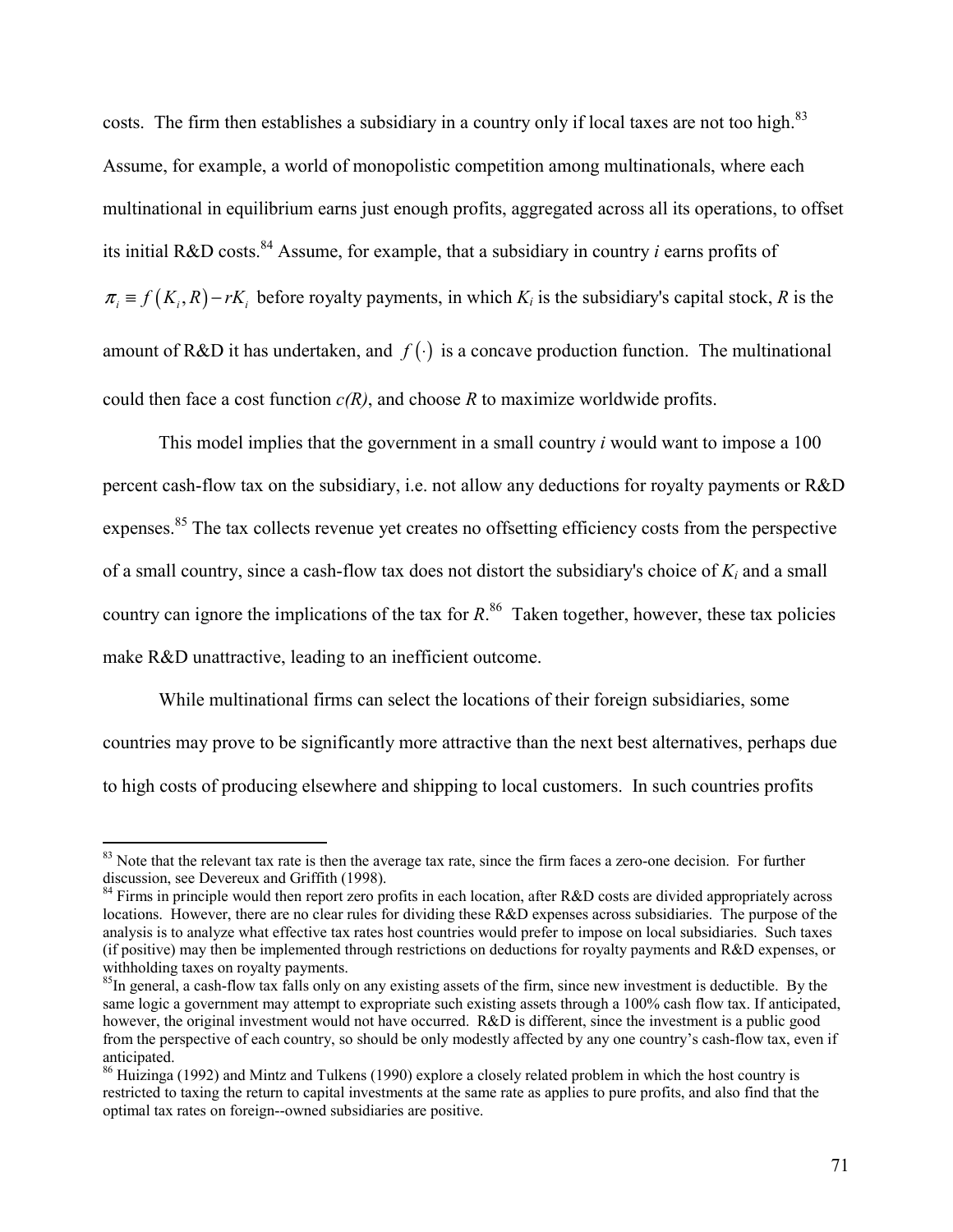costs. The firm then establishes a subsidiary in a country only if local taxes are not too high.[83] Assume, for example, a world of monopolistic competition among multinationals, where each multinational in equilibrium earns just enough profits, aggregated across all its operations, to offset its initial R&D costs.[84] Assume, for example, that a subsidiary in country *i* earns profits of $\pi_i \equiv f(K_i, R) - rK_i$ before royalty payments, in which $K_i$ is the subsidiary's capital stock, $R$ is the amount of R&D it has undertaken, and $f(\cdot)$ is a concave production function. The multinational could then face a cost function $c(R)$, and choose $R$ to maximize worldwide profits.

This model implies that the government in a small country *i* would want to impose a 100 percent cash-flow tax on the subsidiary, i.e. not allow any deductions for royalty payments or R&D expenses.[85] The tax collects revenue yet creates no offsetting efficiency costs from the perspective of a small country, since a cash-flow tax does not distort the subsidiary's choice of $K_i$ and a small country can ignore the implications of the tax for $R$.[86] Taken together, however, these tax policies make R&D unattractive, leading to an inefficient outcome.

While multinational firms can select the locations of their foreign subsidiaries, some countries may prove to be significantly more attractive than the next best alternatives, perhaps due to high costs of producing elsewhere and shipping to local customers. In such countries profits

---

[83] Note that the relevant tax rate is then the average tax rate, since the firm faces a zero-one decision. For further discussion, see Devereux and Griffith (1998).

[84] Firms in principle would then report zero profits in each location, after R&D costs are divided appropriately across locations. However, there are no clear rules for dividing these R&D expenses across subsidiaries. The purpose of the analysis is to analyze what effective tax rates host countries would prefer to impose on local subsidiaries. Such taxes (if positive) may then be implemented through restrictions on deductions for royalty payments and R&D expenses, or withholding taxes on royalty payments.

[85] In general, a cash-flow tax falls only on any existing assets of the firm, since new investment is deductible. By the same logic a government may attempt to expropriate such existing assets through a 100% cash flow tax. If anticipated, however, the original investment would not have occurred. R&D is different, since the investment is a public good from the perspective of each country, so should be only modestly affected by any one country's cash-flow tax, even if anticipated.

[86] Huizinga (1992) and Mintz and Tulkens (1990) explore a closely related problem in which the host country is restricted to taxing the return to capital investments at the same rate as applies to pure profits, and also find that the optimal tax rates on foreign--owned subsidiaries are positive.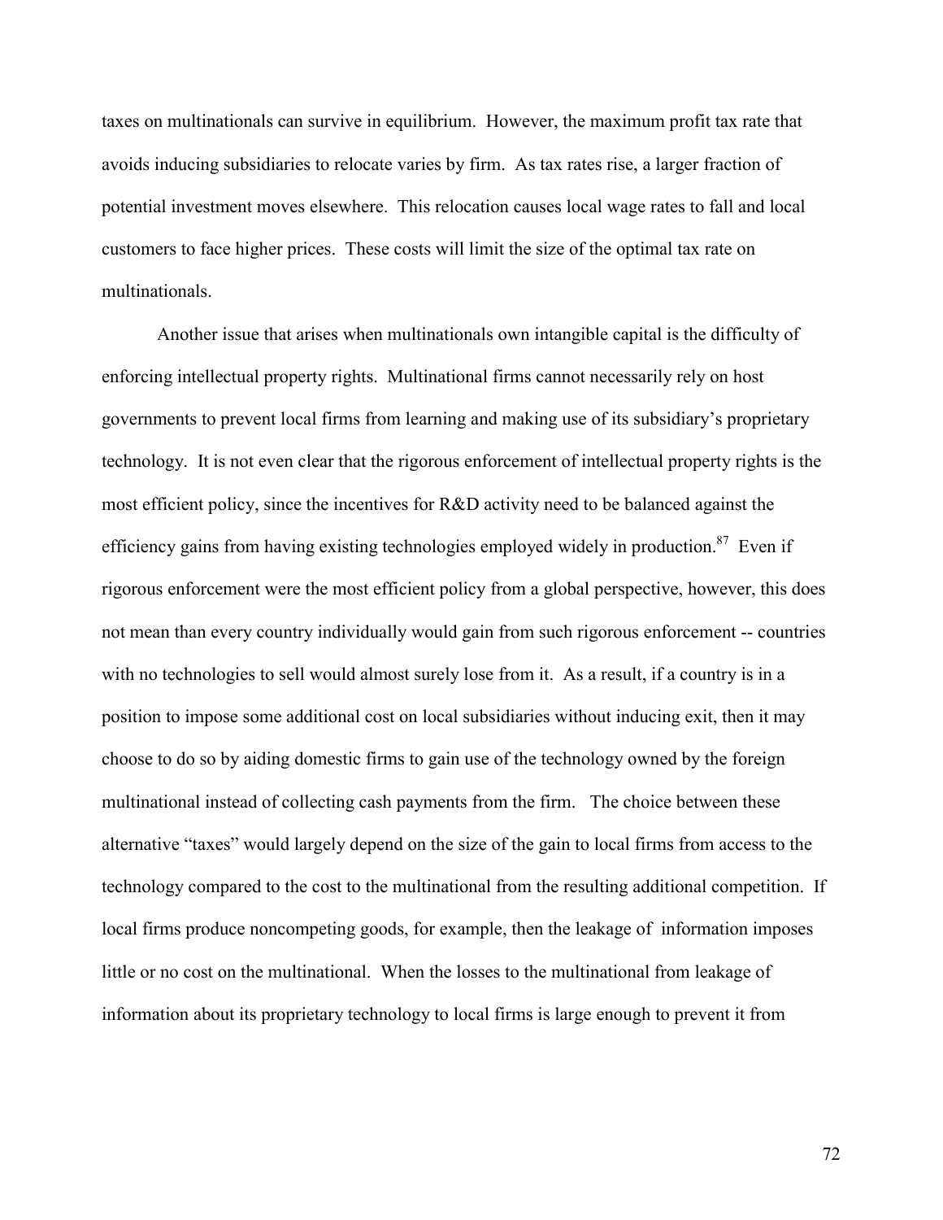taxes on multinationals can survive in equilibrium. However, the maximum profit tax rate that avoids inducing subsidiaries to relocate varies by firm. As tax rates rise, a larger fraction of potential investment moves elsewhere. This relocation causes local wage rates to fall and local customers to face higher prices. These costs will limit the size of the optimal tax rate on multinationals.

Another issue that arises when multinationals own intangible capital is the difficulty of enforcing intellectual property rights. Multinational firms cannot necessarily rely on host governments to prevent local firms from learning and making use of its subsidiary's proprietary technology. It is not even clear that the rigorous enforcement of intellectual property rights is the most efficient policy, since the incentives for R&D activity need to be balanced against the efficiency gains from having existing technologies employed widely in production.[87] Even if rigorous enforcement were the most efficient policy from a global perspective, however, this does not mean than every country individually would gain from such rigorous enforcement -- countries with no technologies to sell would almost surely lose from it. As a result, if a country is in a position to impose some additional cost on local subsidiaries without inducing exit, then it may choose to do so by aiding domestic firms to gain use of the technology owned by the foreign multinational instead of collecting cash payments from the firm. The choice between these alternative "taxes" would largely depend on the size of the gain to local firms from access to the technology compared to the cost to the multinational from the resulting additional competition. If local firms produce noncompeting goods, for example, then the leakage of information imposes little or no cost on the multinational. When the losses to the multinational from leakage of information about its proprietary technology to local firms is large enough to prevent it from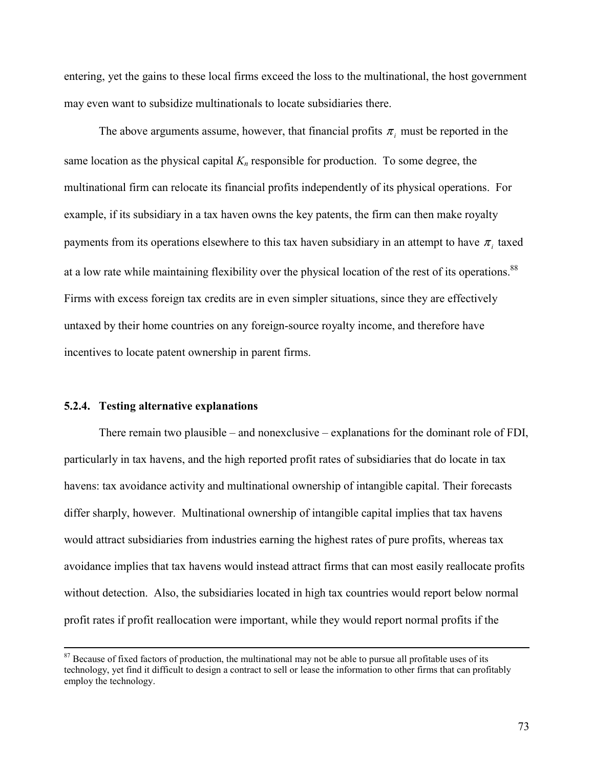entering, yet the gains to these local firms exceed the loss to the multinational, the host government may even want to subsidize multinationals to locate subsidiaries there.

The above arguments assume, however, that financial profits $\pi_i$ must be reported in the same location as the physical capital $K_n$ responsible for production. To some degree, the multinational firm can relocate its financial profits independently of its physical operations. For example, if its subsidiary in a tax haven owns the key patents, the firm can then make royalty payments from its operations elsewhere to this tax haven subsidiary in an attempt to have $\pi_i$ taxed at a low rate while maintaining flexibility over the physical location of the rest of its operations.[88] Firms with excess foreign tax credits are in even simpler situations, since they are effectively untaxed by their home countries on any foreign-source royalty income, and therefore have incentives to locate patent ownership in parent firms.

### 5.2.4. Testing alternative explanations

There remain two plausible – and nonexclusive – explanations for the dominant role of FDI, particularly in tax havens, and the high reported profit rates of subsidiaries that do locate in tax havens: tax avoidance activity and multinational ownership of intangible capital. Their forecasts differ sharply, however. Multinational ownership of intangible capital implies that tax havens would attract subsidiaries from industries earning the highest rates of pure profits, whereas tax avoidance implies that tax havens would instead attract firms that can most easily reallocate profits without detection. Also, the subsidiaries located in high tax countries would report below normal profit rates if profit reallocation were important, while they would report normal profits if the

---

[87] Because of fixed factors of production, the multinational may not be able to pursue all profitable uses of its technology, yet find it difficult to design a contract to sell or lease the information to other firms that can profitably employ the technology.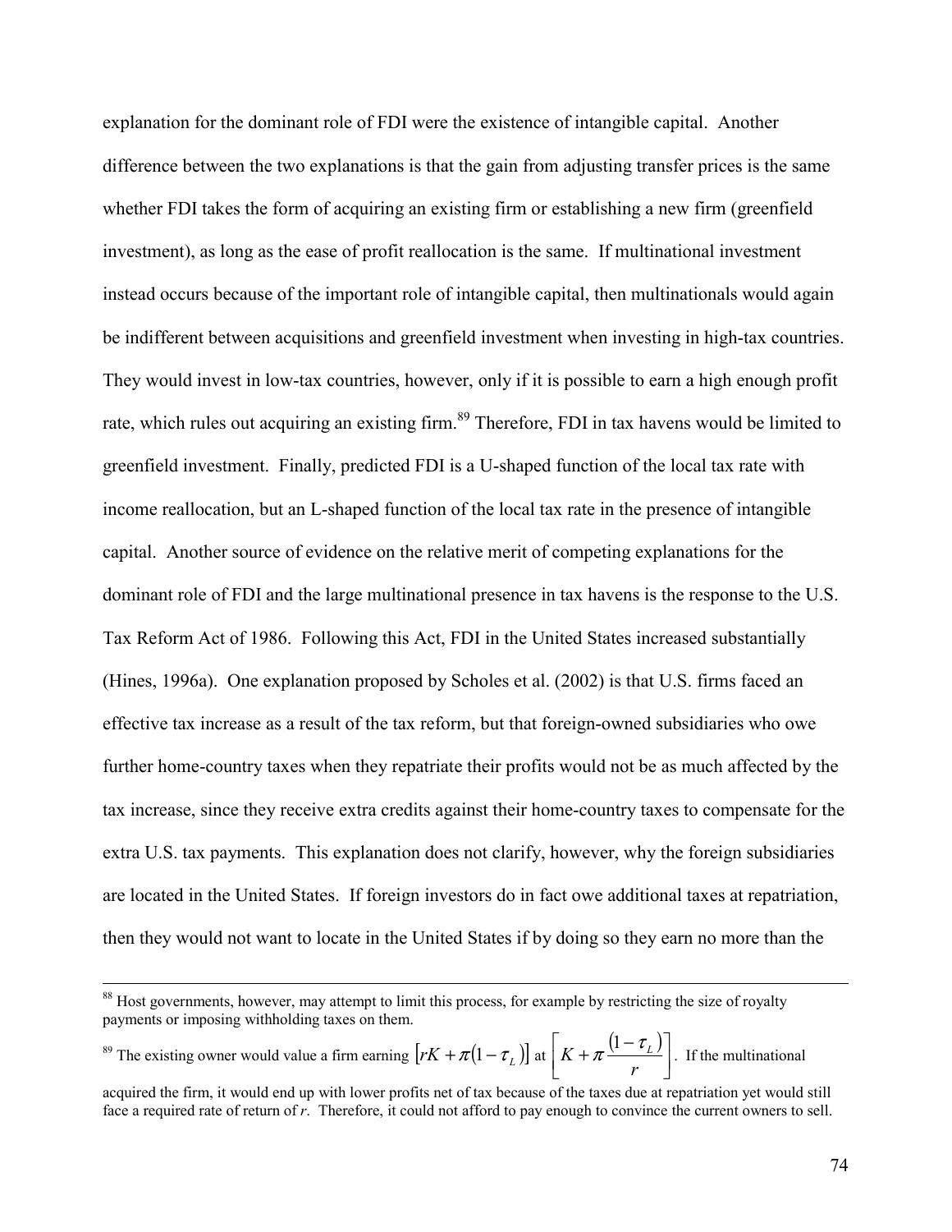explanation for the dominant role of FDI were the existence of intangible capital. Another difference between the two explanations is that the gain from adjusting transfer prices is the same whether FDI takes the form of acquiring an existing firm or establishing a new firm (greenfield investment), as long as the ease of profit reallocation is the same. If multinational investment instead occurs because of the important role of intangible capital, then multinationals would again be indifferent between acquisitions and greenfield investment when investing in high-tax countries. They would invest in low-tax countries, however, only if it is possible to earn a high enough profit rate, which rules out acquiring an existing firm.[89] Therefore, FDI in tax havens would be limited to greenfield investment. Finally, predicted FDI is a U-shaped function of the local tax rate with income reallocation, but an L-shaped function of the local tax rate in the presence of intangible capital. Another source of evidence on the relative merit of competing explanations for the dominant role of FDI and the large multinational presence in tax havens is the response to the U.S. Tax Reform Act of 1986. Following this Act, FDI in the United States increased substantially (Hines, 1996a). One explanation proposed by Scholes et al. (2002) is that U.S. firms faced an effective tax increase as a result of the tax reform, but that foreign-owned subsidiaries who owe further home-country taxes when they repatriate their profits would not be as much affected by the tax increase, since they receive extra credits against their home-country taxes to compensate for the extra U.S. tax payments. This explanation does not clarify, however, why the foreign subsidiaries are located in the United States. If foreign investors do in fact owe additional taxes at repatriation, then they would not want to locate in the United States if by doing so they earn no more than the

---

[88] Host governments, however, may attempt to limit this process, for example by restricting the size of royalty payments or imposing withholding taxes on them.

[89] The existing owner would value a firm earning $\left[rK + \pi(1-\tau_L)\right]$ at $\left[K + \pi\frac{(1-\tau_L)}{r}\right]$. If the multinational acquired the firm, it would end up with lower profits net of tax because of the taxes due at repatriation yet would still face a required rate of return of $r$. Therefore, it could not afford to pay enough to convince the current owners to sell.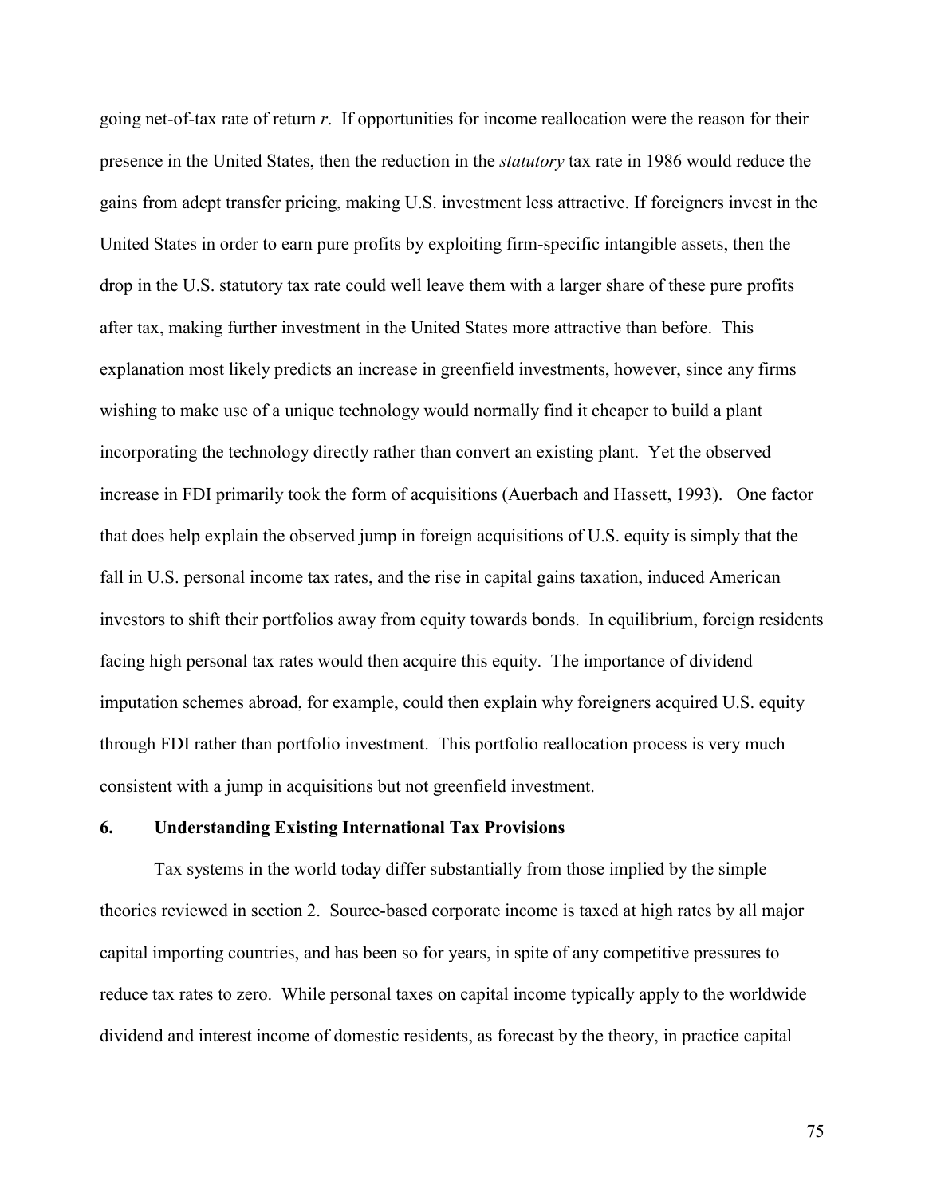going net-of-tax rate of return $r$. If opportunities for income reallocation were the reason for their presence in the United States, then the reduction in the *statutory* tax rate in 1986 would reduce the gains from adept transfer pricing, making U.S. investment less attractive. If foreigners invest in the United States in order to earn pure profits by exploiting firm-specific intangible assets, then the drop in the U.S. statutory tax rate could well leave them with a larger share of these pure profits after tax, making further investment in the United States more attractive than before. This explanation most likely predicts an increase in greenfield investments, however, since any firms wishing to make use of a unique technology would normally find it cheaper to build a plant incorporating the technology directly rather than convert an existing plant. Yet the observed increase in FDI primarily took the form of acquisitions (Auerbach and Hassett, 1993). One factor that does help explain the observed jump in foreign acquisitions of U.S. equity is simply that the fall in U.S. personal income tax rates, and the rise in capital gains taxation, induced American investors to shift their portfolios away from equity towards bonds. In equilibrium, foreign residents facing high personal tax rates would then acquire this equity. The importance of dividend imputation schemes abroad, for example, could then explain why foreigners acquired U.S. equity through FDI rather than portfolio investment. This portfolio reallocation process is very much consistent with a jump in acquisitions but not greenfield investment.

## 6. Understanding Existing International Tax Provisions

Tax systems in the world today differ substantially from those implied by the simple theories reviewed in section 2. Source-based corporate income is taxed at high rates by all major capital importing countries, and has been so for years, in spite of any competitive pressures to reduce tax rates to zero. While personal taxes on capital income typically apply to the worldwide dividend and interest income of domestic residents, as forecast by the theory, in practice capital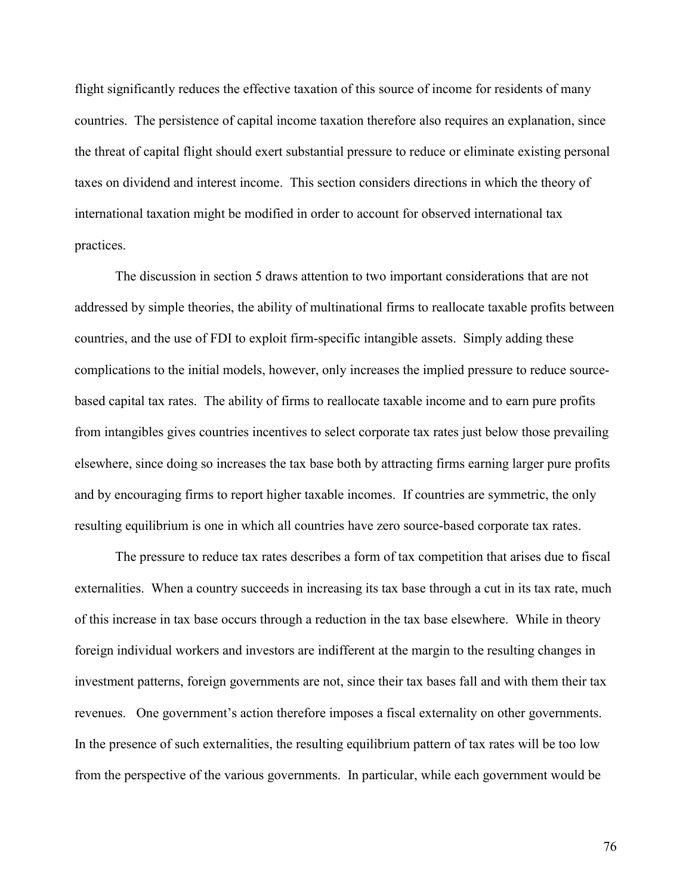flight significantly reduces the effective taxation of this source of income for residents of many countries. The persistence of capital income taxation therefore also requires an explanation, since the threat of capital flight should exert substantial pressure to reduce or eliminate existing personal taxes on dividend and interest income. This section considers directions in which the theory of international taxation might be modified in order to account for observed international tax practices.

The discussion in section 5 draws attention to two important considerations that are not addressed by simple theories, the ability of multinational firms to reallocate taxable profits between countries, and the use of FDI to exploit firm-specific intangible assets. Simply adding these complications to the initial models, however, only increases the implied pressure to reduce source-based capital tax rates. The ability of firms to reallocate taxable income and to earn pure profits from intangibles gives countries incentives to select corporate tax rates just below those prevailing elsewhere, since doing so increases the tax base both by attracting firms earning larger pure profits and by encouraging firms to report higher taxable incomes. If countries are symmetric, the only resulting equilibrium is one in which all countries have zero source-based corporate tax rates.

The pressure to reduce tax rates describes a form of tax competition that arises due to fiscal externalities. When a country succeeds in increasing its tax base through a cut in its tax rate, much of this increase in tax base occurs through a reduction in the tax base elsewhere. While in theory foreign individual workers and investors are indifferent at the margin to the resulting changes in investment patterns, foreign governments are not, since their tax bases fall and with them their tax revenues. One government's action therefore imposes a fiscal externality on other governments. In the presence of such externalities, the resulting equilibrium pattern of tax rates will be too low from the perspective of the various governments. In particular, while each government would be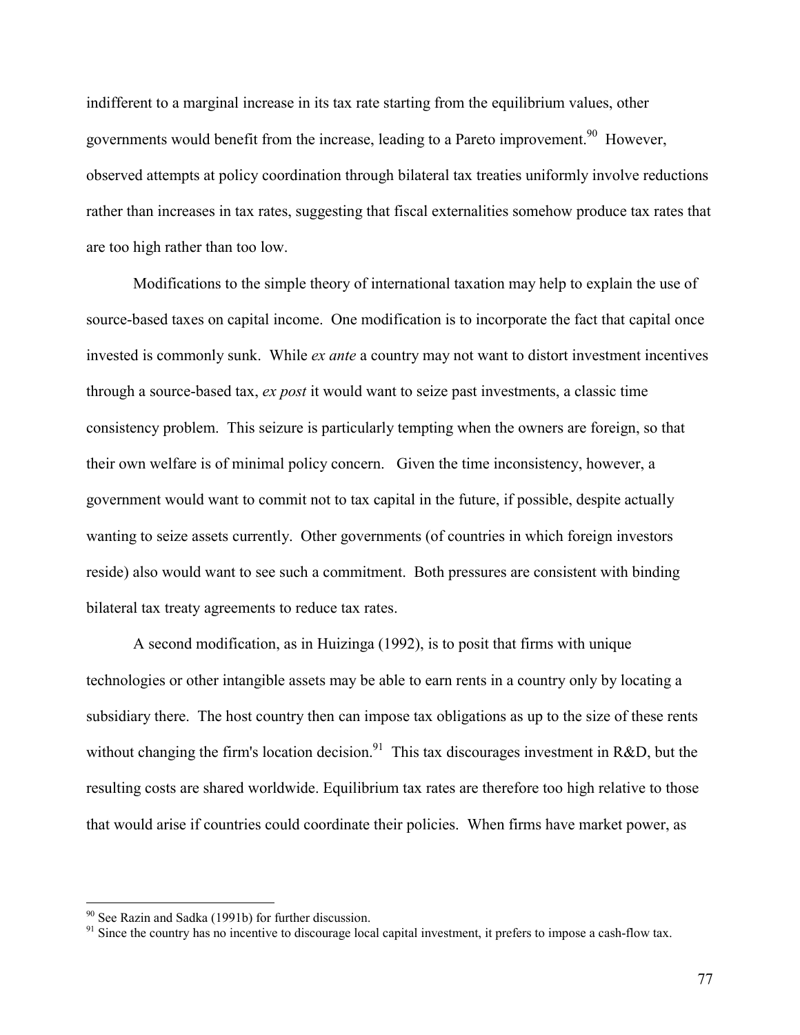indifferent to a marginal increase in its tax rate starting from the equilibrium values, other governments would benefit from the increase, leading to a Pareto improvement.[90] However, observed attempts at policy coordination through bilateral tax treaties uniformly involve reductions rather than increases in tax rates, suggesting that fiscal externalities somehow produce tax rates that are too high rather than too low.

Modifications to the simple theory of international taxation may help to explain the use of source-based taxes on capital income. One modification is to incorporate the fact that capital once invested is commonly sunk. While *ex ante* a country may not want to distort investment incentives through a source-based tax, *ex post* it would want to seize past investments, a classic time consistency problem. This seizure is particularly tempting when the owners are foreign, so that their own welfare is of minimal policy concern. Given the time inconsistency, however, a government would want to commit not to tax capital in the future, if possible, despite actually wanting to seize assets currently. Other governments (of countries in which foreign investors reside) also would want to see such a commitment. Both pressures are consistent with binding bilateral tax treaty agreements to reduce tax rates.

A second modification, as in Huizinga (1992), is to posit that firms with unique technologies or other intangible assets may be able to earn rents in a country only by locating a subsidiary there. The host country then can impose tax obligations as up to the size of these rents without changing the firm's location decision.[91] This tax discourages investment in R&D, but the resulting costs are shared worldwide. Equilibrium tax rates are therefore too high relative to those that would arise if countries could coordinate their policies. When firms have market power, as

[90] See Razin and Sadka (1991b) for further discussion.

[91] Since the country has no incentive to discourage local capital investment, it prefers to impose a cash-flow tax.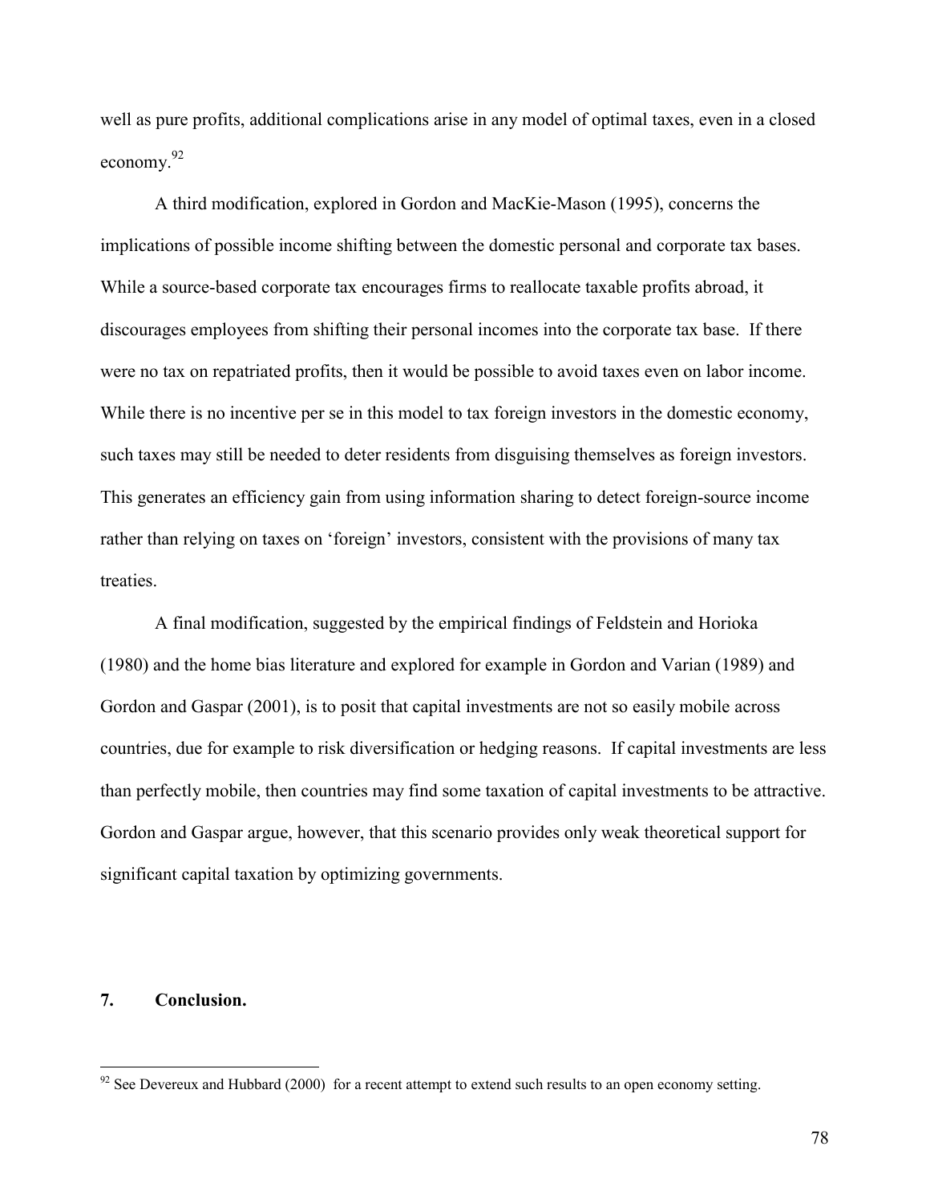well as pure profits, additional complications arise in any model of optimal taxes, even in a closed economy.[92]

A third modification, explored in Gordon and MacKie-Mason (1995), concerns the implications of possible income shifting between the domestic personal and corporate tax bases. While a source-based corporate tax encourages firms to reallocate taxable profits abroad, it discourages employees from shifting their personal incomes into the corporate tax base. If there were no tax on repatriated profits, then it would be possible to avoid taxes even on labor income. While there is no incentive per se in this model to tax foreign investors in the domestic economy, such taxes may still be needed to deter residents from disguising themselves as foreign investors. This generates an efficiency gain from using information sharing to detect foreign-source income rather than relying on taxes on 'foreign' investors, consistent with the provisions of many tax treaties.

A final modification, suggested by the empirical findings of Feldstein and Horioka (1980) and the home bias literature and explored for example in Gordon and Varian (1989) and Gordon and Gaspar (2001), is to posit that capital investments are not so easily mobile across countries, due for example to risk diversification or hedging reasons. If capital investments are less than perfectly mobile, then countries may find some taxation of capital investments to be attractive. Gordon and Gaspar argue, however, that this scenario provides only weak theoretical support for significant capital taxation by optimizing governments.

## 7. Conclusion.

[92] See Devereux and Hubbard (2000) for a recent attempt to extend such results to an open economy setting.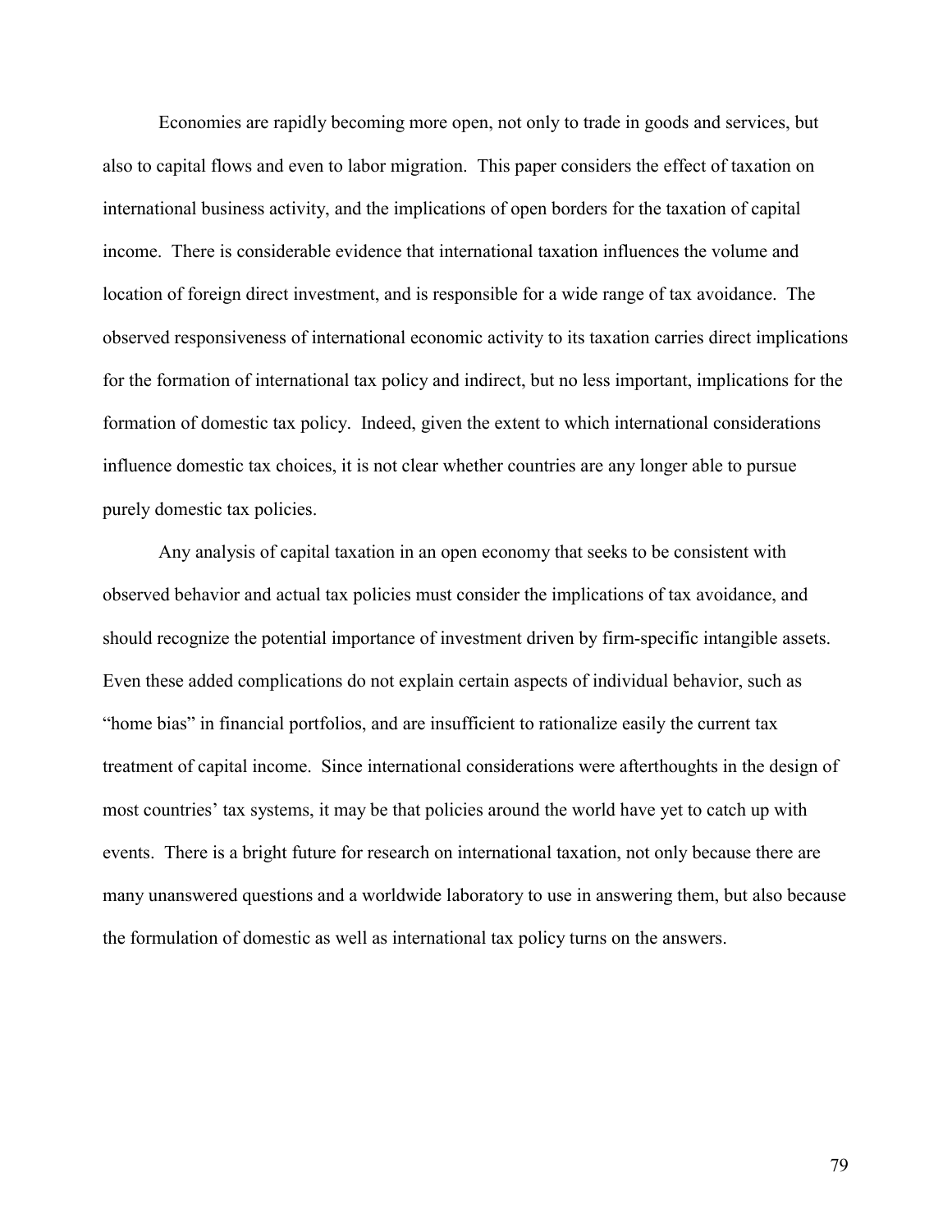Economies are rapidly becoming more open, not only to trade in goods and services, but also to capital flows and even to labor migration. This paper considers the effect of taxation on international business activity, and the implications of open borders for the taxation of capital income. There is considerable evidence that international taxation influences the volume and location of foreign direct investment, and is responsible for a wide range of tax avoidance. The observed responsiveness of international economic activity to its taxation carries direct implications for the formation of international tax policy and indirect, but no less important, implications for the formation of domestic tax policy. Indeed, given the extent to which international considerations influence domestic tax choices, it is not clear whether countries are any longer able to pursue purely domestic tax policies.

Any analysis of capital taxation in an open economy that seeks to be consistent with observed behavior and actual tax policies must consider the implications of tax avoidance, and should recognize the potential importance of investment driven by firm-specific intangible assets. Even these added complications do not explain certain aspects of individual behavior, such as "home bias" in financial portfolios, and are insufficient to rationalize easily the current tax treatment of capital income. Since international considerations were afterthoughts in the design of most countries' tax systems, it may be that policies around the world have yet to catch up with events. There is a bright future for research on international taxation, not only because there are many unanswered questions and a worldwide laboratory to use in answering them, but also because the formulation of domestic as well as international tax policy turns on the answers.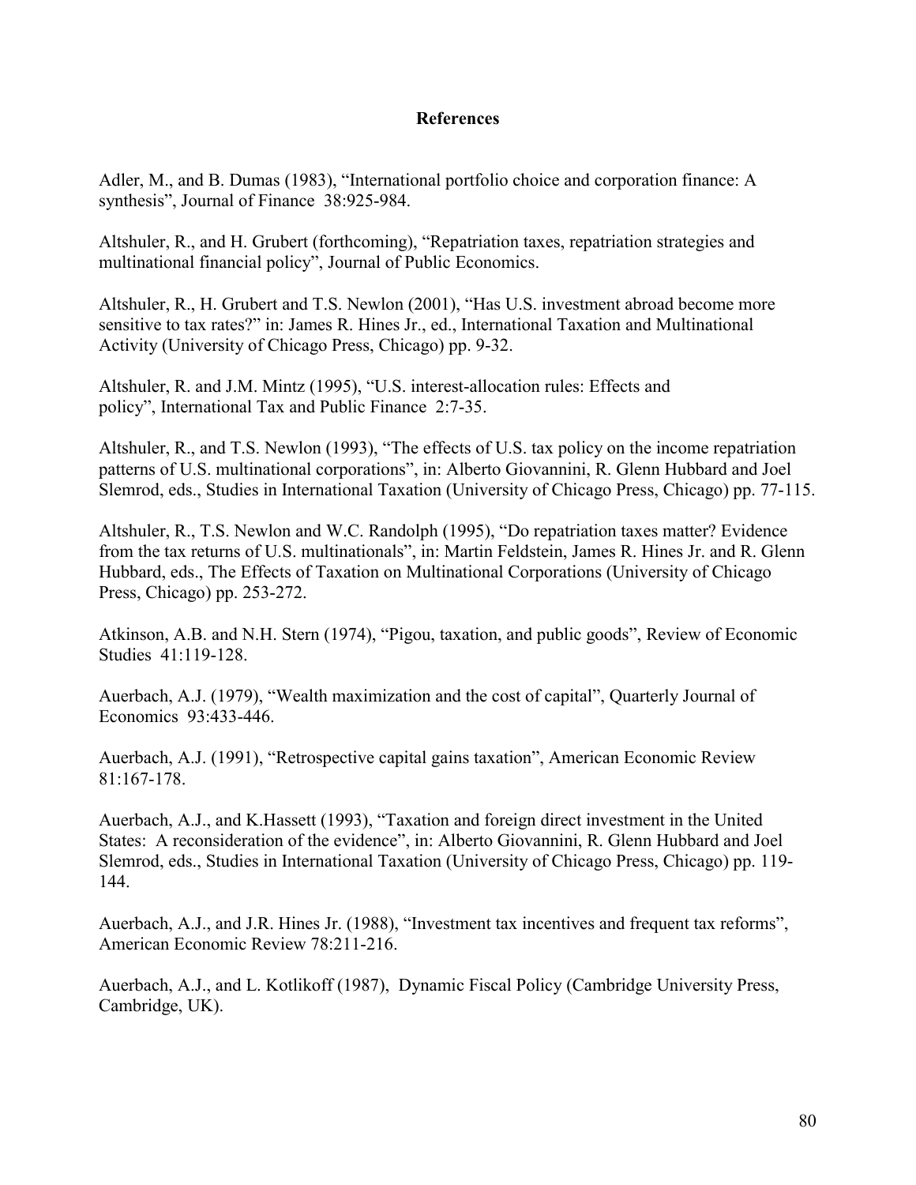## References

Adler, M., and B. Dumas (1983), "International portfolio choice and corporation finance: A synthesis", Journal of Finance 38:925-984.

Altshuler, R., and H. Grubert (forthcoming), "Repatriation taxes, repatriation strategies and multinational financial policy", Journal of Public Economics.

Altshuler, R., H. Grubert and T.S. Newlon (2001), "Has U.S. investment abroad become more sensitive to tax rates?" in: James R. Hines Jr., ed., International Taxation and Multinational Activity (University of Chicago Press, Chicago) pp. 9-32.

Altshuler, R. and J.M. Mintz (1995), "U.S. interest-allocation rules: Effects and policy", International Tax and Public Finance 2:7-35.

Altshuler, R., and T.S. Newlon (1993), "The effects of U.S. tax policy on the income repatriation patterns of U.S. multinational corporations", in: Alberto Giovannini, R. Glenn Hubbard and Joel Slemrod, eds., Studies in International Taxation (University of Chicago Press, Chicago) pp. 77-115.

Altshuler, R., T.S. Newlon and W.C. Randolph (1995), "Do repatriation taxes matter? Evidence from the tax returns of U.S. multinationals", in: Martin Feldstein, James R. Hines Jr. and R. Glenn Hubbard, eds., The Effects of Taxation on Multinational Corporations (University of Chicago Press, Chicago) pp. 253-272.

Atkinson, A.B. and N.H. Stern (1974), "Pigou, taxation, and public goods", Review of Economic Studies 41:119-128.

Auerbach, A.J. (1979), "Wealth maximization and the cost of capital", Quarterly Journal of Economics 93:433-446.

Auerbach, A.J. (1991), "Retrospective capital gains taxation", American Economic Review 81:167-178.

Auerbach, A.J., and K.Hassett (1993), "Taxation and foreign direct investment in the United States: A reconsideration of the evidence", in: Alberto Giovannini, R. Glenn Hubbard and Joel Slemrod, eds., Studies in International Taxation (University of Chicago Press, Chicago) pp. 119-144.

Auerbach, A.J., and J.R. Hines Jr. (1988), "Investment tax incentives and frequent tax reforms", American Economic Review 78:211-216.

Auerbach, A.J., and L. Kotlikoff (1987), Dynamic Fiscal Policy (Cambridge University Press, Cambridge, UK).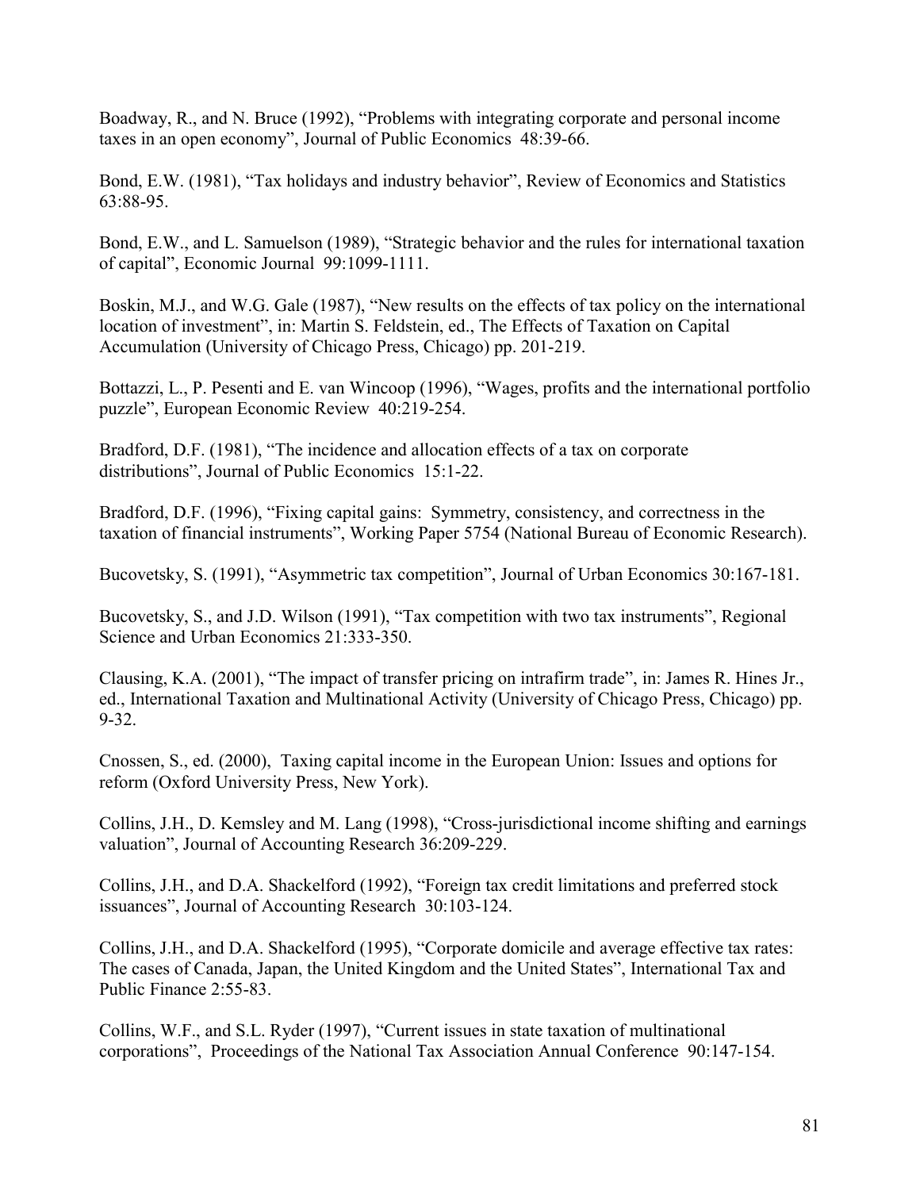Boadway, R., and N. Bruce (1992), "Problems with integrating corporate and personal income taxes in an open economy", Journal of Public Economics 48:39-66.

Bond, E.W. (1981), "Tax holidays and industry behavior", Review of Economics and Statistics 63:88-95.

Bond, E.W., and L. Samuelson (1989), "Strategic behavior and the rules for international taxation of capital", Economic Journal 99:1099-1111.

Boskin, M.J., and W.G. Gale (1987), "New results on the effects of tax policy on the international location of investment", in: Martin S. Feldstein, ed., The Effects of Taxation on Capital Accumulation (University of Chicago Press, Chicago) pp. 201-219.

Bottazzi, L., P. Pesenti and E. van Wincoop (1996), "Wages, profits and the international portfolio puzzle", European Economic Review 40:219-254.

Bradford, D.F. (1981), "The incidence and allocation effects of a tax on corporate distributions", Journal of Public Economics 15:1-22.

Bradford, D.F. (1996), "Fixing capital gains: Symmetry, consistency, and correctness in the taxation of financial instruments", Working Paper 5754 (National Bureau of Economic Research).

Bucovetsky, S. (1991), "Asymmetric tax competition", Journal of Urban Economics 30:167-181.

Bucovetsky, S., and J.D. Wilson (1991), "Tax competition with two tax instruments", Regional Science and Urban Economics 21:333-350.

Clausing, K.A. (2001), "The impact of transfer pricing on intrafirm trade", in: James R. Hines Jr., ed., International Taxation and Multinational Activity (University of Chicago Press, Chicago) pp. 9-32.

Cnossen, S., ed. (2000), Taxing capital income in the European Union: Issues and options for reform (Oxford University Press, New York).

Collins, J.H., D. Kemsley and M. Lang (1998), "Cross-jurisdictional income shifting and earnings valuation", Journal of Accounting Research 36:209-229.

Collins, J.H., and D.A. Shackelford (1992), "Foreign tax credit limitations and preferred stock issuances", Journal of Accounting Research 30:103-124.

Collins, J.H., and D.A. Shackelford (1995), "Corporate domicile and average effective tax rates: The cases of Canada, Japan, the United Kingdom and the United States", International Tax and Public Finance 2:55-83.

Collins, W.F., and S.L. Ryder (1997), "Current issues in state taxation of multinational corporations", Proceedings of the National Tax Association Annual Conference 90:147-154.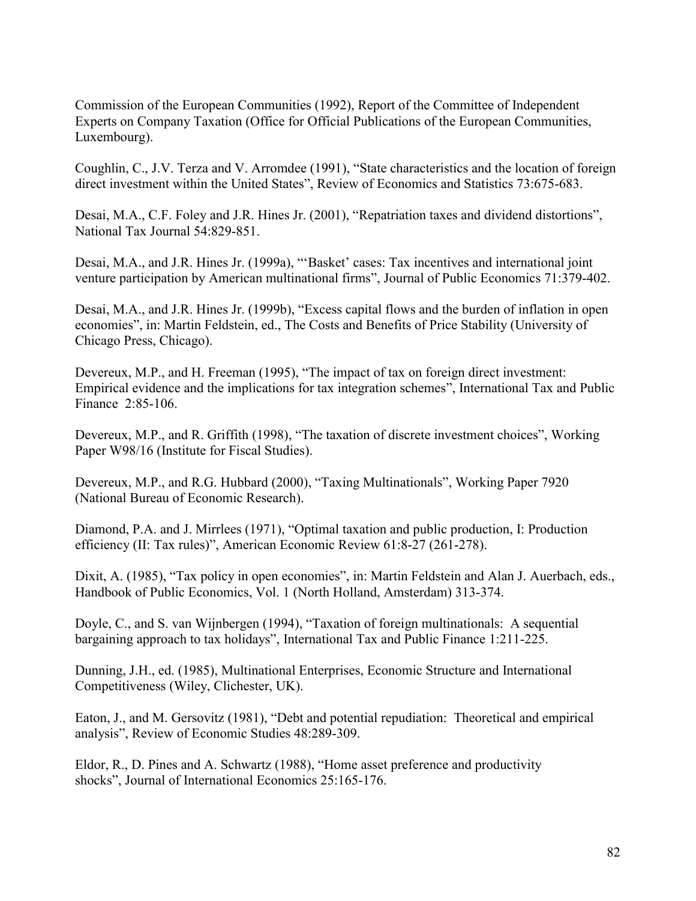Commission of the European Communities (1992), Report of the Committee of Independent Experts on Company Taxation (Office for Official Publications of the European Communities, Luxembourg).

Coughlin, C., J.V. Terza and V. Arromdee (1991), "State characteristics and the location of foreign direct investment within the United States", Review of Economics and Statistics 73:675-683.

Desai, M.A., C.F. Foley and J.R. Hines Jr. (2001), "Repatriation taxes and dividend distortions", National Tax Journal 54:829-851.

Desai, M.A., and J.R. Hines Jr. (1999a), "'Basket' cases: Tax incentives and international joint venture participation by American multinational firms", Journal of Public Economics 71:379-402.

Desai, M.A., and J.R. Hines Jr. (1999b), "Excess capital flows and the burden of inflation in open economies", in: Martin Feldstein, ed., The Costs and Benefits of Price Stability (University of Chicago Press, Chicago).

Devereux, M.P., and H. Freeman (1995), "The impact of tax on foreign direct investment: Empirical evidence and the implications for tax integration schemes", International Tax and Public Finance 2:85-106.

Devereux, M.P., and R. Griffith (1998), "The taxation of discrete investment choices", Working Paper W98/16 (Institute for Fiscal Studies).

Devereux, M.P., and R.G. Hubbard (2000), "Taxing Multinationals", Working Paper 7920 (National Bureau of Economic Research).

Diamond, P.A. and J. Mirrlees (1971), "Optimal taxation and public production, I: Production efficiency (II: Tax rules)", American Economic Review 61:8-27 (261-278).

Dixit, A. (1985), "Tax policy in open economies", in: Martin Feldstein and Alan J. Auerbach, eds., Handbook of Public Economics, Vol. 1 (North Holland, Amsterdam) 313-374.

Doyle, C., and S. van Wijnbergen (1994), "Taxation of foreign multinationals: A sequential bargaining approach to tax holidays", International Tax and Public Finance 1:211-225.

Dunning, J.H., ed. (1985), Multinational Enterprises, Economic Structure and International Competitiveness (Wiley, Clichester, UK).

Eaton, J., and M. Gersovitz (1981), "Debt and potential repudiation: Theoretical and empirical analysis", Review of Economic Studies 48:289-309.

Eldor, R., D. Pines and A. Schwartz (1988), "Home asset preference and productivity shocks", Journal of International Economics 25:165-176.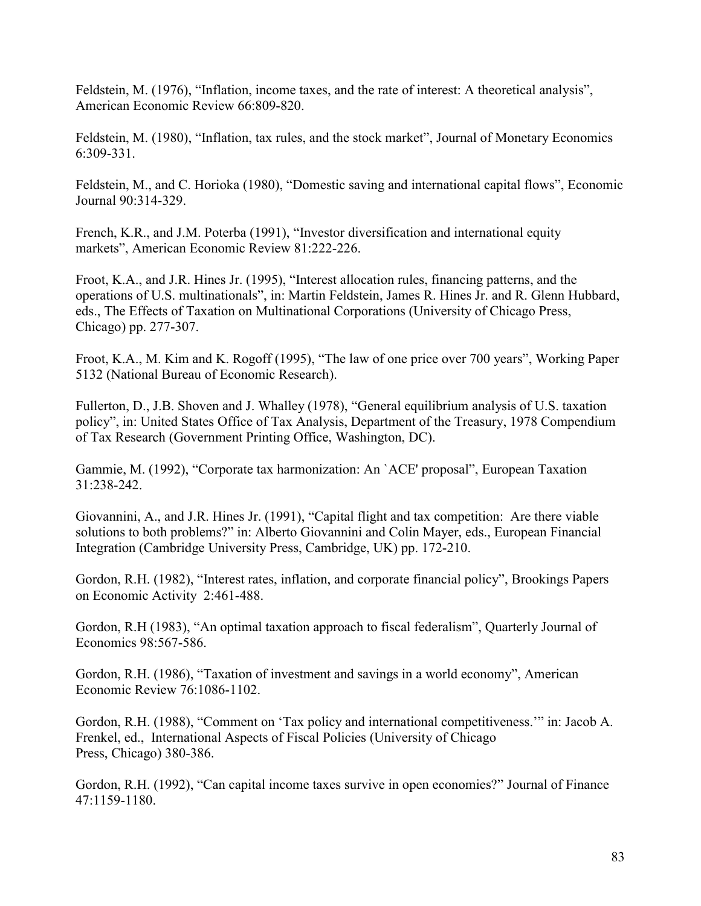Feldstein, M. (1976), "Inflation, income taxes, and the rate of interest: A theoretical analysis", American Economic Review 66:809-820.

Feldstein, M. (1980), "Inflation, tax rules, and the stock market", Journal of Monetary Economics 6:309-331.

Feldstein, M., and C. Horioka (1980), "Domestic saving and international capital flows", Economic Journal 90:314-329.

French, K.R., and J.M. Poterba (1991), "Investor diversification and international equity markets", American Economic Review 81:222-226.

Froot, K.A., and J.R. Hines Jr. (1995), "Interest allocation rules, financing patterns, and the operations of U.S. multinationals", in: Martin Feldstein, James R. Hines Jr. and R. Glenn Hubbard, eds., The Effects of Taxation on Multinational Corporations (University of Chicago Press, Chicago) pp. 277-307.

Froot, K.A., M. Kim and K. Rogoff (1995), "The law of one price over 700 years", Working Paper 5132 (National Bureau of Economic Research).

Fullerton, D., J.B. Shoven and J. Whalley (1978), "General equilibrium analysis of U.S. taxation policy", in: United States Office of Tax Analysis, Department of the Treasury, 1978 Compendium of Tax Research (Government Printing Office, Washington, DC).

Gammie, M. (1992), "Corporate tax harmonization: An `ACE' proposal", European Taxation 31:238-242.

Giovannini, A., and J.R. Hines Jr. (1991), "Capital flight and tax competition: Are there viable solutions to both problems?" in: Alberto Giovannini and Colin Mayer, eds., European Financial Integration (Cambridge University Press, Cambridge, UK) pp. 172-210.

Gordon, R.H. (1982), "Interest rates, inflation, and corporate financial policy", Brookings Papers on Economic Activity 2:461-488.

Gordon, R.H (1983), "An optimal taxation approach to fiscal federalism", Quarterly Journal of Economics 98:567-586.

Gordon, R.H. (1986), "Taxation of investment and savings in a world economy", American Economic Review 76:1086-1102.

Gordon, R.H. (1988), "Comment on 'Tax policy and international competitiveness.'" in: Jacob A. Frenkel, ed., International Aspects of Fiscal Policies (University of Chicago Press, Chicago) 380-386.

Gordon, R.H. (1992), "Can capital income taxes survive in open economies?" Journal of Finance 47:1159-1180.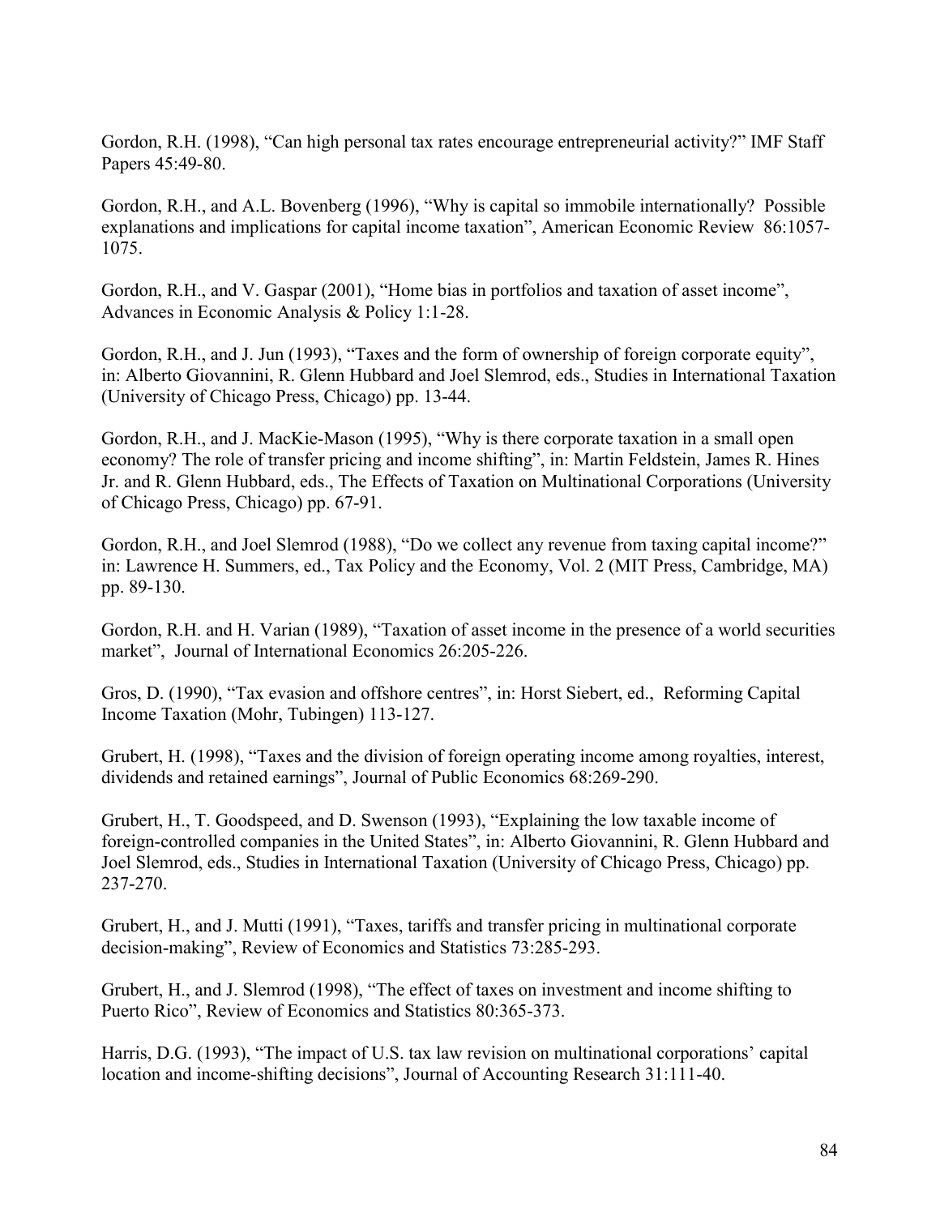Gordon, R.H. (1998), “Can high personal tax rates encourage entrepreneurial activity?” IMF Staff Papers 45:49-80.

Gordon, R.H., and A.L. Bovenberg (1996), “Why is capital so immobile internationally? Possible explanations and implications for capital income taxation”, American Economic Review 86:1057-1075.

Gordon, R.H., and V. Gaspar (2001), “Home bias in portfolios and taxation of asset income”, Advances in Economic Analysis & Policy 1:1-28.

Gordon, R.H., and J. Jun (1993), “Taxes and the form of ownership of foreign corporate equity”, in: Alberto Giovannini, R. Glenn Hubbard and Joel Slemrod, eds., Studies in International Taxation (University of Chicago Press, Chicago) pp. 13-44.

Gordon, R.H., and J. MacKie-Mason (1995), “Why is there corporate taxation in a small open economy? The role of transfer pricing and income shifting”, in: Martin Feldstein, James R. Hines Jr. and R. Glenn Hubbard, eds., The Effects of Taxation on Multinational Corporations (University of Chicago Press, Chicago) pp. 67-91.

Gordon, R.H., and Joel Slemrod (1988), “Do we collect any revenue from taxing capital income?” in: Lawrence H. Summers, ed., Tax Policy and the Economy, Vol. 2 (MIT Press, Cambridge, MA) pp. 89-130.

Gordon, R.H. and H. Varian (1989), “Taxation of asset income in the presence of a world securities market”, Journal of International Economics 26:205-226.

Gros, D. (1990), “Tax evasion and offshore centres”, in: Horst Siebert, ed., Reforming Capital Income Taxation (Mohr, Tubingen) 113-127.

Grubert, H. (1998), “Taxes and the division of foreign operating income among royalties, interest, dividends and retained earnings”, Journal of Public Economics 68:269-290.

Grubert, H., T. Goodspeed, and D. Swenson (1993), “Explaining the low taxable income of foreign-controlled companies in the United States”, in: Alberto Giovannini, R. Glenn Hubbard and Joel Slemrod, eds., Studies in International Taxation (University of Chicago Press, Chicago) pp. 237-270.

Grubert, H., and J. Mutti (1991), “Taxes, tariffs and transfer pricing in multinational corporate decision-making”, Review of Economics and Statistics 73:285-293.

Grubert, H., and J. Slemrod (1998), “The effect of taxes on investment and income shifting to Puerto Rico”, Review of Economics and Statistics 80:365-373.

Harris, D.G. (1993), “The impact of U.S. tax law revision on multinational corporations' capital location and income-shifting decisions”, Journal of Accounting Research 31:111-40.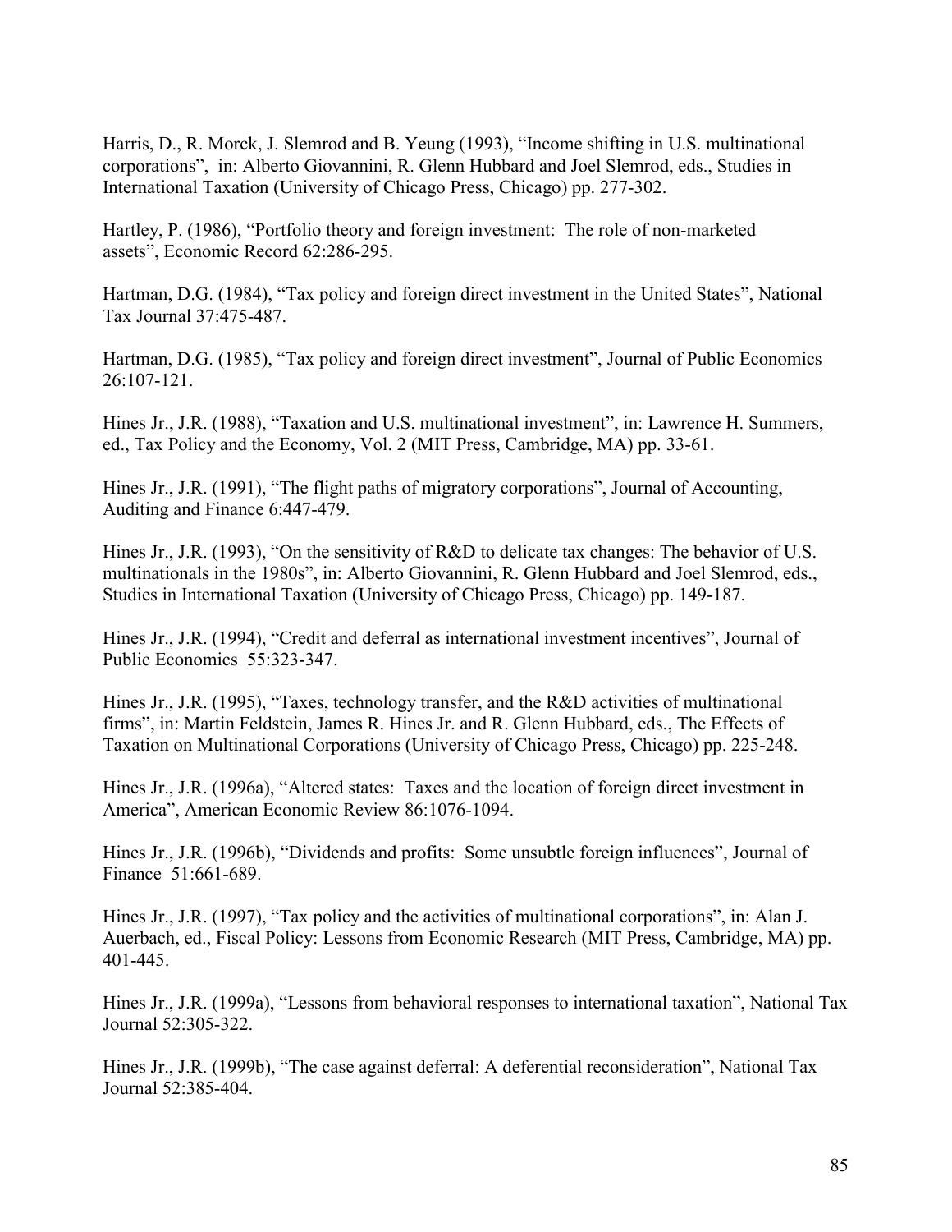Harris, D., R. Morck, J. Slemrod and B. Yeung (1993), "Income shifting in U.S. multinational corporations", in: Alberto Giovannini, R. Glenn Hubbard and Joel Slemrod, eds., Studies in International Taxation (University of Chicago Press, Chicago) pp. 277-302.

Hartley, P. (1986), "Portfolio theory and foreign investment: The role of non-marketed assets", Economic Record 62:286-295.

Hartman, D.G. (1984), "Tax policy and foreign direct investment in the United States", National Tax Journal 37:475-487.

Hartman, D.G. (1985), "Tax policy and foreign direct investment", Journal of Public Economics 26:107-121.

Hines Jr., J.R. (1988), "Taxation and U.S. multinational investment", in: Lawrence H. Summers, ed., Tax Policy and the Economy, Vol. 2 (MIT Press, Cambridge, MA) pp. 33-61.

Hines Jr., J.R. (1991), "The flight paths of migratory corporations", Journal of Accounting, Auditing and Finance 6:447-479.

Hines Jr., J.R. (1993), "On the sensitivity of R&D to delicate tax changes: The behavior of U.S. multinationals in the 1980s", in: Alberto Giovannini, R. Glenn Hubbard and Joel Slemrod, eds., Studies in International Taxation (University of Chicago Press, Chicago) pp. 149-187.

Hines Jr., J.R. (1994), "Credit and deferral as international investment incentives", Journal of Public Economics 55:323-347.

Hines Jr., J.R. (1995), "Taxes, technology transfer, and the R&D activities of multinational firms", in: Martin Feldstein, James R. Hines Jr. and R. Glenn Hubbard, eds., The Effects of Taxation on Multinational Corporations (University of Chicago Press, Chicago) pp. 225-248.

Hines Jr., J.R. (1996a), "Altered states: Taxes and the location of foreign direct investment in America", American Economic Review 86:1076-1094.

Hines Jr., J.R. (1996b), "Dividends and profits: Some unsubtle foreign influences", Journal of Finance 51:661-689.

Hines Jr., J.R. (1997), "Tax policy and the activities of multinational corporations", in: Alan J. Auerbach, ed., Fiscal Policy: Lessons from Economic Research (MIT Press, Cambridge, MA) pp. 401-445.

Hines Jr., J.R. (1999a), "Lessons from behavioral responses to international taxation", National Tax Journal 52:305-322.

Hines Jr., J.R. (1999b), "The case against deferral: A deferential reconsideration", National Tax Journal 52:385-404.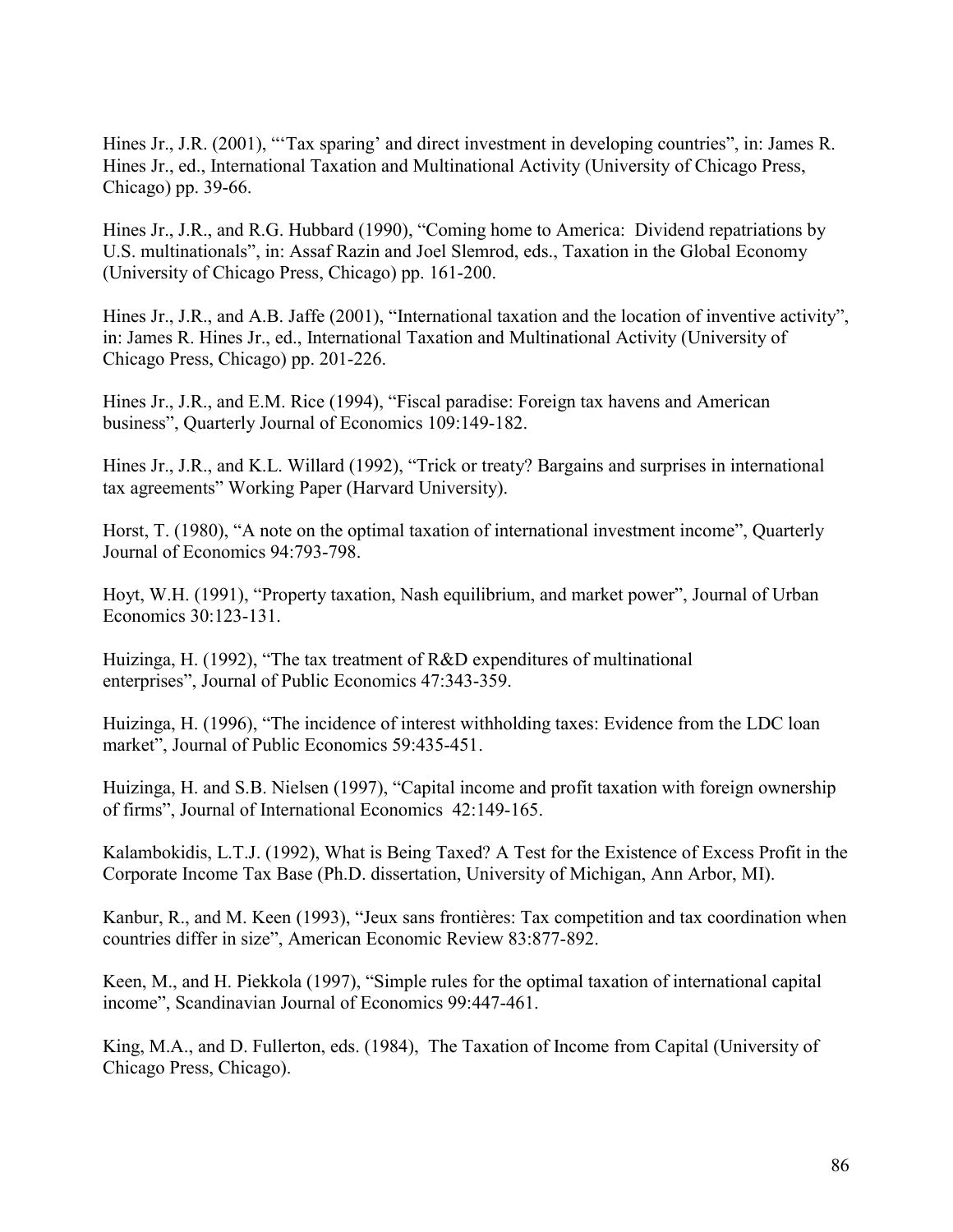Hines Jr., J.R. (2001), "'Tax sparing' and direct investment in developing countries", in: James R. Hines Jr., ed., International Taxation and Multinational Activity (University of Chicago Press, Chicago) pp. 39-66.

Hines Jr., J.R., and R.G. Hubbard (1990), "Coming home to America: Dividend repatriations by U.S. multinationals", in: Assaf Razin and Joel Slemrod, eds., Taxation in the Global Economy (University of Chicago Press, Chicago) pp. 161-200.

Hines Jr., J.R., and A.B. Jaffe (2001), "International taxation and the location of inventive activity", in: James R. Hines Jr., ed., International Taxation and Multinational Activity (University of Chicago Press, Chicago) pp. 201-226.

Hines Jr., J.R., and E.M. Rice (1994), "Fiscal paradise: Foreign tax havens and American business", Quarterly Journal of Economics 109:149-182.

Hines Jr., J.R., and K.L. Willard (1992), "Trick or treaty? Bargains and surprises in international tax agreements" Working Paper (Harvard University).

Horst, T. (1980), "A note on the optimal taxation of international investment income", Quarterly Journal of Economics 94:793-798.

Hoyt, W.H. (1991), "Property taxation, Nash equilibrium, and market power", Journal of Urban Economics 30:123-131.

Huizinga, H. (1992), "The tax treatment of R&D expenditures of multinational enterprises", Journal of Public Economics 47:343-359.

Huizinga, H. (1996), "The incidence of interest withholding taxes: Evidence from the LDC loan market", Journal of Public Economics 59:435-451.

Huizinga, H. and S.B. Nielsen (1997), "Capital income and profit taxation with foreign ownership of firms", Journal of International Economics 42:149-165.

Kalambokidis, L.T.J. (1992), What is Being Taxed? A Test for the Existence of Excess Profit in the Corporate Income Tax Base (Ph.D. dissertation, University of Michigan, Ann Arbor, MI).

Kanbur, R., and M. Keen (1993), "Jeux sans frontières: Tax competition and tax coordination when countries differ in size", American Economic Review 83:877-892.

Keen, M., and H. Piekkola (1997), "Simple rules for the optimal taxation of international capital income", Scandinavian Journal of Economics 99:447-461.

King, M.A., and D. Fullerton, eds. (1984), The Taxation of Income from Capital (University of Chicago Press, Chicago).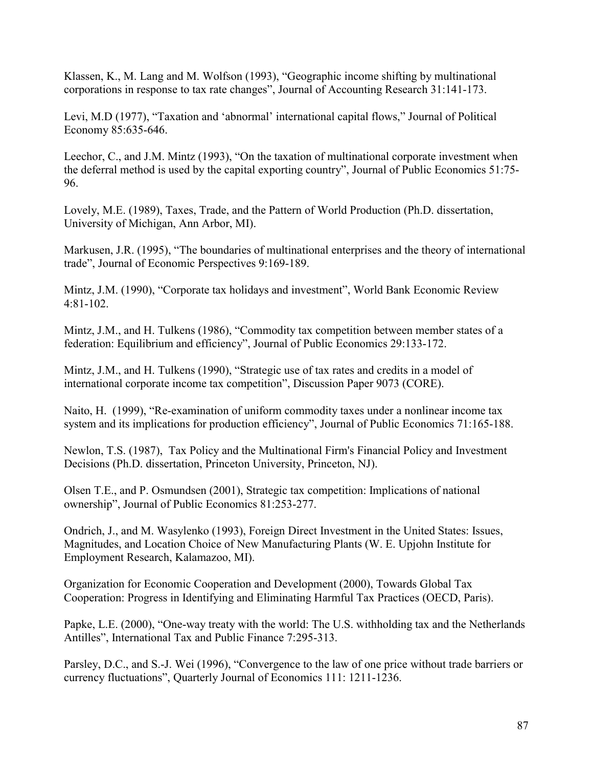Klassen, K., M. Lang and M. Wolfson (1993), "Geographic income shifting by multinational corporations in response to tax rate changes", Journal of Accounting Research 31:141-173.

Levi, M.D (1977), "Taxation and 'abnormal' international capital flows," Journal of Political Economy 85:635-646.

Leechor, C., and J.M. Mintz (1993), "On the taxation of multinational corporate investment when the deferral method is used by the capital exporting country", Journal of Public Economics 51:75-96.

Lovely, M.E. (1989), Taxes, Trade, and the Pattern of World Production (Ph.D. dissertation, University of Michigan, Ann Arbor, MI).

Markusen, J.R. (1995), "The boundaries of multinational enterprises and the theory of international trade", Journal of Economic Perspectives 9:169-189.

Mintz, J.M. (1990), "Corporate tax holidays and investment", World Bank Economic Review 4:81-102.

Mintz, J.M., and H. Tulkens (1986), "Commodity tax competition between member states of a federation: Equilibrium and efficiency", Journal of Public Economics 29:133-172.

Mintz, J.M., and H. Tulkens (1990), "Strategic use of tax rates and credits in a model of international corporate income tax competition", Discussion Paper 9073 (CORE).

Naito, H. (1999), "Re-examination of uniform commodity taxes under a nonlinear income tax system and its implications for production efficiency", Journal of Public Economics 71:165-188.

Newlon, T.S. (1987), Tax Policy and the Multinational Firm's Financial Policy and Investment Decisions (Ph.D. dissertation, Princeton University, Princeton, NJ).

Olsen T.E., and P. Osmundsen (2001), Strategic tax competition: Implications of national ownership", Journal of Public Economics 81:253-277.

Ondrich, J., and M. Wasylenko (1993), Foreign Direct Investment in the United States: Issues, Magnitudes, and Location Choice of New Manufacturing Plants (W. E. Upjohn Institute for Employment Research, Kalamazoo, MI).

Organization for Economic Cooperation and Development (2000), Towards Global Tax Cooperation: Progress in Identifying and Eliminating Harmful Tax Practices (OECD, Paris).

Papke, L.E. (2000), "One-way treaty with the world: The U.S. withholding tax and the Netherlands Antilles", International Tax and Public Finance 7:295-313.

Parsley, D.C., and S.-J. Wei (1996), "Convergence to the law of one price without trade barriers or currency fluctuations", Quarterly Journal of Economics 111: 1211-1236.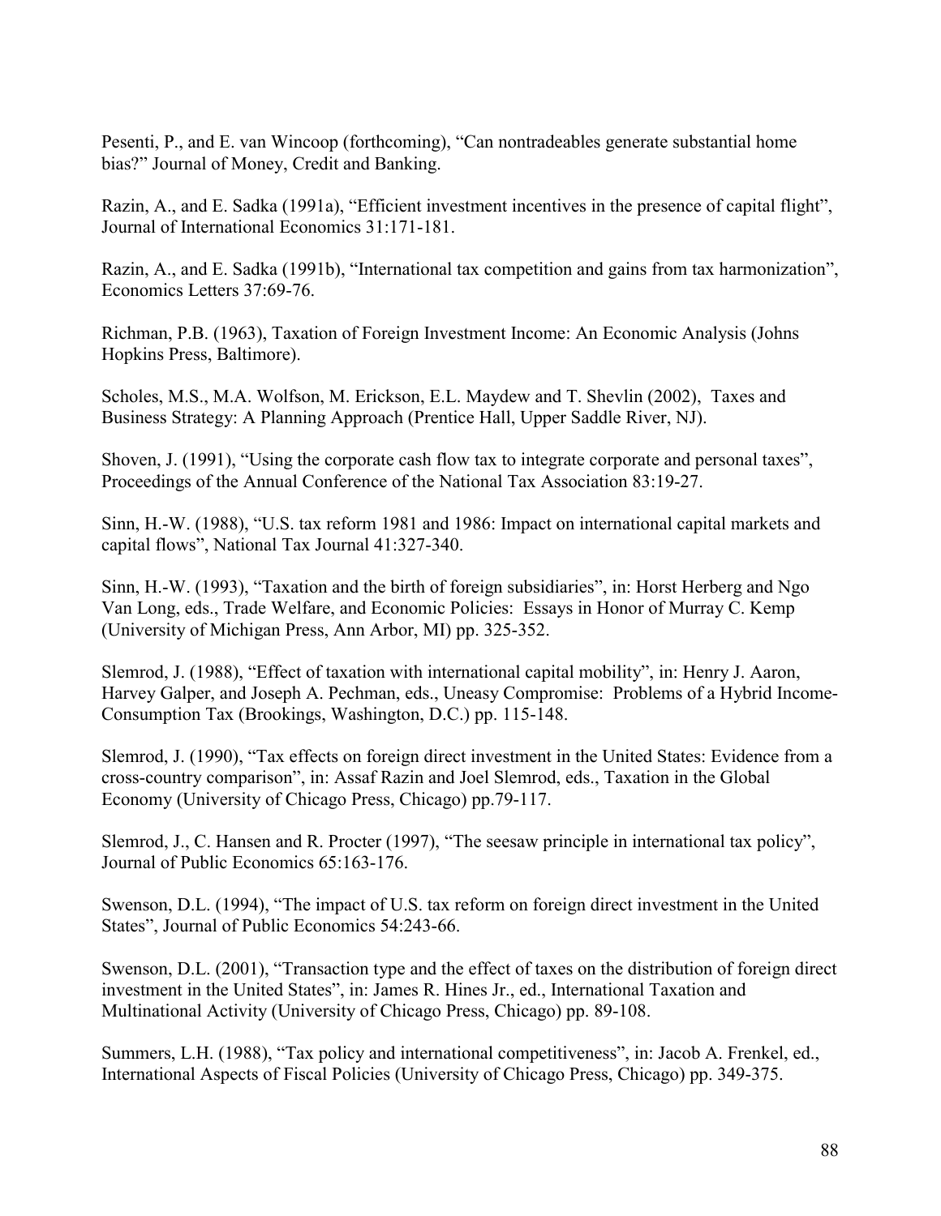Pesenti, P., and E. van Wincoop (forthcoming), "Can nontradeables generate substantial home bias?" Journal of Money, Credit and Banking.

Razin, A., and E. Sadka (1991a), "Efficient investment incentives in the presence of capital flight", Journal of International Economics 31:171-181.

Razin, A., and E. Sadka (1991b), "International tax competition and gains from tax harmonization", Economics Letters 37:69-76.

Richman, P.B. (1963), Taxation of Foreign Investment Income: An Economic Analysis (Johns Hopkins Press, Baltimore).

Scholes, M.S., M.A. Wolfson, M. Erickson, E.L. Maydew and T. Shevlin (2002), Taxes and Business Strategy: A Planning Approach (Prentice Hall, Upper Saddle River, NJ).

Shoven, J. (1991), "Using the corporate cash flow tax to integrate corporate and personal taxes", Proceedings of the Annual Conference of the National Tax Association 83:19-27.

Sinn, H.-W. (1988), "U.S. tax reform 1981 and 1986: Impact on international capital markets and capital flows", National Tax Journal 41:327-340.

Sinn, H.-W. (1993), "Taxation and the birth of foreign subsidiaries", in: Horst Herberg and Ngo Van Long, eds., Trade Welfare, and Economic Policies: Essays in Honor of Murray C. Kemp (University of Michigan Press, Ann Arbor, MI) pp. 325-352.

Slemrod, J. (1988), "Effect of taxation with international capital mobility", in: Henry J. Aaron, Harvey Galper, and Joseph A. Pechman, eds., Uneasy Compromise: Problems of a Hybrid Income-Consumption Tax (Brookings, Washington, D.C.) pp. 115-148.

Slemrod, J. (1990), "Tax effects on foreign direct investment in the United States: Evidence from a cross-country comparison", in: Assaf Razin and Joel Slemrod, eds., Taxation in the Global Economy (University of Chicago Press, Chicago) pp.79-117.

Slemrod, J., C. Hansen and R. Procter (1997), "The seesaw principle in international tax policy", Journal of Public Economics 65:163-176.

Swenson, D.L. (1994), "The impact of U.S. tax reform on foreign direct investment in the United States", Journal of Public Economics 54:243-66.

Swenson, D.L. (2001), "Transaction type and the effect of taxes on the distribution of foreign direct investment in the United States", in: James R. Hines Jr., ed., International Taxation and Multinational Activity (University of Chicago Press, Chicago) pp. 89-108.

Summers, L.H. (1988), "Tax policy and international competitiveness", in: Jacob A. Frenkel, ed., International Aspects of Fiscal Policies (University of Chicago Press, Chicago) pp. 349-375.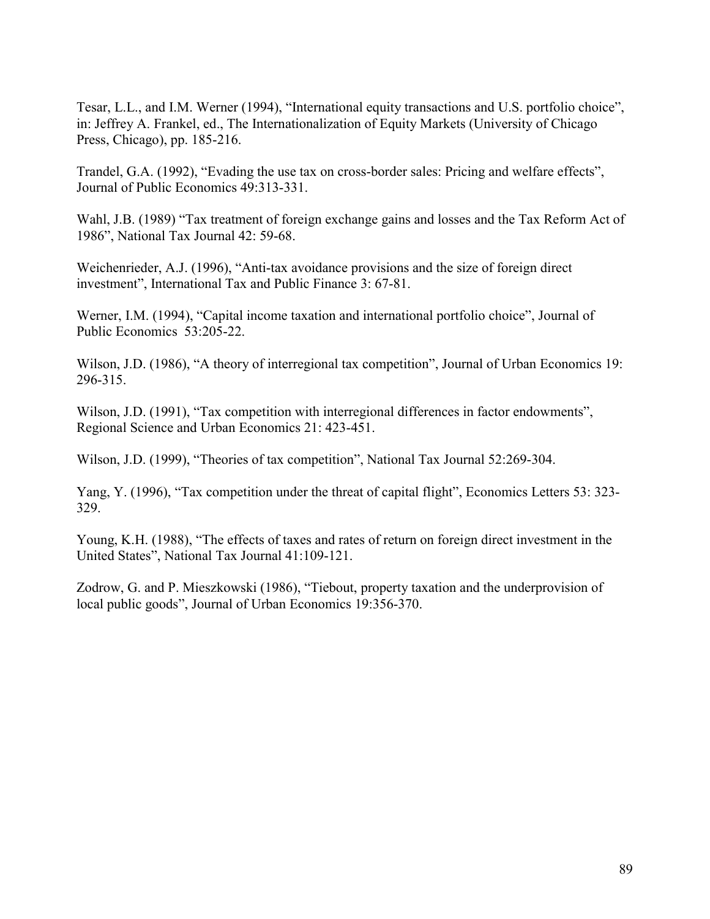Tesar, L.L., and I.M. Werner (1994), "International equity transactions and U.S. portfolio choice", in: Jeffrey A. Frankel, ed., The Internationalization of Equity Markets (University of Chicago Press, Chicago), pp. 185-216.

Trandel, G.A. (1992), "Evading the use tax on cross-border sales: Pricing and welfare effects", Journal of Public Economics 49:313-331.

Wahl, J.B. (1989) "Tax treatment of foreign exchange gains and losses and the Tax Reform Act of 1986", National Tax Journal 42: 59-68.

Weichenrieder, A.J. (1996), "Anti-tax avoidance provisions and the size of foreign direct investment", International Tax and Public Finance 3: 67-81.

Werner, I.M. (1994), "Capital income taxation and international portfolio choice", Journal of Public Economics 53:205-22.

Wilson, J.D. (1986), "A theory of interregional tax competition", Journal of Urban Economics 19: 296-315.

Wilson, J.D. (1991), "Tax competition with interregional differences in factor endowments", Regional Science and Urban Economics 21: 423-451.

Wilson, J.D. (1999), "Theories of tax competition", National Tax Journal 52:269-304.

Yang, Y. (1996), "Tax competition under the threat of capital flight", Economics Letters 53: 323-329.

Young, K.H. (1988), "The effects of taxes and rates of return on foreign direct investment in the United States", National Tax Journal 41:109-121.

Zodrow, G. and P. Mieszkowski (1986), "Tiebout, property taxation and the underprovision of local public goods", Journal of Urban Economics 19:356-370.